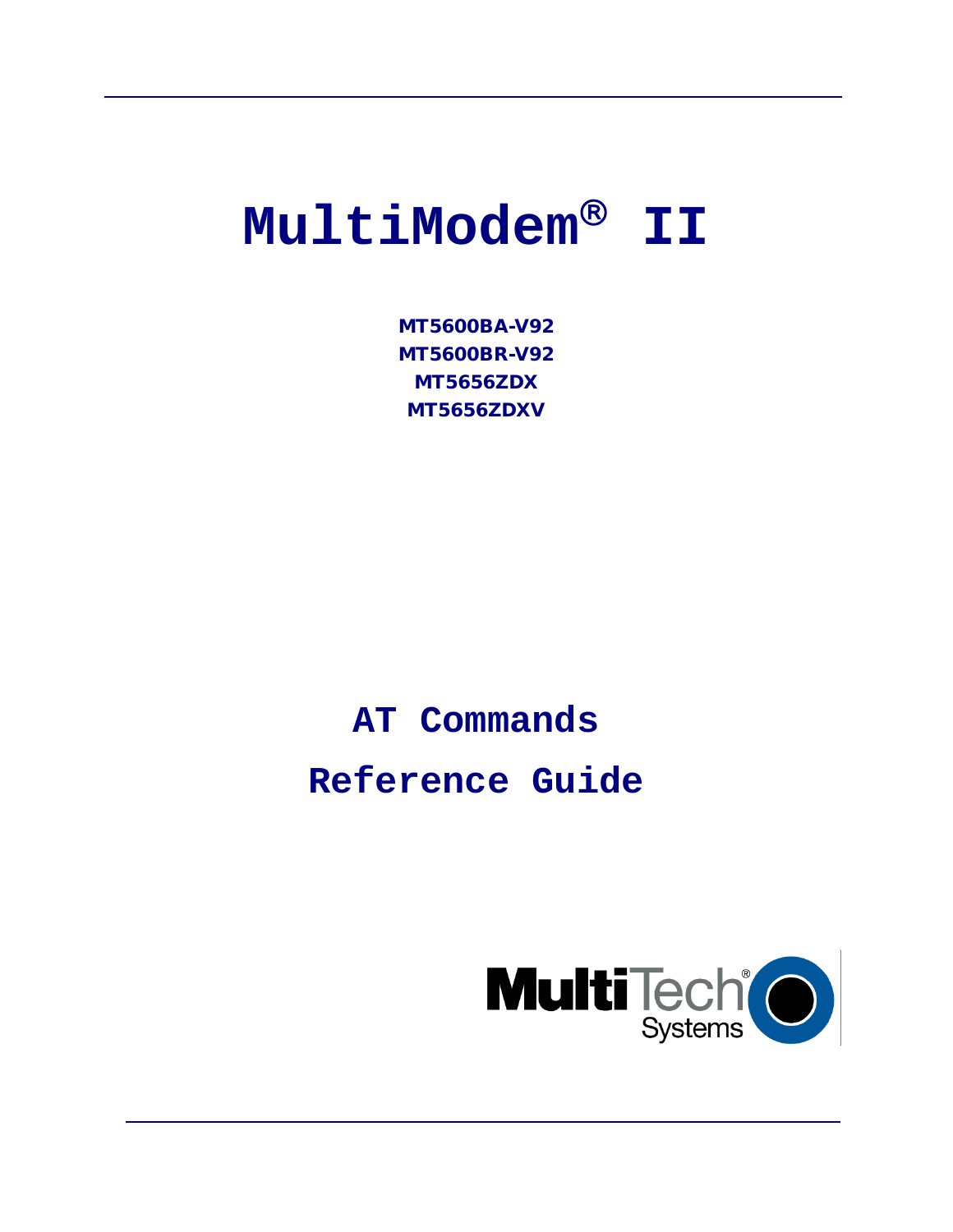# MultiModem® II

**MT5600BA-V92**
**MT5600BR-V92**
**MT5656ZDX**
**MT5656ZDXV**

# AT Commands

# Reference Guide

MultiTech® Systems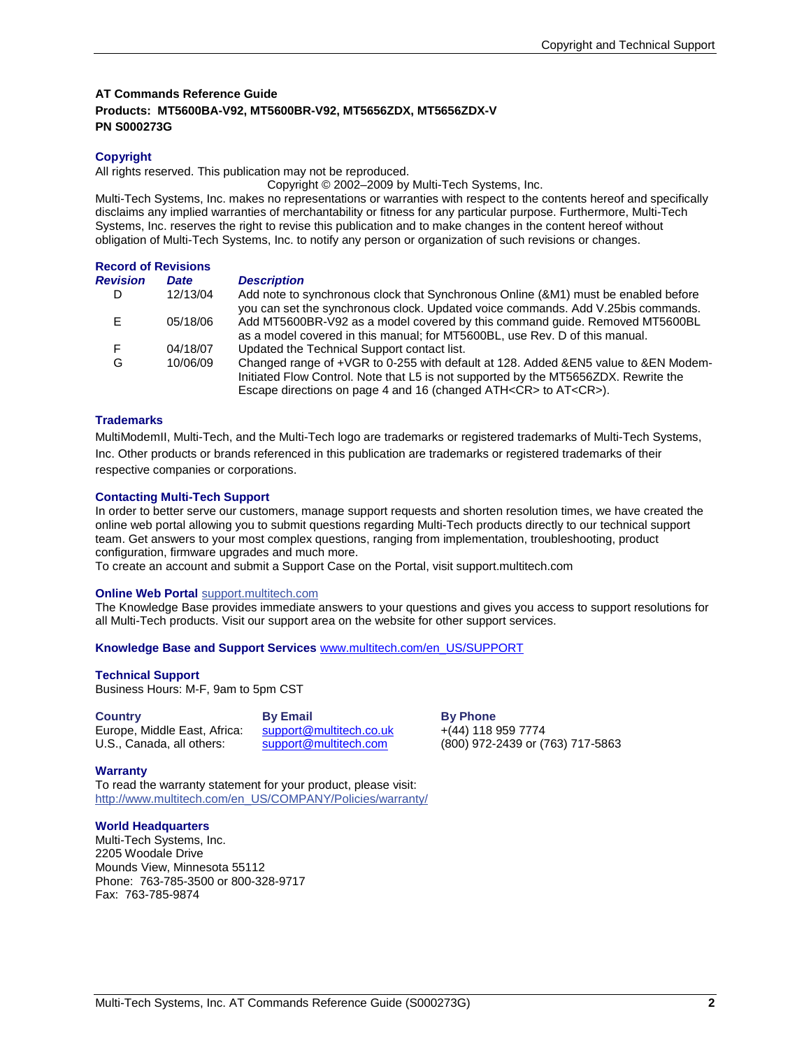**AT Commands Reference Guide**
**Products: MT5600BA-V92, MT5600BR-V92, MT5656ZDX, MT5656ZDX-V**
**PN S000273G**

## Copyright

All rights reserved. This publication may not be reproduced.

Copyright © 2002–2009 by Multi-Tech Systems, Inc.

Multi-Tech Systems, Inc. makes no representations or warranties with respect to the contents hereof and specifically disclaims any implied warranties of merchantability or fitness for any particular purpose. Furthermore, Multi-Tech Systems, Inc. reserves the right to revise this publication and to make changes in the content hereof without obligation of Multi-Tech Systems, Inc. to notify any person or organization of such revisions or changes.

## Record of Revisions

| *Revision* | *Date* | *Description* |
|---|---|---|
| D | 12/13/04 | Add note to synchronous clock that Synchronous Online (&M1) must be enabled before you can set the synchronous clock. Updated voice commands. Add V.25bis commands. |
| E | 05/18/06 | Add MT5600BR-V92 as a model covered by this command guide. Removed MT5600BL as a model covered in this manual; for MT5600BL, use Rev. D of this manual. |
| F | 04/18/07 | Updated the Technical Support contact list. |
| G | 10/06/09 | Changed range of +VGR to 0-255 with default at 128. Added &EN5 value to &EN Modem-Initiated Flow Control. Note that L5 is not supported by the MT5656ZDX. Rewrite the Escape directions on page 4 and 16 (changed ATH<CR> to AT<CR>). |

## Trademarks

MultiModemII, Multi-Tech, and the Multi-Tech logo are trademarks or registered trademarks of Multi-Tech Systems, Inc. Other products or brands referenced in this publication are trademarks or registered trademarks of their respective companies or corporations.

## Contacting Multi-Tech Support

In order to better serve our customers, manage support requests and shorten resolution times, we have created the online web portal allowing you to submit questions regarding Multi-Tech products directly to our technical support team. Get answers to your most complex questions, ranging from implementation, troubleshooting, product configuration, firmware upgrades and much more.

To create an account and submit a Support Case on the Portal, visit support.multitech.com

**Online Web Portal** support.multitech.com

The Knowledge Base provides immediate answers to your questions and gives you access to support resolutions for all Multi-Tech products. Visit our support area on the website for other support services.

**Knowledge Base and Support Services** www.multitech.com/en_US/SUPPORT

## Technical Support

Business Hours: M-F, 9am to 5pm CST

| Country | By Email | By Phone |
|---|---|---|
| Europe, Middle East, Africa: | support@multitech.co.uk | +(44) 118 959 7774 |
| U.S., Canada, all others: | support@multitech.com | (800) 972-2439 or (763) 717-5863 |

## Warranty

To read the warranty statement for your product, please visit:
http://www.multitech.com/en_US/COMPANY/Policies/warranty/

## World Headquarters

Multi-Tech Systems, Inc.
2205 Woodale Drive
Mounds View, Minnesota 55112
Phone: 763-785-3500 or 800-328-9717
Fax: 763-785-9874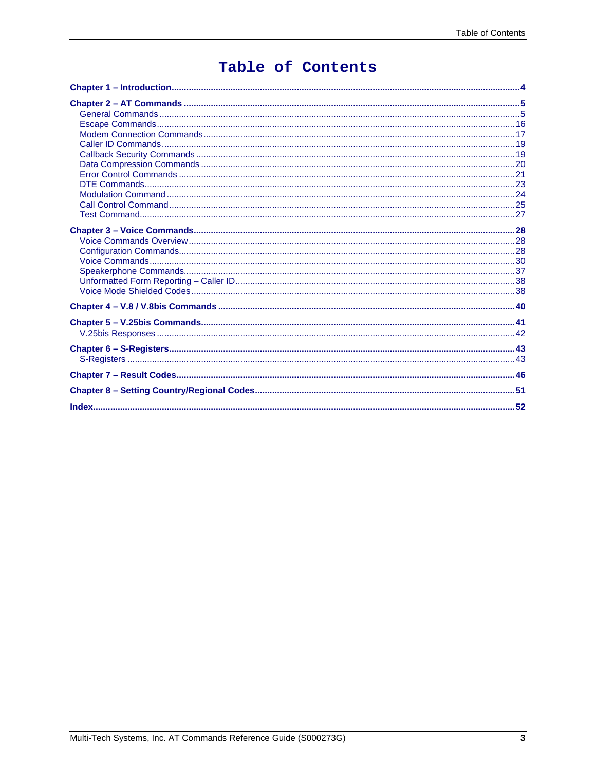# Table of Contents

**Chapter 1 – Introduction** ..... 4

**Chapter 2 – AT Commands** ..... 5

- General Commands ..... 5
- Escape Commands ..... 16
- Modem Connection Commands ..... 17
- Caller ID Commands ..... 19
- Callback Security Commands ..... 19
- Data Compression Commands ..... 20
- Error Control Commands ..... 21
- DTE Commands ..... 23
- Modulation Command ..... 24
- Call Control Command ..... 25
- Test Command ..... 27

**Chapter 3 – Voice Commands** ..... 28

- Voice Commands Overview ..... 28
- Configuration Commands ..... 28
- Voice Commands ..... 30
- Speakerphone Commands ..... 37
- Unformatted Form Reporting – Caller ID ..... 38
- Voice Mode Shielded Codes ..... 38

**Chapter 4 – V.8 / V.8bis Commands** ..... 40

**Chapter 5 – V.25bis Commands** ..... 41

- V.25bis Responses ..... 42

**Chapter 6 – S-Registers** ..... 43

- S-Registers ..... 43

**Chapter 7 – Result Codes** ..... 46

**Chapter 8 – Setting Country/Regional Codes** ..... 51

**Index** ..... 52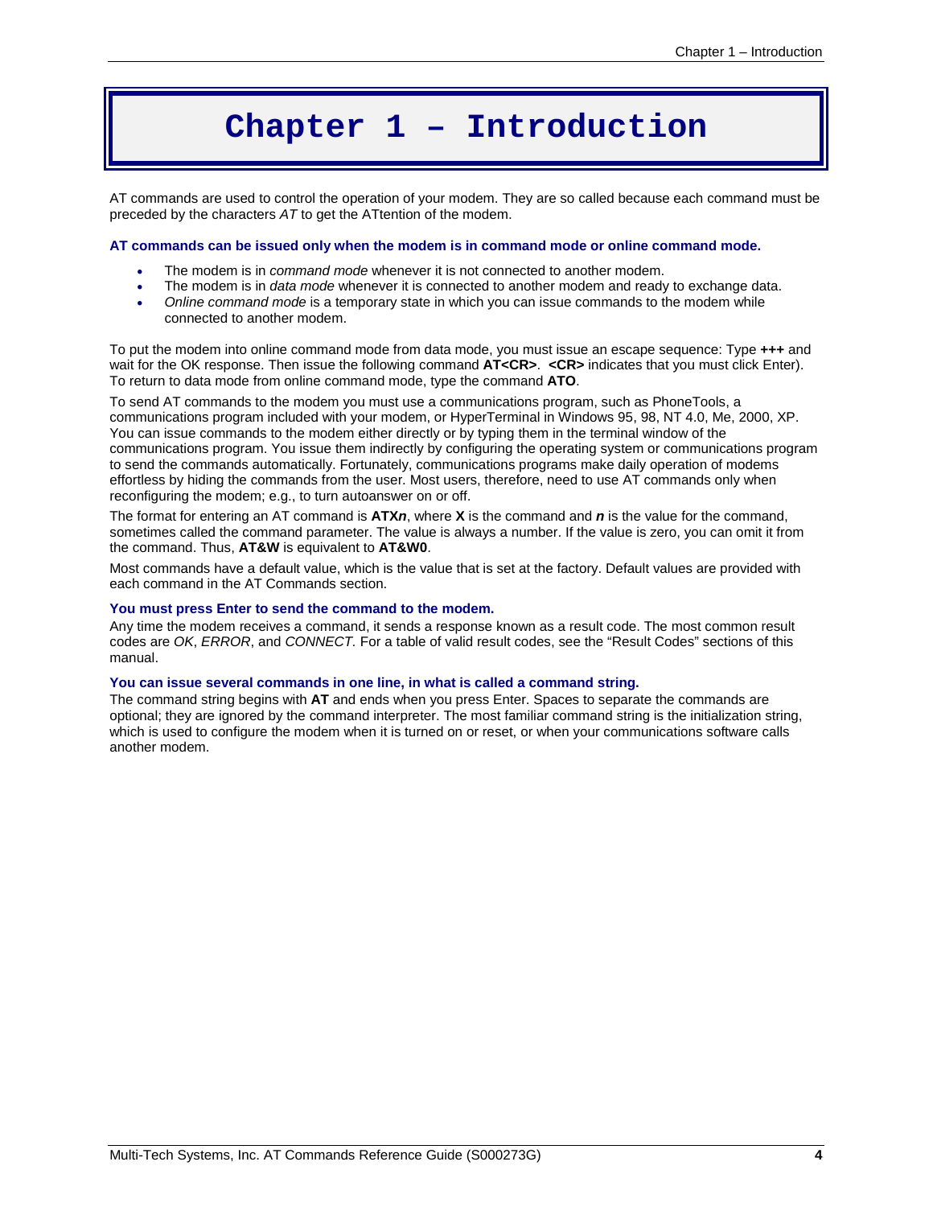# Chapter 1 – Introduction

AT commands are used to control the operation of your modem. They are so called because each command must be preceded by the characters *AT* to get the ATtention of the modem.

**AT commands can be issued only when the modem is in command mode or online command mode.**

- The modem is in *command mode* whenever it is not connected to another modem.
- The modem is in *data mode* whenever it is connected to another modem and ready to exchange data.
- *Online command mode* is a temporary state in which you can issue commands to the modem while connected to another modem.

To put the modem into online command mode from data mode, you must issue an escape sequence: Type **+++** and wait for the OK response. Then issue the following command **AT<CR>**. **<CR>** indicates that you must click Enter). To return to data mode from online command mode, type the command **ATO**.

To send AT commands to the modem you must use a communications program, such as PhoneTools, a communications program included with your modem, or HyperTerminal in Windows 95, 98, NT 4.0, Me, 2000, XP. You can issue commands to the modem either directly or by typing them in the terminal window of the communications program. You issue them indirectly by configuring the operating system or communications program to send the commands automatically. Fortunately, communications programs make daily operation of modems effortless by hiding the commands from the user. Most users, therefore, need to use AT commands only when reconfiguring the modem; e.g., to turn autoanswer on or off.

The format for entering an AT command is **ATX*n***, where **X** is the command and ***n*** is the value for the command, sometimes called the command parameter. The value is always a number. If the value is zero, you can omit it from the command. Thus, **AT&W** is equivalent to **AT&W0**.

Most commands have a default value, which is the value that is set at the factory. Default values are provided with each command in the AT Commands section.

**You must press Enter to send the command to the modem.**

Any time the modem receives a command, it sends a response known as a result code. The most common result codes are *OK*, *ERROR*, and *CONNECT.* For a table of valid result codes, see the "Result Codes" sections of this manual.

**You can issue several commands in one line, in what is called a command string.**

The command string begins with **AT** and ends when you press Enter. Spaces to separate the commands are optional; they are ignored by the command interpreter. The most familiar command string is the initialization string, which is used to configure the modem when it is turned on or reset, or when your communications software calls another modem.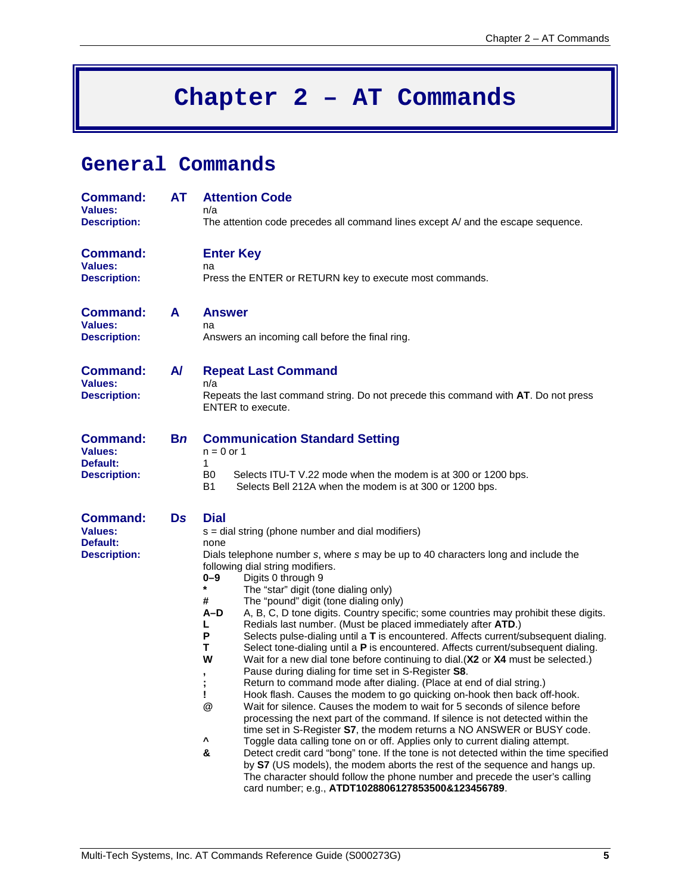# Chapter 2 – AT Commands

## General Commands

**Command:** **AT** **Attention Code**
**Values:** n/a
**Description:** The attention code precedes all command lines except A/ and the escape sequence.

**Command:** **Enter Key**
**Values:** na
**Description:** Press the ENTER or RETURN key to execute most commands.

**Command:** **A** **Answer**
**Values:** na
**Description:** Answers an incoming call before the final ring.

**Command:** **A/** **Repeat Last Command**
**Values:** n/a
**Description:** Repeats the last command string. Do not precede this command with **AT**. Do not press ENTER to execute.

**Command:** **B*n*** **Communication Standard Setting**
**Values:** n = 0 or 1
**Default:** 1
**Description:**

| | |
|---|---|
| B0 | Selects ITU-T V.22 mode when the modem is at 300 or 1200 bps. |
| B1 | Selects Bell 212A when the modem is at 300 or 1200 bps. |

**Command:** **Ds** **Dial**
**Values:** s = dial string (phone number and dial modifiers)
**Default:** none
**Description:** Dials telephone number *s*, where *s* may be up to 40 characters long and include the following dial string modifiers.

| | |
|---|---|
| **0–9** | Digits 0 through 9 |
| **\*** | The "star" digit (tone dialing only) |
| **#** | The "pound" digit (tone dialing only) |
| **A–D** | A, B, C, D tone digits. Country specific; some countries may prohibit these digits. |
| **L** | Redials last number. (Must be placed immediately after **ATD**.) |
| **P** | Selects pulse-dialing until a **T** is encountered. Affects current/subsequent dialing. |
| **T** | Select tone-dialing until a **P** is encountered. Affects current/subsequent dialing. |
| **W** | Wait for a new dial tone before continuing to dial.(**X2** or **X4** must be selected.) |
| **,** | Pause during dialing for time set in S-Register **S8**. |
| **;** | Return to command mode after dialing. (Place at end of dial string.) |
| **!** | Hook flash. Causes the modem to go quicking on-hook then back off-hook. |
| **@** | Wait for silence. Causes the modem to wait for 5 seconds of silence before processing the next part of the command. If silence is not detected within the time set in S-Register **S7**, the modem returns a NO ANSWER or BUSY code. |
| **^** | Toggle data calling tone on or off. Applies only to current dialing attempt. |
| **&** | Detect credit card "bong" tone. If the tone is not detected within the time specified by **S7** (US models), the modem aborts the rest of the sequence and hangs up. The character should follow the phone number and precede the user's calling card number; e.g., **ATDT1028806127853500&123456789**. |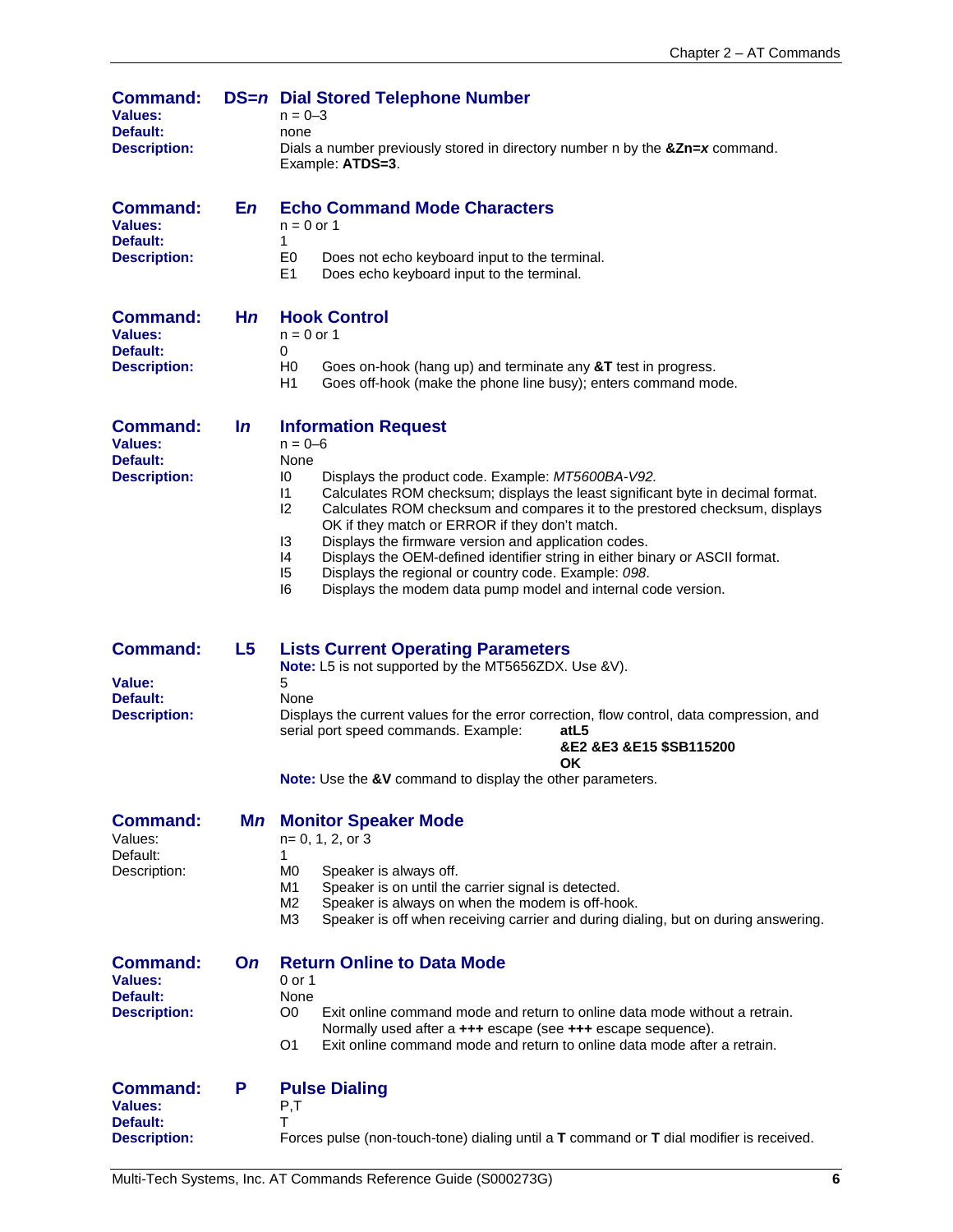**Command:** **DS=*n*** **Dial Stored Telephone Number**
**Values:** n = 0–3
**Default:** none
**Description:** Dials a number previously stored in directory number n by the **&Zn=*x*** command. Example: **ATDS=3**.

**Command:** **E*n*** **Echo Command Mode Characters**
**Values:** n = 0 or 1
**Default:** 1
**Description:**
E0 Does not echo keyboard input to the terminal.
E1 Does echo keyboard input to the terminal.

**Command:** **H*n*** **Hook Control**
**Values:** n = 0 or 1
**Default:** 0
**Description:**
H0 Goes on-hook (hang up) and terminate any **&T** test in progress.
H1 Goes off-hook (make the phone line busy); enters command mode.

**Command:** **I*n*** **Information Request**
**Values:** n = 0–6
**Default:** None
**Description:**
I0 Displays the product code. Example: *MT5600BA-V92.*
I1 Calculates ROM checksum; displays the least significant byte in decimal format.
I2 Calculates ROM checksum and compares it to the prestored checksum, displays OK if they match or ERROR if they don't match.
I3 Displays the firmware version and application codes.
I4 Displays the OEM-defined identifier string in either binary or ASCII format.
I5 Displays the regional or country code. Example: *098*.
I6 Displays the modem data pump model and internal code version.

**Command:** **L5** **Lists Current Operating Parameters**
**Note:** L5 is not supported by the MT5656ZDX. Use &V).
**Value:** 5
**Default:** None
**Description:** Displays the current values for the error correction, flow control, data compression, and serial port speed commands. Example:

**atL5**
**&E2 &E3 &E15 $SB115200**
**OK**

**Note:** Use the **&V** command to display the other parameters.

**Command:** **M*n*** **Monitor Speaker Mode**
Values: n= 0, 1, 2, or 3
Default: 1
Description:
M0 Speaker is always off.
M1 Speaker is on until the carrier signal is detected.
M2 Speaker is always on when the modem is off-hook.
M3 Speaker is off when receiving carrier and during dialing, but on during answering.

**Command:** **O*n*** **Return Online to Data Mode**
**Values:** 0 or 1
**Default:** None
**Description:**
O0 Exit online command mode and return to online data mode without a retrain. Normally used after a **+++** escape (see **+++** escape sequence).
O1 Exit online command mode and return to online data mode after a retrain.

**Command:** **P** **Pulse Dialing**
**Values:** P,T
**Default:** T
**Description:** Forces pulse (non-touch-tone) dialing until a **T** command or **T** dial modifier is received.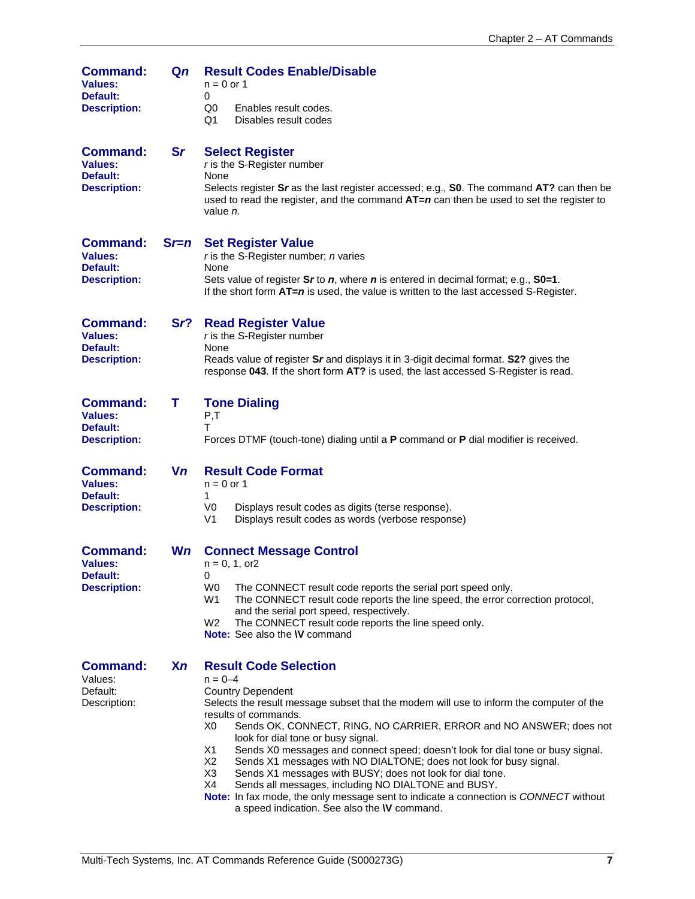**Command:** **Q*n*** **Result Codes Enable/Disable**

**Values:** n = 0 or 1

**Default:** 0

**Description:**

Q0 Enables result codes.

Q1 Disables result codes

**Command:** **S*r*** **Select Register**

**Values:** *r* is the S-Register number

**Default:** None

**Description:** Selects register **S*r*** as the last register accessed; e.g., **S0**. The command **AT?** can then be used to read the register, and the command **AT=*n*** can then be used to set the register to value *n.*

**Command:** **S*r*=*n*** **Set Register Value**

**Values:** *r* is the S-Register number; *n* varies

**Default:** None

**Description:** Sets value of register **S*r*** to ***n***, where ***n*** is entered in decimal format; e.g., **S0=1**. If the short form **AT=*n*** is used, the value is written to the last accessed S-Register.

**Command:** **S*r*?** **Read Register Value**

**Values:** *r* is the S-Register number

**Default:** None

**Description:** Reads value of register **S*r*** and displays it in 3-digit decimal format. **S2?** gives the response **043**. If the short form **AT?** is used, the last accessed S-Register is read.

**Command:** **T** **Tone Dialing**

**Values:** P,T

**Default:** T

**Description:** Forces DTMF (touch-tone) dialing until a **P** command or **P** dial modifier is received.

**Command:** **V*n*** **Result Code Format**

**Values:** n = 0 or 1

**Default:** 1

**Description:**

V0 Displays result codes as digits (terse response).

V1 Displays result codes as words (verbose response)

**Command:** **W*n*** **Connect Message Control**

**Values:** n = 0, 1, or2

**Default:** 0

**Description:**

W0 The CONNECT result code reports the serial port speed only.

W1 The CONNECT result code reports the line speed, the error correction protocol, and the serial port speed, respectively.

W2 The CONNECT result code reports the line speed only.

**Note:** See also the **\V** command

**Command:** **X*n*** **Result Code Selection**

Values: n = 0–4

Default: Country Dependent

Description: Selects the result message subset that the modem will use to inform the computer of the results of commands.

X0 Sends OK, CONNECT, RING, NO CARRIER, ERROR and NO ANSWER; does not look for dial tone or busy signal.

X1 Sends X0 messages and connect speed; doesn't look for dial tone or busy signal.

X2 Sends X1 messages with NO DIALTONE; does not look for busy signal.

X3 Sends X1 messages with BUSY; does not look for dial tone.

X4 Sends all messages, including NO DIALTONE and BUSY.

**Note:** In fax mode, the only message sent to indicate a connection is *CONNECT* without a speed indication. See also the **\V** command.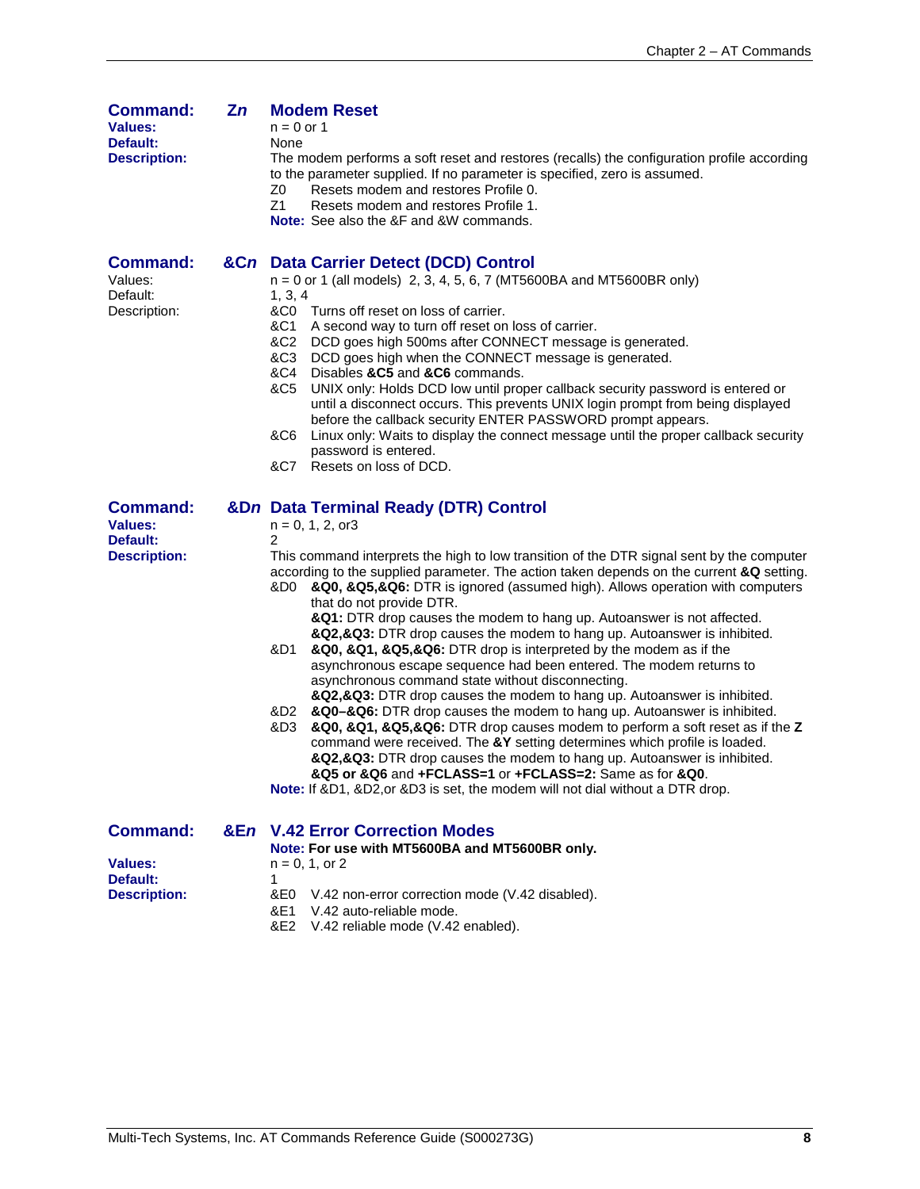## Command: *Zn* Modem Reset

**Values:** n = 0 or 1
**Default:** None
**Description:** The modem performs a soft reset and restores (recalls) the configuration profile according to the parameter supplied. If no parameter is specified, zero is assumed.

- Z0 Resets modem and restores Profile 0.
- Z1 Resets modem and restores Profile 1.

**Note:** See also the &F and &W commands.

## Command: *&Cn* Data Carrier Detect (DCD) Control

Values: n = 0 or 1 (all models) 2, 3, 4, 5, 6, 7 (MT5600BA and MT5600BR only)
Default: 1, 3, 4
Description:

- &C0 Turns off reset on loss of carrier.
- &C1 A second way to turn off reset on loss of carrier.
- &C2 DCD goes high 500ms after CONNECT message is generated.
- &C3 DCD goes high when the CONNECT message is generated.
- &C4 Disables **&C5** and **&C6** commands.
- &C5 UNIX only: Holds DCD low until proper callback security password is entered or until a disconnect occurs. This prevents UNIX login prompt from being displayed before the callback security ENTER PASSWORD prompt appears.
- &C6 Linux only: Waits to display the connect message until the proper callback security password is entered.
- &C7 Resets on loss of DCD.

## Command: *&Dn* Data Terminal Ready (DTR) Control

**Values:** n = 0, 1, 2, or3
**Default:** 2
**Description:** This command interprets the high to low transition of the DTR signal sent by the computer according to the supplied parameter. The action taken depends on the current **&Q** setting.

- &D0 **&Q0, &Q5,&Q6:** DTR is ignored (assumed high). Allows operation with computers that do not provide DTR.
  **&Q1:** DTR drop causes the modem to hang up. Autoanswer is not affected.
  **&Q2,&Q3:** DTR drop causes the modem to hang up. Autoanswer is inhibited.
- &D1 **&Q0, &Q1, &Q5,&Q6:** DTR drop is interpreted by the modem as if the asynchronous escape sequence had been entered. The modem returns to asynchronous command state without disconnecting.
  **&Q2,&Q3:** DTR drop causes the modem to hang up. Autoanswer is inhibited.
- &D2 **&Q0–&Q6:** DTR drop causes the modem to hang up. Autoanswer is inhibited.
- &D3 **&Q0, &Q1, &Q5,&Q6:** DTR drop causes modem to perform a soft reset as if the **Z** command were received. The **&Y** setting determines which profile is loaded.
  **&Q2,&Q3:** DTR drop causes the modem to hang up. Autoanswer is inhibited.
  **&Q5 or &Q6** and **+FCLASS=1** or **+FCLASS=2:** Same as for **&Q0**.

**Note:** If &D1, &D2,or &D3 is set, the modem will not dial without a DTR drop.

## Command: *&En* V.42 Error Correction Modes

**Note: For use with MT5600BA and MT5600BR only.**

**Values:** n = 0, 1, or 2
**Default:** 1
**Description:**

- &E0 V.42 non-error correction mode (V.42 disabled).
- &E1 V.42 auto-reliable mode.
- &E2 V.42 reliable mode (V.42 enabled).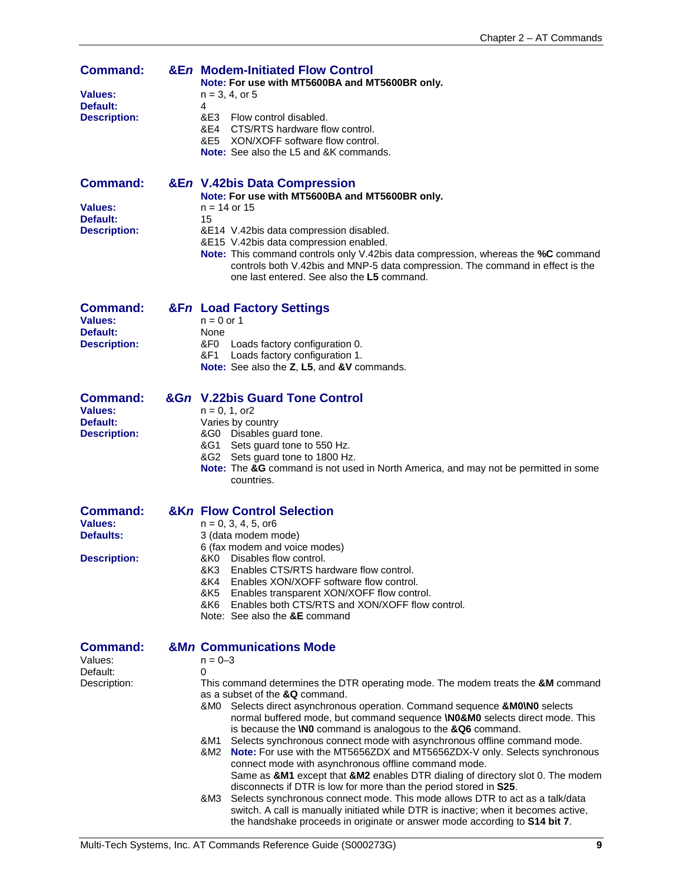## Command: &E*n* Modem-Initiated Flow Control

**Note: For use with MT5600BA and MT5600BR only.**

**Values:** n = 3, 4, or 5
**Default:** 4
**Description:**
&E3 Flow control disabled.
&E4 CTS/RTS hardware flow control.
&E5 XON/XOFF software flow control.
**Note:** See also the L5 and &K commands.

## Command: &E*n* V.42bis Data Compression

**Note: For use with MT5600BA and MT5600BR only.**

**Values:** n = 14 or 15
**Default:** 15
**Description:**
&E14 V.42bis data compression disabled.
&E15 V.42bis data compression enabled.
**Note:** This command controls only V.42bis data compression, whereas the **%C** command controls both V.42bis and MNP-5 data compression. The command in effect is the one last entered. See also the **L5** command.

## Command: &F*n* Load Factory Settings

**Values:** n = 0 or 1
**Default:** None
**Description:**
&F0 Loads factory configuration 0.
&F1 Loads factory configuration 1.
**Note:** See also the **Z**, **L5**, and **&V** commands.

## Command: &G*n* V.22bis Guard Tone Control

**Values:** n = 0, 1, or2
**Default:** Varies by country
**Description:**
&G0 Disables guard tone.
&G1 Sets guard tone to 550 Hz.
&G2 Sets guard tone to 1800 Hz.
**Note:** The **&G** command is not used in North America, and may not be permitted in some countries.

## Command: &K*n* Flow Control Selection

**Values:** n = 0, 3, 4, 5, or6
**Defaults:** 3 (data modem mode)
6 (fax modem and voice modes)
**Description:**
&K0 Disables flow control.
&K3 Enables CTS/RTS hardware flow control.
&K4 Enables XON/XOFF software flow control.
&K5 Enables transparent XON/XOFF flow control.
&K6 Enables both CTS/RTS and XON/XOFF flow control.
Note: See also the **&E** command

## Command: &M*n* Communications Mode

Values: n = 0–3
Default: 0
Description: This command determines the DTR operating mode. The modem treats the **&M** command as a subset of the **&Q** command.

&M0 Selects direct asynchronous operation. Command sequence **&M0\N0** selects normal buffered mode, but command sequence **\N0&M0** selects direct mode. This is because the **\N0** command is analogous to the **&Q6** command.
&M1 Selects synchronous connect mode with asynchronous offline command mode.
&M2 **Note:** For use with the MT5656ZDX and MT5656ZDX-V only. Selects synchronous connect mode with asynchronous offline command mode.
Same as **&M1** except that **&M2** enables DTR dialing of directory slot 0. The modem disconnects if DTR is low for more than the period stored in **S25**.
&M3 Selects synchronous connect mode. This mode allows DTR to act as a talk/data switch. A call is manually initiated while DTR is inactive; when it becomes active, the handshake proceeds in originate or answer mode according to **S14 bit 7**.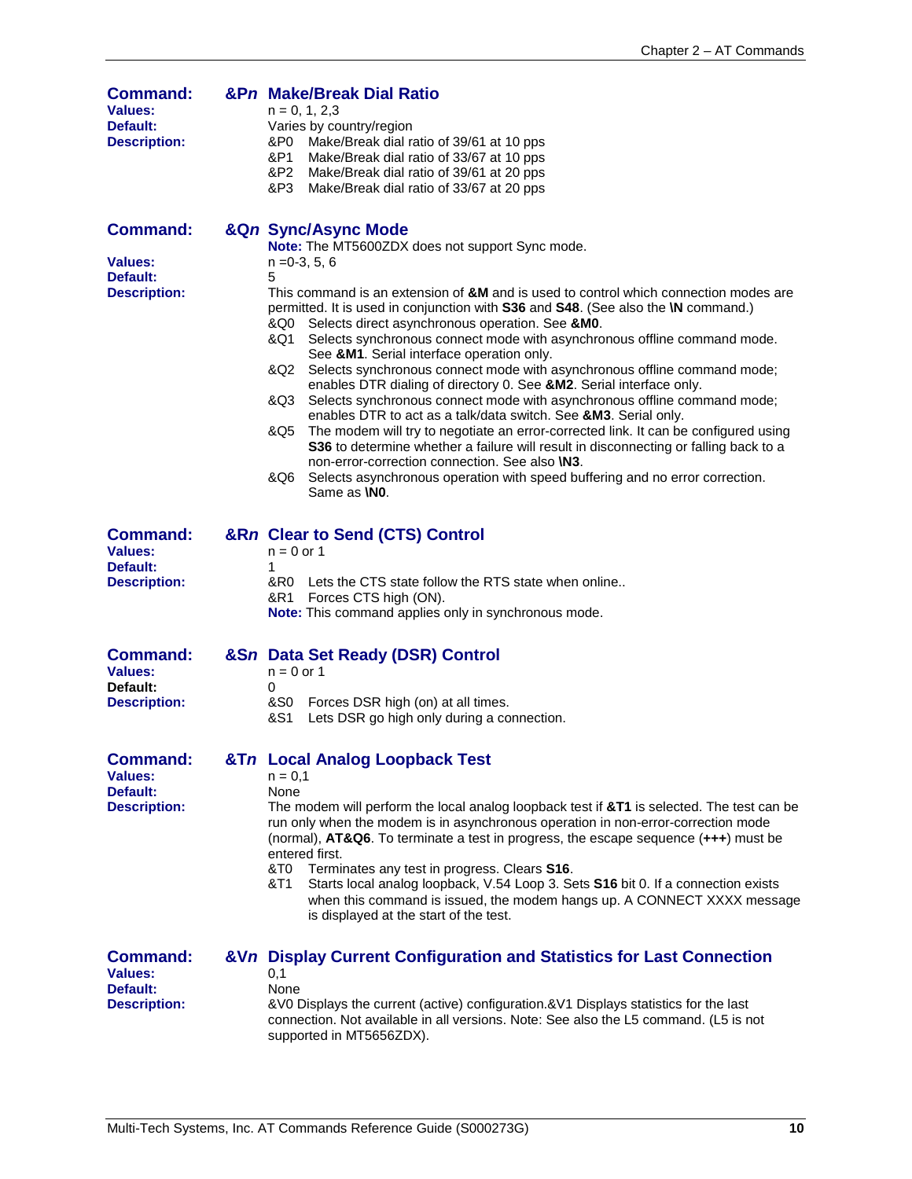### Command: &P*n* Make/Break Dial Ratio

**Values:** n = 0, 1, 2,3

**Default:** Varies by country/region

**Description:**

- &P0 Make/Break dial ratio of 39/61 at 10 pps
- &P1 Make/Break dial ratio of 33/67 at 10 pps
- &P2 Make/Break dial ratio of 39/61 at 20 pps
- &P3 Make/Break dial ratio of 33/67 at 20 pps

### Command: &Q*n* Sync/Async Mode

**Note:** The MT5600ZDX does not support Sync mode.

**Values:** n =0-3, 5, 6

**Default:** 5

**Description:** This command is an extension of **&M** and is used to control which connection modes are permitted. It is used in conjunction with **S36** and **S48**. (See also the **\N** command.)

- &Q0 Selects direct asynchronous operation. See **&M0**.
- &Q1 Selects synchronous connect mode with asynchronous offline command mode. See **&M1**. Serial interface operation only.
- &Q2 Selects synchronous connect mode with asynchronous offline command mode; enables DTR dialing of directory 0. See **&M2**. Serial interface only.
- &Q3 Selects synchronous connect mode with asynchronous offline command mode; enables DTR to act as a talk/data switch. See **&M3**. Serial only.
- &Q5 The modem will try to negotiate an error-corrected link. It can be configured using **S36** to determine whether a failure will result in disconnecting or falling back to a non-error-correction connection. See also **\N3**.
- &Q6 Selects asynchronous operation with speed buffering and no error correction. Same as **\N0**.

### Command: &R*n* Clear to Send (CTS) Control

**Values:** n = 0 or 1

**Default:** 1

**Description:**

- &R0 Lets the CTS state follow the RTS state when online..
- &R1 Forces CTS high (ON).

**Note:** This command applies only in synchronous mode.

### Command: &S*n* Data Set Ready (DSR) Control

**Values:** n = 0 or 1

**Default:** 0

**Description:**

- &S0 Forces DSR high (on) at all times.
- &S1 Lets DSR go high only during a connection.

### Command: &T*n* Local Analog Loopback Test

**Values:** n = 0,1

**Default:** None

**Description:** The modem will perform the local analog loopback test if **&T1** is selected. The test can be run only when the modem is in asynchronous operation in non-error-correction mode (normal), **AT&Q6**. To terminate a test in progress, the escape sequence (**+++**) must be entered first.

- &T0 Terminates any test in progress. Clears **S16**.
- &T1 Starts local analog loopback, V.54 Loop 3. Sets **S16** bit 0. If a connection exists when this command is issued, the modem hangs up. A CONNECT XXXX message is displayed at the start of the test.

### Command: &V*n* Display Current Configuration and Statistics for Last Connection

**Values:** 0,1

**Default:** None

**Description:** &V0 Displays the current (active) configuration.&V1 Displays statistics for the last connection. Not available in all versions. Note: See also the L5 command. (L5 is not supported in MT5656ZDX).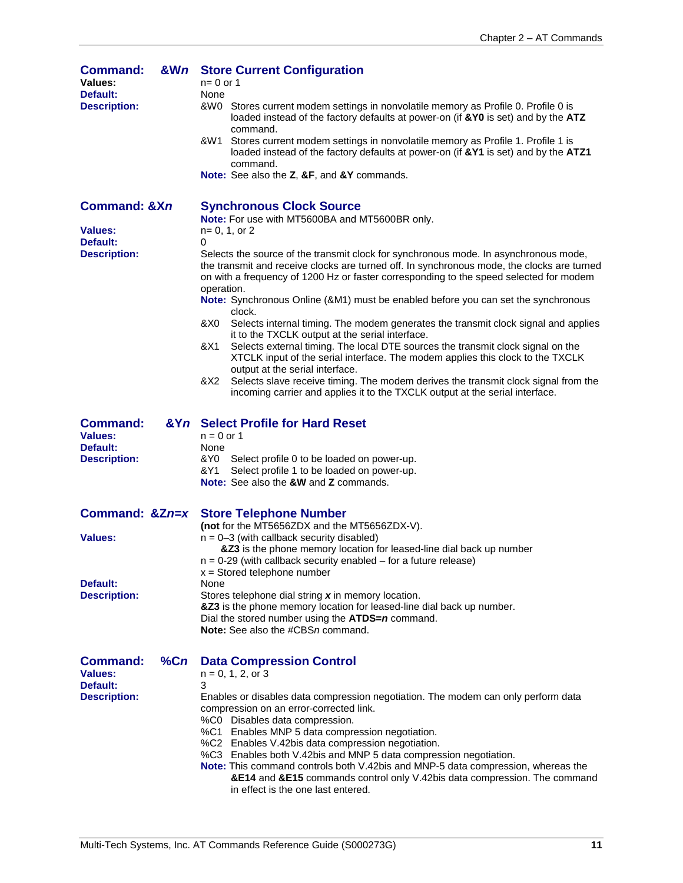## Command: &W*n* Store Current Configuration

**Values:** n= 0 or 1

**Default:** None

**Description:**

&W0 Stores current modem settings in nonvolatile memory as Profile 0. Profile 0 is loaded instead of the factory defaults at power-on (if **&Y0** is set) and by the **ATZ** command.

&W1 Stores current modem settings in nonvolatile memory as Profile 1. Profile 1 is loaded instead of the factory defaults at power-on (if **&Y1** is set) and by the **ATZ1** command.

**Note:** See also the **Z**, **&F**, and **&Y** commands.

## Command: &X*n* Synchronous Clock Source

**Note:** For use with MT5600BA and MT5600BR only.

**Values:** n= 0, 1, or 2

**Default:** 0

**Description:** Selects the source of the transmit clock for synchronous mode. In asynchronous mode, the transmit and receive clocks are turned off. In synchronous mode, the clocks are turned on with a frequency of 1200 Hz or faster corresponding to the speed selected for modem operation.

**Note:** Synchronous Online (&M1) must be enabled before you can set the synchronous clock.

&X0 Selects internal timing. The modem generates the transmit clock signal and applies it to the TXCLK output at the serial interface.

&X1 Selects external timing. The local DTE sources the transmit clock signal on the XTCLK input of the serial interface. The modem applies this clock to the TXCLK output at the serial interface.

&X2 Selects slave receive timing. The modem derives the transmit clock signal from the incoming carrier and applies it to the TXCLK output at the serial interface.

## Command: &Y*n* Select Profile for Hard Reset

**Values:** n = 0 or 1

**Default:** None

**Description:**

&Y0 Select profile 0 to be loaded on power-up.

&Y1 Select profile 1 to be loaded on power-up.

**Note:** See also the **&W** and **Z** commands.

## Command: &Z*n*=*x* Store Telephone Number

(**not** for the MT5656ZDX and the MT5656ZDX-V).

**Values:** n = 0–3 (with callback security disabled)

**&Z3** is the phone memory location for leased-line dial back up number

n = 0-29 (with callback security enabled – for a future release)

x = Stored telephone number

**Default:** None

**Description:** Stores telephone dial string ***x*** in memory location.

**&Z3** is the phone memory location for leased-line dial back up number.

Dial the stored number using the **ATDS=*n*** command.

**Note:** See also the #CBS*n* command.

## Command: %C*n* Data Compression Control

**Values:** n = 0, 1, 2, or 3

**Default:** 3

**Description:** Enables or disables data compression negotiation. The modem can only perform data compression on an error-corrected link.

%C0 Disables data compression.

%C1 Enables MNP 5 data compression negotiation.

%C2 Enables V.42bis data compression negotiation.

%C3 Enables both V.42bis and MNP 5 data compression negotiation.

**Note:** This command controls both V.42bis and MNP-5 data compression, whereas the **&E14** and **&E15** commands control only V.42bis data compression. The command in effect is the one last entered.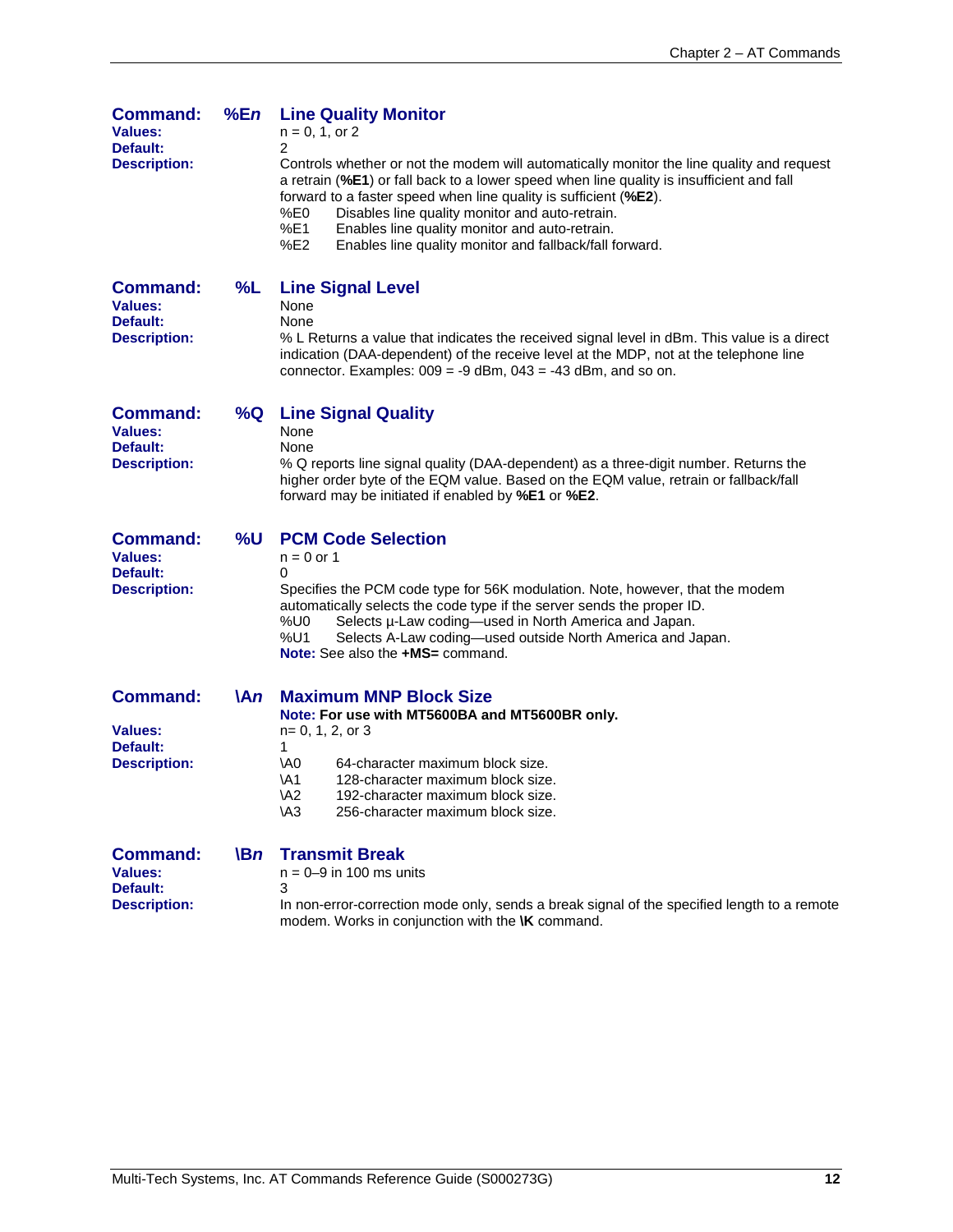### Command: %E*n* Line Quality Monitor

**Values:** n = 0, 1, or 2

**Default:** 2

**Description:** Controls whether or not the modem will automatically monitor the line quality and request a retrain (**%E1**) or fall back to a lower speed when line quality is insufficient and fall forward to a faster speed when line quality is sufficient (**%E2**).

- %E0 Disables line quality monitor and auto-retrain.
- %E1 Enables line quality monitor and auto-retrain.
- %E2 Enables line quality monitor and fallback/fall forward.

### Command: %L Line Signal Level

**Values:** None

**Default:** None

**Description:** % L Returns a value that indicates the received signal level in dBm. This value is a direct indication (DAA-dependent) of the receive level at the MDP, not at the telephone line connector. Examples: 009 = -9 dBm, 043 = -43 dBm, and so on.

### Command: %Q Line Signal Quality

**Values:** None

**Default:** None

**Description:** % Q reports line signal quality (DAA-dependent) as a three-digit number. Returns the higher order byte of the EQM value. Based on the EQM value, retrain or fallback/fall forward may be initiated if enabled by **%E1** or **%E2**.

### Command: %U PCM Code Selection

**Values:** n = 0 or 1

**Default:** 0

**Description:** Specifies the PCM code type for 56K modulation. Note, however, that the modem automatically selects the code type if the server sends the proper ID.

- %U0 Selects µ-Law coding—used in North America and Japan.
- %U1 Selects A-Law coding—used outside North America and Japan.

**Note:** See also the **+MS=** command.

### Command: \A*n* Maximum MNP Block Size

**Note: For use with MT5600BA and MT5600BR only.**

**Values:** n= 0, 1, 2, or 3

**Default:** 1

**Description:**

- \A0 64-character maximum block size.
- \A1 128-character maximum block size.
- \A2 192-character maximum block size.
- \A3 256-character maximum block size.

### Command: \B*n* Transmit Break

**Values:** n = 0–9 in 100 ms units

**Default:** 3

**Description:** In non-error-correction mode only, sends a break signal of the specified length to a remote modem. Works in conjunction with the **\K** command.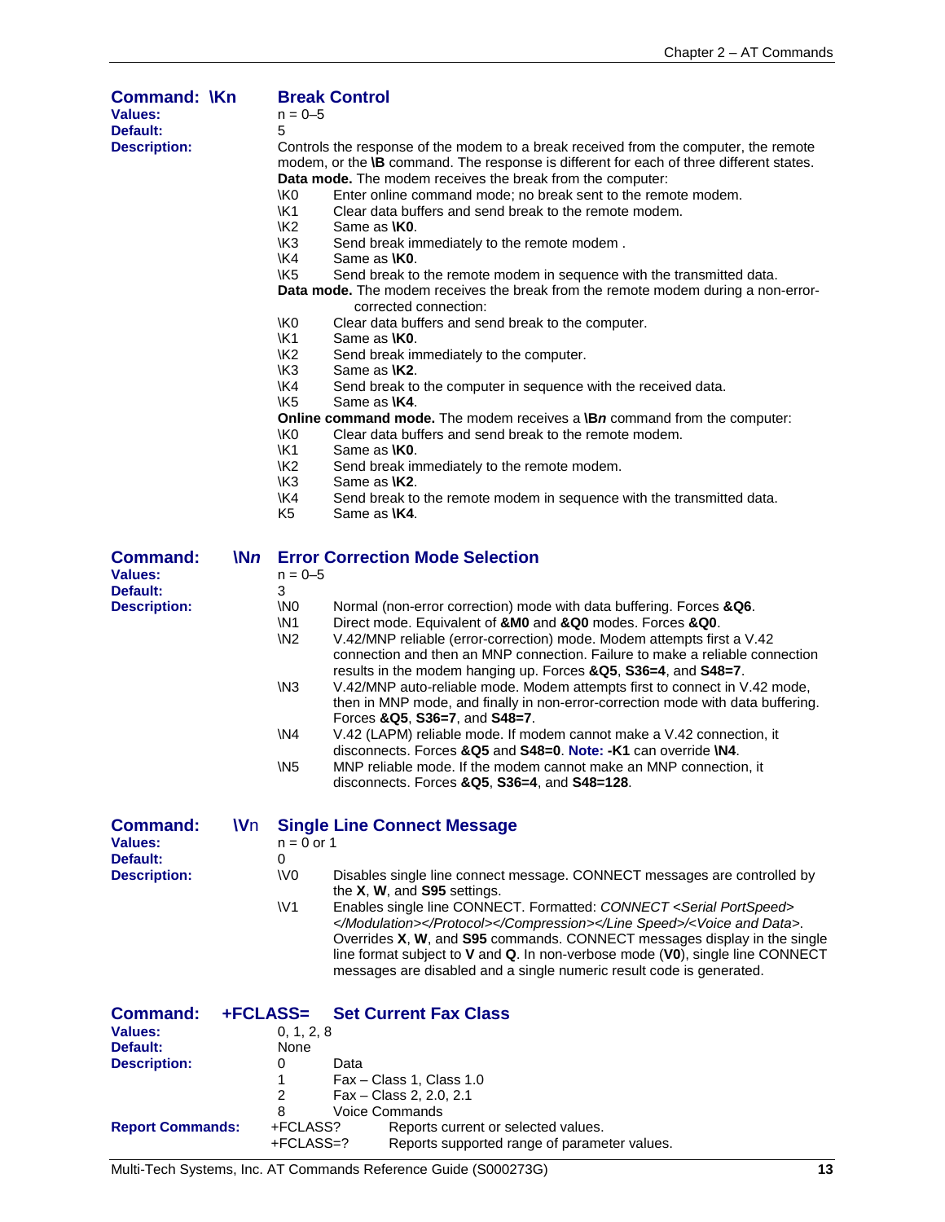## Command: \Kn — Break Control

**Values:** n = 0–5

**Default:** 5

**Description:** Controls the response of the modem to a break received from the computer, the remote modem, or the **\B** command. The response is different for each of three different states.

**Data mode.** The modem receives the break from the computer:

| | |
|---|---|
| \K0 | Enter online command mode; no break sent to the remote modem. |
| \K1 | Clear data buffers and send break to the remote modem. |
| \K2 | Same as **\K0**. |
| \K3 | Send break immediately to the remote modem . |
| \K4 | Same as **\K0**. |
| \K5 | Send break to the remote modem in sequence with the transmitted data. |

**Data mode.** The modem receives the break from the remote modem during a non-error-corrected connection:

| | |
|---|---|
| \K0 | Clear data buffers and send break to the computer. |
| \K1 | Same as **\K0**. |
| \K2 | Send break immediately to the computer. |
| \K3 | Same as **\K2**. |
| \K4 | Send break to the computer in sequence with the received data. |
| \K5 | Same as **\K4**. |

**Online command mode.** The modem receives a **\B*n*** command from the computer:

| | |
|---|---|
| \K0 | Clear data buffers and send break to the remote modem. |
| \K1 | Same as **\K0**. |
| \K2 | Send break immediately to the remote modem. |
| \K3 | Same as **\K2**. |
| \K4 | Send break to the remote modem in sequence with the transmitted data. |
| K5 | Same as **\K4**. |

## Command: \N*n* — Error Correction Mode Selection

**Values:** n = 0–5

**Default:** 3

**Description:**

| | |
|---|---|
| \N0 | Normal (non-error correction) mode with data buffering. Forces **&Q6**. |
| \N1 | Direct mode. Equivalent of **&M0** and **&Q0** modes. Forces **&Q0**. |
| \N2 | V.42/MNP reliable (error-correction) mode. Modem attempts first a V.42 connection and then an MNP connection. Failure to make a reliable connection results in the modem hanging up. Forces **&Q5**, **S36=4**, and **S48=7**. |
| \N3 | V.42/MNP auto-reliable mode. Modem attempts first to connect in V.42 mode, then in MNP mode, and finally in non-error-correction mode with data buffering. Forces **&Q5**, **S36=7**, and **S48=7**. |
| \N4 | V.42 (LAPM) reliable mode. If modem cannot make a V.42 connection, it disconnects. Forces **&Q5** and **S48=0**. **Note: -K1** can override **\N4**. |
| \N5 | MNP reliable mode. If the modem cannot make an MNP connection, it disconnects. Forces **&Q5**, **S36=4**, and **S48=128**. |

## Command: \Vn — Single Line Connect Message

**Values:** n = 0 or 1

**Default:** 0

**Description:**

| | |
|---|---|
| \V0 | Disables single line connect message. CONNECT messages are controlled by the **X**, **W**, and **S95** settings. |
| \V1 | Enables single line CONNECT. Formatted: *CONNECT <Serial PortSpeed></Modulation></Protocol></Compression></Line Speed>/<Voice and Data>*. Overrides **X**, **W**, and **S95** commands. CONNECT messages display in the single line format subject to **V** and **Q**. In non-verbose mode (**V0**), single line CONNECT messages are disabled and a single numeric result code is generated. |

## Command: +FCLASS= — Set Current Fax Class

**Values:** 0, 1, 2, 8

**Default:** None

**Description:**

| | |
|---|---|
| 0 | Data |
| 1 | Fax – Class 1, Class 1.0 |
| 2 | Fax – Class 2, 2.0, 2.1 |
| 8 | Voice Commands |

**Report Commands:**

| | |
|---|---|
| +FCLASS? | Reports current or selected values. |
| +FCLASS=? | Reports supported range of parameter values. |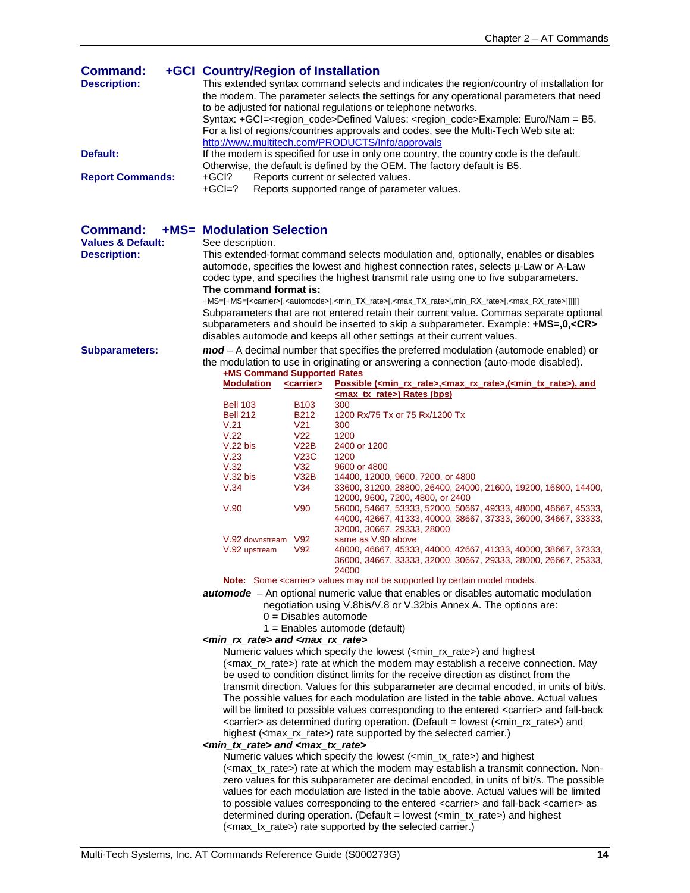## Command: +GCI Country/Region of Installation

**Description:** This extended syntax command selects and indicates the region/country of installation for the modem. The parameter selects the settings for any operational parameters that need to be adjusted for national regulations or telephone networks.
Syntax: +GCI=<region_code>Defined Values: <region_code>Example: Euro/Nam = B5.
For a list of regions/countries approvals and codes, see the Multi-Tech Web site at: http://www.multitech.com/PRODUCTS/Info/approvals

**Default:** If the modem is specified for use in only one country, the country code is the default. Otherwise, the default is defined by the OEM. The factory default is B5.

**Report Commands:**
+GCI? Reports current or selected values.
+GCI=? Reports supported range of parameter values.

## Command: +MS= Modulation Selection

**Values & Default:** See description.

**Description:** This extended-format command selects modulation and, optionally, enables or disables automode, specifies the lowest and highest connection rates, selects µ-Law or A-Law codec type, and specifies the highest transmit rate using one to five subparameters.

**The command format is:**

+MS=[+MS=[<carrier>[,<automode>[,<min_TX_rate>[,<max_TX_rate>[,min_RX_rate>[,<max_RX_rate>]]]]]]

Subparameters that are not entered retain their current value. Commas separate optional subparameters and should be inserted to skip a subparameter. Example: **+MS=,0,<CR>** disables automode and keeps all other settings at their current values.

**Subparameters:**

***mod*** – A decimal number that specifies the preferred modulation (automode enabled) or the modulation to use in originating or answering a connection (auto-mode disabled).

**+MS Command Supported Rates**

| Modulation | <carrier> | Possible (<min_rx_rate>,<max_rx_rate>,(<min_tx_rate>), and <max_tx_rate>) Rates (bps) |
|---|---|---|
| Bell 103 | B103 | 300 |
| Bell 212 | B212 | 1200 Rx/75 Tx or 75 Rx/1200 Tx |
| V.21 | V21 | 300 |
| V.22 | V22 | 1200 |
| V.22 bis | V22B | 2400 or 1200 |
| V.23 | V23C | 1200 |
| V.32 | V32 | 9600 or 4800 |
| V.32 bis | V32B | 14400, 12000, 9600, 7200, or 4800 |
| V.34 | V34 | 33600, 31200, 28800, 26400, 24000, 21600, 19200, 16800, 14400, 12000, 9600, 7200, 4800, or 2400 |
| V.90 | V90 | 56000, 54667, 53333, 52000, 50667, 49333, 48000, 46667, 45333, 44000, 42667, 41333, 40000, 38667, 37333, 36000, 34667, 33333, 32000, 30667, 29333, 28000 |
| V.92 downstream | V92 | same as V.90 above |
| V.92 upstream | V92 | 48000, 46667, 45333, 44000, 42667, 41333, 40000, 38667, 37333, 36000, 34667, 33333, 32000, 30667, 29333, 28000, 26667, 25333, 24000 |

**Note:** Some <carrier> values may not be supported by certain model models.

***automode*** – An optional numeric value that enables or disables automatic modulation negotiation using V.8bis/V.8 or V.32bis Annex A. The options are:
0 = Disables automode
1 = Enables automode (default)

***<min_rx_rate> and <max_rx_rate>***

Numeric values which specify the lowest (<min_rx_rate>) and highest (<max_rx_rate>) rate at which the modem may establish a receive connection. May be used to condition distinct limits for the receive direction as distinct from the transmit direction. Values for this subparameter are decimal encoded, in units of bit/s. The possible values for each modulation are listed in the table above. Actual values will be limited to possible values corresponding to the entered <carrier> and fall-back <carrier> as determined during operation. (Default = lowest (<min_rx_rate>) and highest (<max_rx_rate>) rate supported by the selected carrier.)

***<min_tx_rate> and <max_tx_rate>***

Numeric values which specify the lowest (<min_tx_rate>) and highest (<max_tx_rate>) rate at which the modem may establish a transmit connection. Non-zero values for this subparameter are decimal encoded, in units of bit/s. The possible values for each modulation are listed in the table above. Actual values will be limited to possible values corresponding to the entered <carrier> and fall-back <carrier> as determined during operation. (Default = lowest (<min_tx_rate>) and highest (<max_tx_rate>) rate supported by the selected carrier.)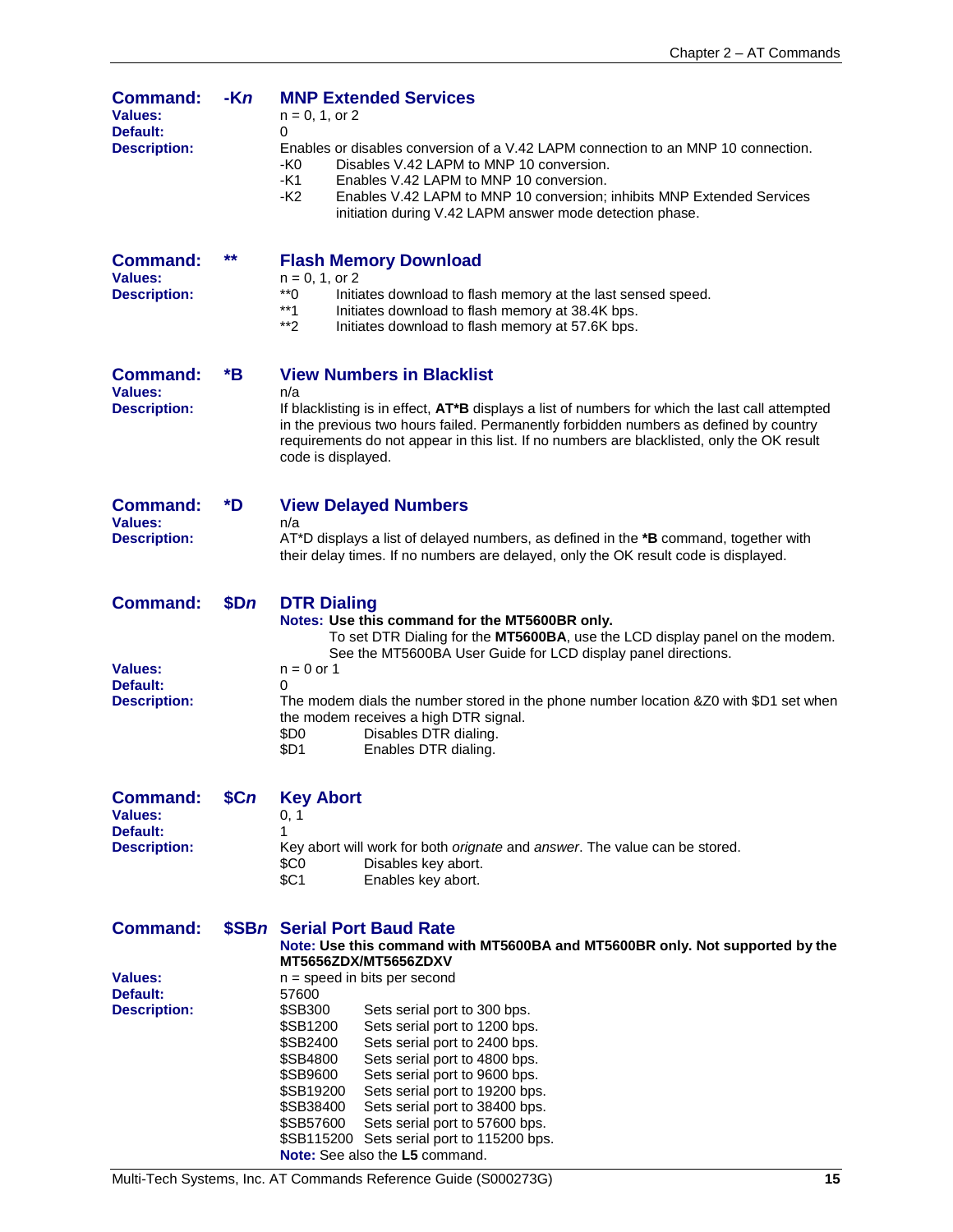### Command: -K*n* — MNP Extended Services

**Values:** n = 0, 1, or 2

**Default:** 0

**Description:** Enables or disables conversion of a V.42 LAPM connection to an MNP 10 connection.

| | |
|---|---|
| -K0 | Disables V.42 LAPM to MNP 10 conversion. |
| -K1 | Enables V.42 LAPM to MNP 10 conversion. |
| -K2 | Enables V.42 LAPM to MNP 10 conversion; inhibits MNP Extended Services initiation during V.42 LAPM answer mode detection phase. |

### Command: ** — Flash Memory Download

**Values:** n = 0, 1, or 2

**Description:**

| | |
|---|---|
| **0 | Initiates download to flash memory at the last sensed speed. |
| **1 | Initiates download to flash memory at 38.4K bps. |
| **2 | Initiates download to flash memory at 57.6K bps. |

### Command: *B — View Numbers in Blacklist

**Values:** n/a

**Description:** If blacklisting is in effect, **AT*B** displays a list of numbers for which the last call attempted in the previous two hours failed. Permanently forbidden numbers as defined by country requirements do not appear in this list. If no numbers are blacklisted, only the OK result code is displayed.

### Command: *D — View Delayed Numbers

**Values:** n/a

**Description:** AT*D displays a list of delayed numbers, as defined in the ***B** command, together with their delay times. If no numbers are delayed, only the OK result code is displayed.

### Command: $D*n* — DTR Dialing

**Notes: Use this command for the MT5600BR only.**
To set DTR Dialing for the **MT5600BA**, use the LCD display panel on the modem. See the MT5600BA User Guide for LCD display panel directions.

**Values:** n = 0 or 1

**Default:** 0

**Description:** The modem dials the number stored in the phone number location &Z0 with $D1 set when the modem receives a high DTR signal.

| | |
|---|---|
| $D0 | Disables DTR dialing. |
| $D1 | Enables DTR dialing. |

### Command: $C*n* — Key Abort

**Values:** 0, 1

**Default:** 1

**Description:** Key abort will work for both *orignate* and *answer*. The value can be stored.

| | |
|---|---|
| $C0 | Disables key abort. |
| $C1 | Enables key abort. |

### Command: $SB*n* — Serial Port Baud Rate

**Note: Use this command with MT5600BA and MT5600BR only. Not supported by the MT5656ZDX/MT5656ZDXV**

**Values:** n = speed in bits per second

**Default:** 57600

**Description:**

| | |
|---|---|
| $SB300 | Sets serial port to 300 bps. |
| $SB1200 | Sets serial port to 1200 bps. |
| $SB2400 | Sets serial port to 2400 bps. |
| $SB4800 | Sets serial port to 4800 bps. |
| $SB9600 | Sets serial port to 9600 bps. |
| $SB19200 | Sets serial port to 19200 bps. |
| $SB38400 | Sets serial port to 38400 bps. |
| $SB57600 | Sets serial port to 57600 bps. |
| $SB115200 | Sets serial port to 115200 bps. |

**Note:** See also the **L5** command.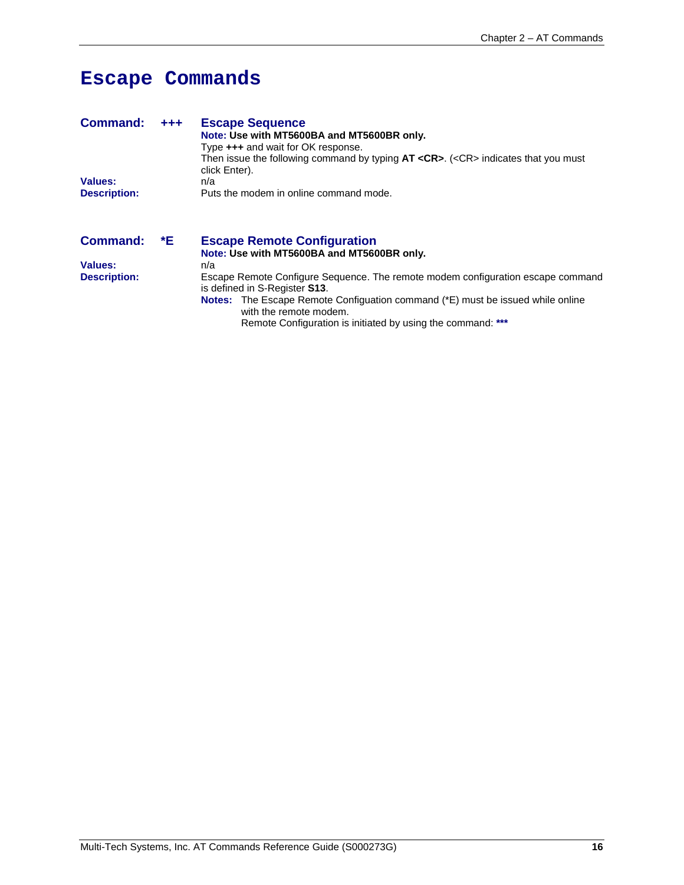# Escape Commands

**Command: +++** **Escape Sequence**

**Note: Use with MT5600BA and MT5600BR only.**

Type **+++** and wait for OK response.

Then issue the following command by typing **AT <CR>**. (<CR> indicates that you must click Enter).

**Values:** n/a

**Description:** Puts the modem in online command mode.

**Command: *E** **Escape Remote Configuration**

**Note: Use with MT5600BA and MT5600BR only.**

**Values:** n/a

**Description:** Escape Remote Configure Sequence. The remote modem configuration escape command is defined in S-Register **S13**.

**Notes:** The Escape Remote Configuation command (*E) must be issued while online with the remote modem.

Remote Configuration is initiated by using the command: *****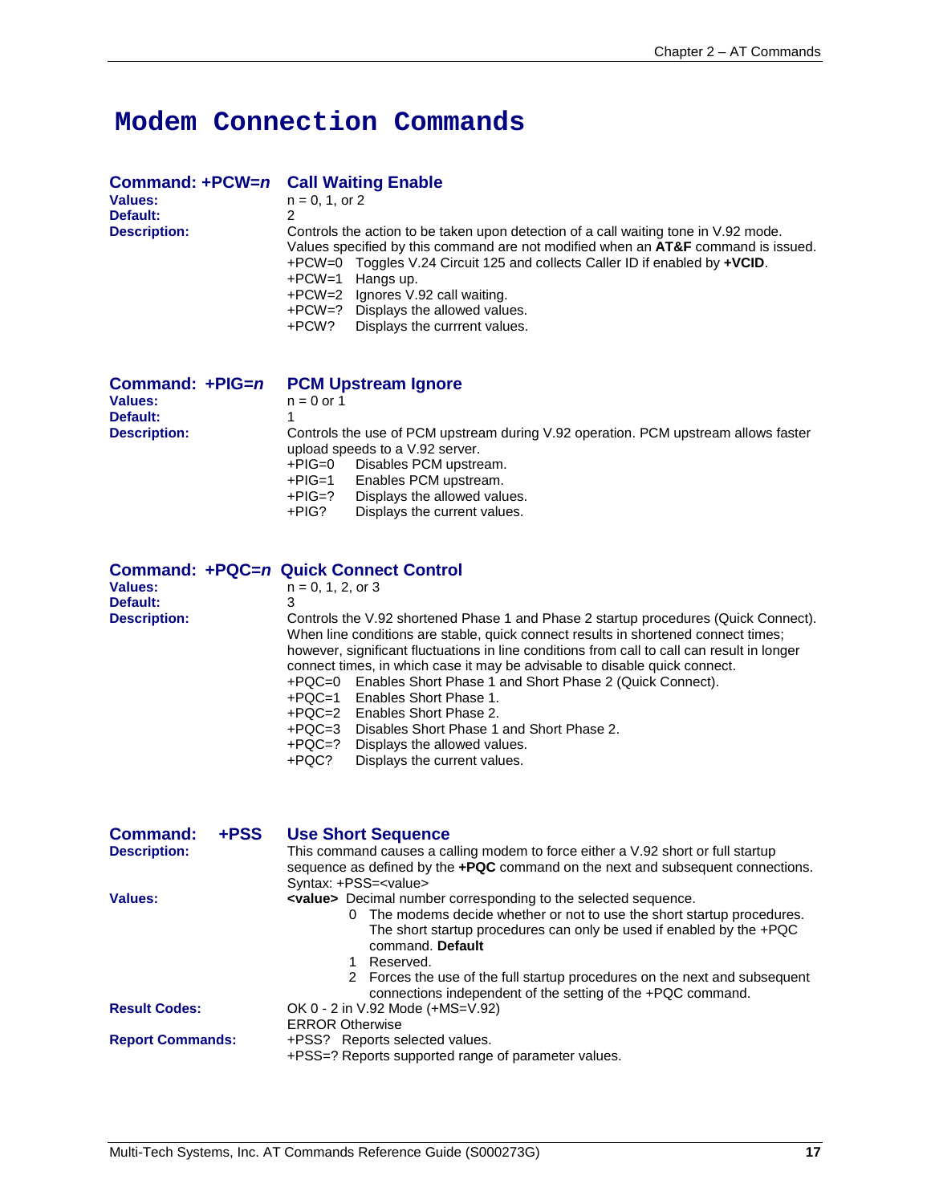# Modem Connection Commands

### Command: +PCW=*n* Call Waiting Enable

**Values:** n = 0, 1, or 2

**Default:** 2

**Description:** Controls the action to be taken upon detection of a call waiting tone in V.92 mode. Values specified by this command are not modified when an **AT&F** command is issued.

+PCW=0 Toggles V.24 Circuit 125 and collects Caller ID if enabled by **+VCID**.
+PCW=1 Hangs up.
+PCW=2 Ignores V.92 call waiting.
+PCW=? Displays the allowed values.
+PCW? Displays the currrent values.

### Command: +PIG=*n* PCM Upstream Ignore

**Values:** n = 0 or 1

**Default:** 1

**Description:** Controls the use of PCM upstream during V.92 operation. PCM upstream allows faster upload speeds to a V.92 server.

+PIG=0 Disables PCM upstream.
+PIG=1 Enables PCM upstream.
+PIG=? Displays the allowed values.
+PIG? Displays the current values.

### Command: +PQC=*n* Quick Connect Control

**Values:** n = 0, 1, 2, or 3

**Default:** 3

**Description:** Controls the V.92 shortened Phase 1 and Phase 2 startup procedures (Quick Connect). When line conditions are stable, quick connect results in shortened connect times; however, significant fluctuations in line conditions from call to call can result in longer connect times, in which case it may be advisable to disable quick connect.

+PQC=0 Enables Short Phase 1 and Short Phase 2 (Quick Connect).
+PQC=1 Enables Short Phase 1.
+PQC=2 Enables Short Phase 2.
+PQC=3 Disables Short Phase 1 and Short Phase 2.
+PQC=? Displays the allowed values.
+PQC? Displays the current values.

### Command: +PSS Use Short Sequence

**Description:** This command causes a calling modem to force either a V.92 short or full startup sequence as defined by the **+PQC** command on the next and subsequent connections.
Syntax: +PSS=<value>

**Values:** **<value>** Decimal number corresponding to the selected sequence.

- 0 The modems decide whether or not to use the short startup procedures. The short startup procedures can only be used if enabled by the +PQC command. **Default**
- 1 Reserved.
- 2 Forces the use of the full startup procedures on the next and subsequent connections independent of the setting of the +PQC command.

**Result Codes:** OK 0 - 2 in V.92 Mode (+MS=V.92)
ERROR Otherwise

**Report Commands:** +PSS? Reports selected values.
+PSS=? Reports supported range of parameter values.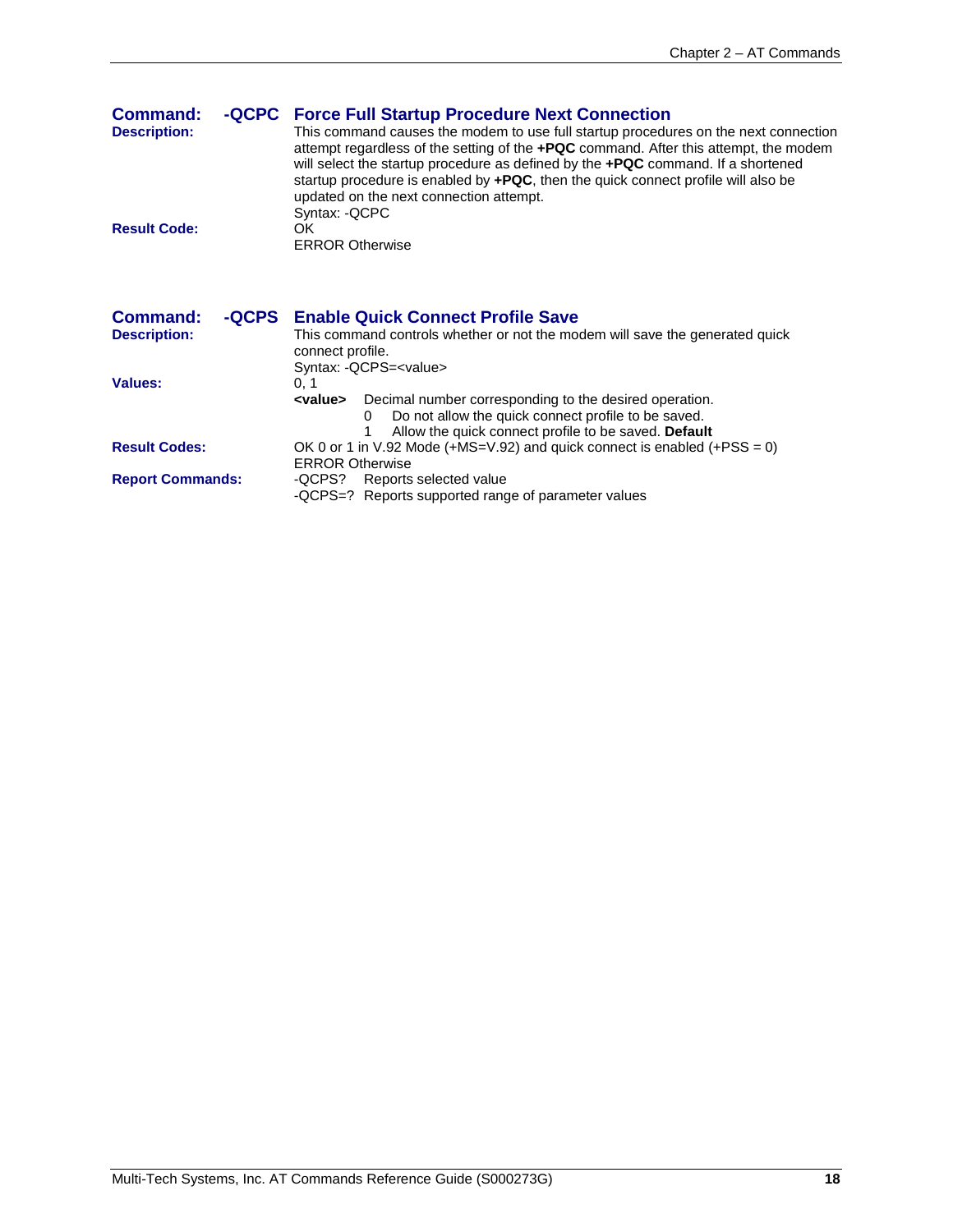## Command: -QCPC Force Full Startup Procedure Next Connection

**Description:** This command causes the modem to use full startup procedures on the next connection attempt regardless of the setting of the **+PQC** command. After this attempt, the modem will select the startup procedure as defined by the **+PQC** command. If a shortened startup procedure is enabled by **+PQC**, then the quick connect profile will also be updated on the next connection attempt.

Syntax: -QCPC

**Result Code:** OK
ERROR Otherwise

## Command: -QCPS Enable Quick Connect Profile Save

**Description:** This command controls whether or not the modem will save the generated quick connect profile.

Syntax: -QCPS=<value>

**Values:** 0, 1

**<value>** Decimal number corresponding to the desired operation.

- 0 Do not allow the quick connect profile to be saved.
- 1 Allow the quick connect profile to be saved. **Default**

**Result Codes:** OK 0 or 1 in V.92 Mode (+MS=V.92) and quick connect is enabled (+PSS = 0)
ERROR Otherwise

**Report Commands:**
-QCPS? Reports selected value
-QCPS=? Reports supported range of parameter values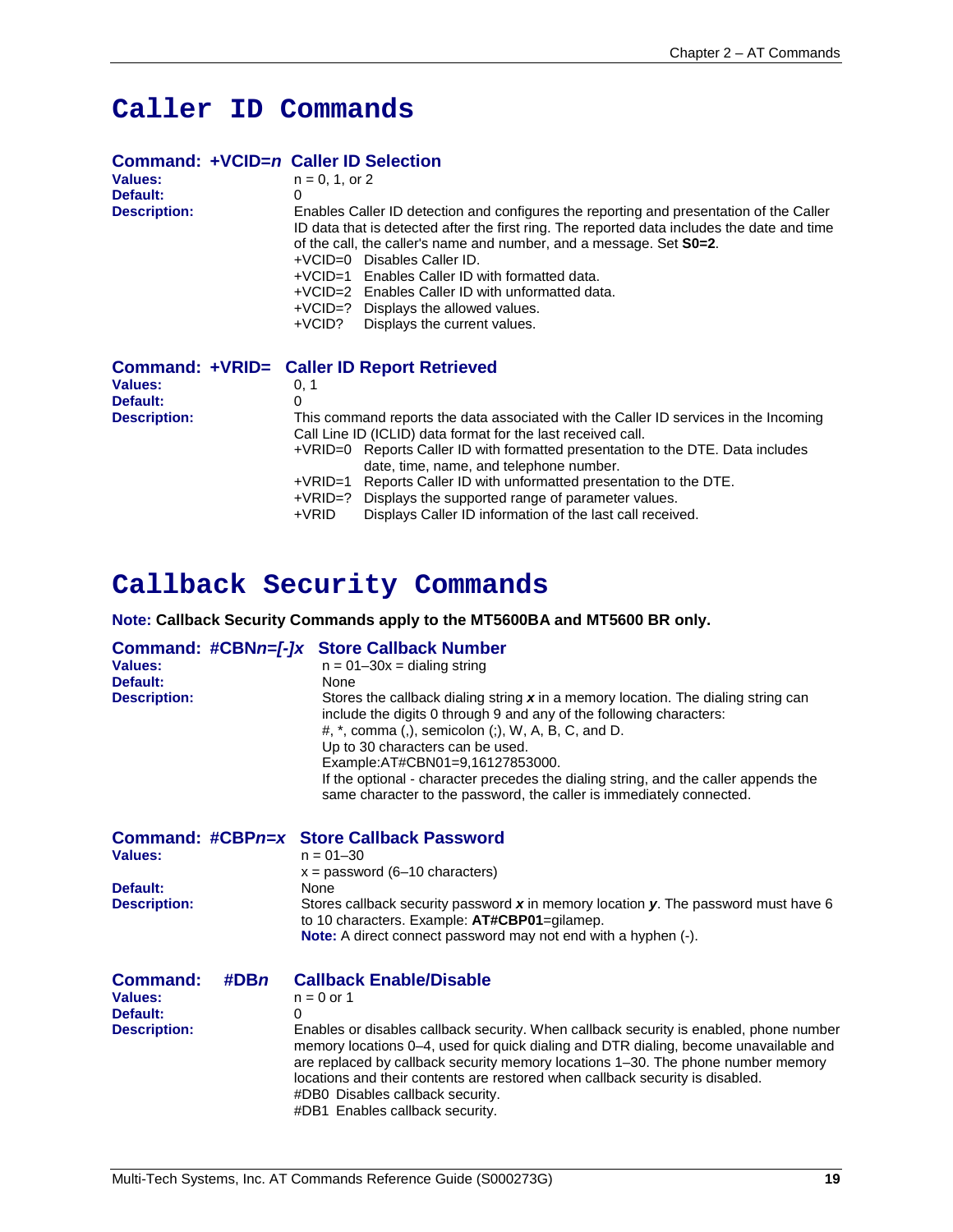# Caller ID Commands

### Command: +VCID=*n* Caller ID Selection

**Values:** n = 0, 1, or 2

**Default:** 0

**Description:** Enables Caller ID detection and configures the reporting and presentation of the Caller ID data that is detected after the first ring. The reported data includes the date and time of the call, the caller's name and number, and a message. Set **S0=2**.

- +VCID=0 Disables Caller ID.
- +VCID=1 Enables Caller ID with formatted data.
- +VCID=2 Enables Caller ID with unformatted data.
- +VCID=? Displays the allowed values.
- +VCID? Displays the current values.

### Command: +VRID= Caller ID Report Retrieved

**Values:** 0, 1

**Default:** 0

**Description:** This command reports the data associated with the Caller ID services in the Incoming Call Line ID (ICLID) data format for the last received call.

- +VRID=0 Reports Caller ID with formatted presentation to the DTE. Data includes date, time, name, and telephone number.
- +VRID=1 Reports Caller ID with unformatted presentation to the DTE.
- +VRID=? Displays the supported range of parameter values.
- +VRID Displays Caller ID information of the last call received.

# Callback Security Commands

**Note: Callback Security Commands apply to the MT5600BA and MT5600 BR only.**

### Command: #CBN*n*=*[-]x* Store Callback Number

**Values:** n = 01–30x = dialing string

**Default:** None

**Description:** Stores the callback dialing string ***x*** in a memory location. The dialing string can include the digits 0 through 9 and any of the following characters:
#, *, comma (,), semicolon (;), W, A, B, C, and D.
Up to 30 characters can be used.
Example:AT#CBN01=9,16127853000.
If the optional - character precedes the dialing string, and the caller appends the same character to the password, the caller is immediately connected.

### Command: #CBP*n*=*x* Store Callback Password

**Values:** n = 01–30
x = password (6–10 characters)

**Default:** None

**Description:** Stores callback security password ***x*** in memory location ***y***. The password must have 6 to 10 characters. Example: **AT#CBP01**=gilamep.
**Note:** A direct connect password may not end with a hyphen (-).

### Command: #DB*n* Callback Enable/Disable

**Values:** n = 0 or 1

**Default:** 0

**Description:** Enables or disables callback security. When callback security is enabled, phone number memory locations 0–4, used for quick dialing and DTR dialing, become unavailable and are replaced by callback security memory locations 1–30. The phone number memory locations and their contents are restored when callback security is disabled.

- #DB0 Disables callback security.
- #DB1 Enables callback security.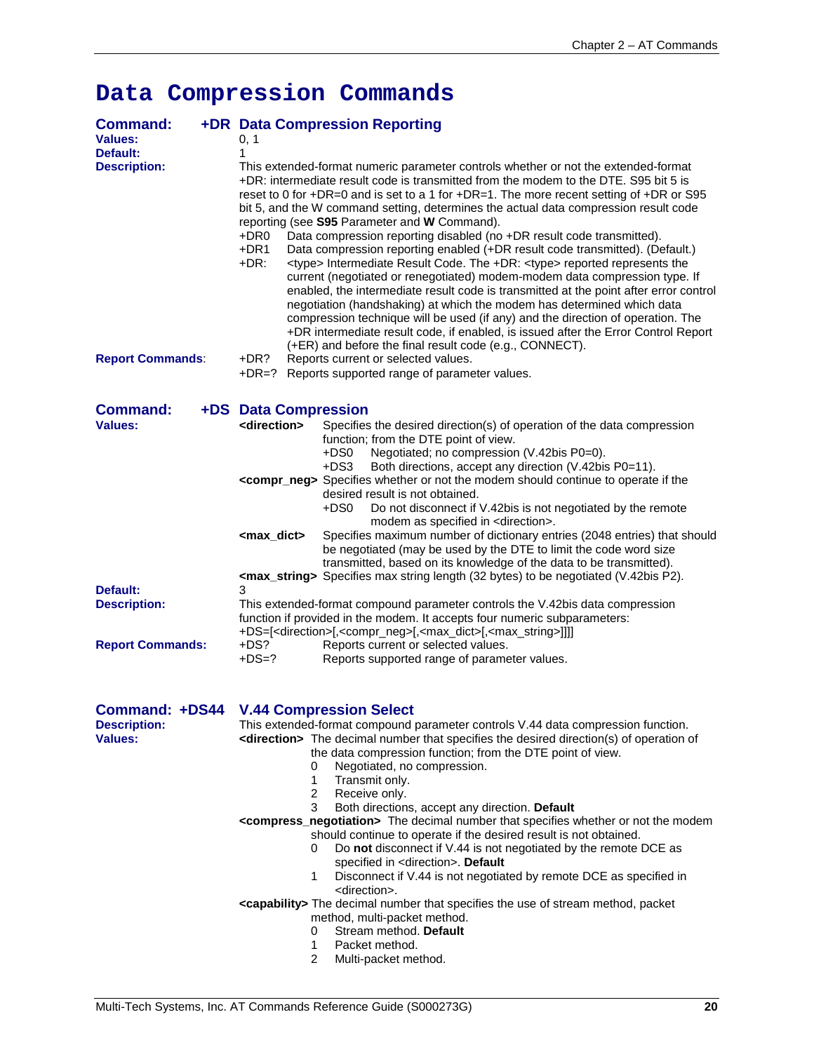# Data Compression Commands

## Command: +DR Data Compression Reporting

**Values:** 0, 1

**Default:** 1

**Description:** This extended-format numeric parameter controls whether or not the extended-format +DR: intermediate result code is transmitted from the modem to the DTE. S95 bit 5 is reset to 0 for +DR=0 and is set to a 1 for +DR=1. The more recent setting of +DR or S95 bit 5, and the W command setting, determines the actual data compression result code reporting (see **S95** Parameter and **W** Command).

+DR0 Data compression reporting disabled (no +DR result code transmitted).

+DR1 Data compression reporting enabled (+DR result code transmitted). (Default.)

+DR: <type> Intermediate Result Code. The +DR: <type> reported represents the current (negotiated or renegotiated) modem-modem data compression type. If enabled, the intermediate result code is transmitted at the point after error control negotiation (handshaking) at which the modem has determined which data compression technique will be used (if any) and the direction of operation. The +DR intermediate result code, if enabled, is issued after the Error Control Report (+ER) and before the final result code (e.g., CONNECT).

**Report Commands:**

+DR? Reports current or selected values.

+DR=? Reports supported range of parameter values.

## Command: +DS Data Compression

**Values:**

**<direction>** Specifies the desired direction(s) of operation of the data compression function; from the DTE point of view.

+DS0 Negotiated; no compression (V.42bis P0=0).

+DS3 Both directions, accept any direction (V.42bis P0=11).

**<compr_neg>** Specifies whether or not the modem should continue to operate if the desired result is not obtained.

+DS0 Do not disconnect if V.42bis is not negotiated by the remote modem as specified in <direction>.

**<max_dict>** Specifies maximum number of dictionary entries (2048 entries) that should be negotiated (may be used by the DTE to limit the code word size transmitted, based on its knowledge of the data to be transmitted).

**<max_string>** Specifies max string length (32 bytes) to be negotiated (V.42bis P2).

**Default:** 3

**Description:** This extended-format compound parameter controls the V.42bis data compression function if provided in the modem. It accepts four numeric subparameters: +DS=[<direction>[,<compr_neg>[,<max_dict>[,<max_string>]]]]

**Report Commands:**

+DS? Reports current or selected values.

+DS=? Reports supported range of parameter values.

## Command: +DS44 V.44 Compression Select

**Description:** This extended-format compound parameter controls V.44 data compression function.

**Values:**

**<direction>** The decimal number that specifies the desired direction(s) of operation of the data compression function; from the DTE point of view.

0 Negotiated, no compression.

1 Transmit only.

2 Receive only.

3 Both directions, accept any direction. **Default**

**<compress_negotiation>** The decimal number that specifies whether or not the modem should continue to operate if the desired result is not obtained.

0 Do **not** disconnect if V.44 is not negotiated by the remote DCE as specified in <direction>. **Default**

1 Disconnect if V.44 is not negotiated by remote DCE as specified in <direction>.

**<capability>** The decimal number that specifies the use of stream method, packet method, multi-packet method.

0 Stream method. **Default**

1 Packet method.

2 Multi-packet method.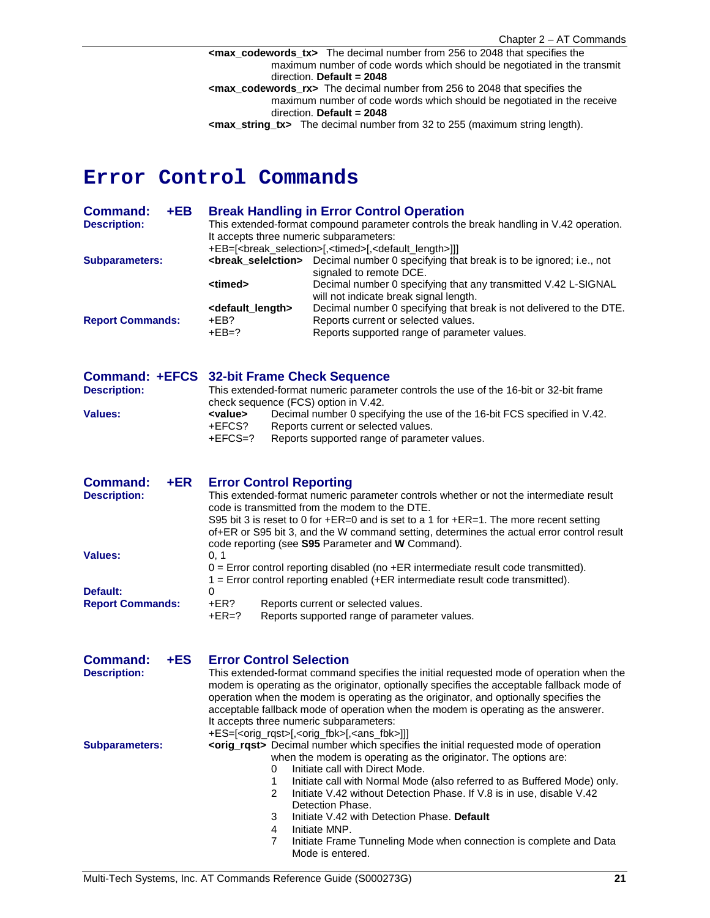**<max_codewords_tx>** The decimal number from 256 to 2048 that specifies the maximum number of code words which should be negotiated in the transmit direction. **Default = 2048**

**<max_codewords_rx>** The decimal number from 256 to 2048 that specifies the maximum number of code words which should be negotiated in the receive direction. **Default = 2048**

**<max_string_tx>** The decimal number from 32 to 255 (maximum string length).

# Error Control Commands

## Command: +EB Break Handling in Error Control Operation

**Description:** This extended-format compound parameter controls the break handling in V.42 operation. It accepts three numeric subparameters:
+EB=[<break_selection>[,<timed>[,<default_length>]]]

**Subparameters:**

| | |
|---|---|
| **<break_selelction>** | Decimal number 0 specifying that break is to be ignored; i.e., not signaled to remote DCE. |
| **<timed>** | Decimal number 0 specifying that any transmitted V.42 L-SIGNAL will not indicate break signal length. |
| **<default_length>** | Decimal number 0 specifying that break is not delivered to the DTE. |

**Report Commands:**

| | |
|---|---|
| +EB? | Reports current or selected values. |
| +EB=? | Reports supported range of parameter values. |

## Command: +EFCS 32-bit Frame Check Sequence

**Description:** This extended-format numeric parameter controls the use of the 16-bit or 32-bit frame check sequence (FCS) option in V.42.

**Values:**

| | |
|---|---|
| **<value>** | Decimal number 0 specifying the use of the 16-bit FCS specified in V.42. |
| +EFCS? | Reports current or selected values. |
| +EFCS=? | Reports supported range of parameter values. |

## Command: +ER Error Control Reporting

**Description:** This extended-format numeric parameter controls whether or not the intermediate result code is transmitted from the modem to the DTE.
S95 bit 3 is reset to 0 for +ER=0 and is set to a 1 for +ER=1. The more recent setting of+ER or S95 bit 3, and the W command setting, determines the actual error control result code reporting (see **S95** Parameter and **W** Command).

**Values:** 0, 1
0 = Error control reporting disabled (no +ER intermediate result code transmitted).
1 = Error control reporting enabled (+ER intermediate result code transmitted).

**Default:** 0

**Report Commands:**

| | |
|---|---|
| +ER? | Reports current or selected values. |
| +ER=? | Reports supported range of parameter values. |

## Command: +ES Error Control Selection

**Description:** This extended-format command specifies the initial requested mode of operation when the modem is operating as the originator, optionally specifies the acceptable fallback mode of operation when the modem is operating as the originator, and optionally specifies the acceptable fallback mode of operation when the modem is operating as the answerer. It accepts three numeric subparameters:
+ES=[<orig_rqst>[,<orig_fbk>[,<ans_fbk>]]]

**Subparameters:**

**<orig_rqst>** Decimal number which specifies the initial requested mode of operation when the modem is operating as the originator. The options are:

- 0 Initiate call with Direct Mode.
- 1 Initiate call with Normal Mode (also referred to as Buffered Mode) only.
- 2 Initiate V.42 without Detection Phase. If V.8 is in use, disable V.42 Detection Phase.
- 3 Initiate V.42 with Detection Phase. **Default**
- 4 Initiate MNP.
- 7 Initiate Frame Tunneling Mode when connection is complete and Data Mode is entered.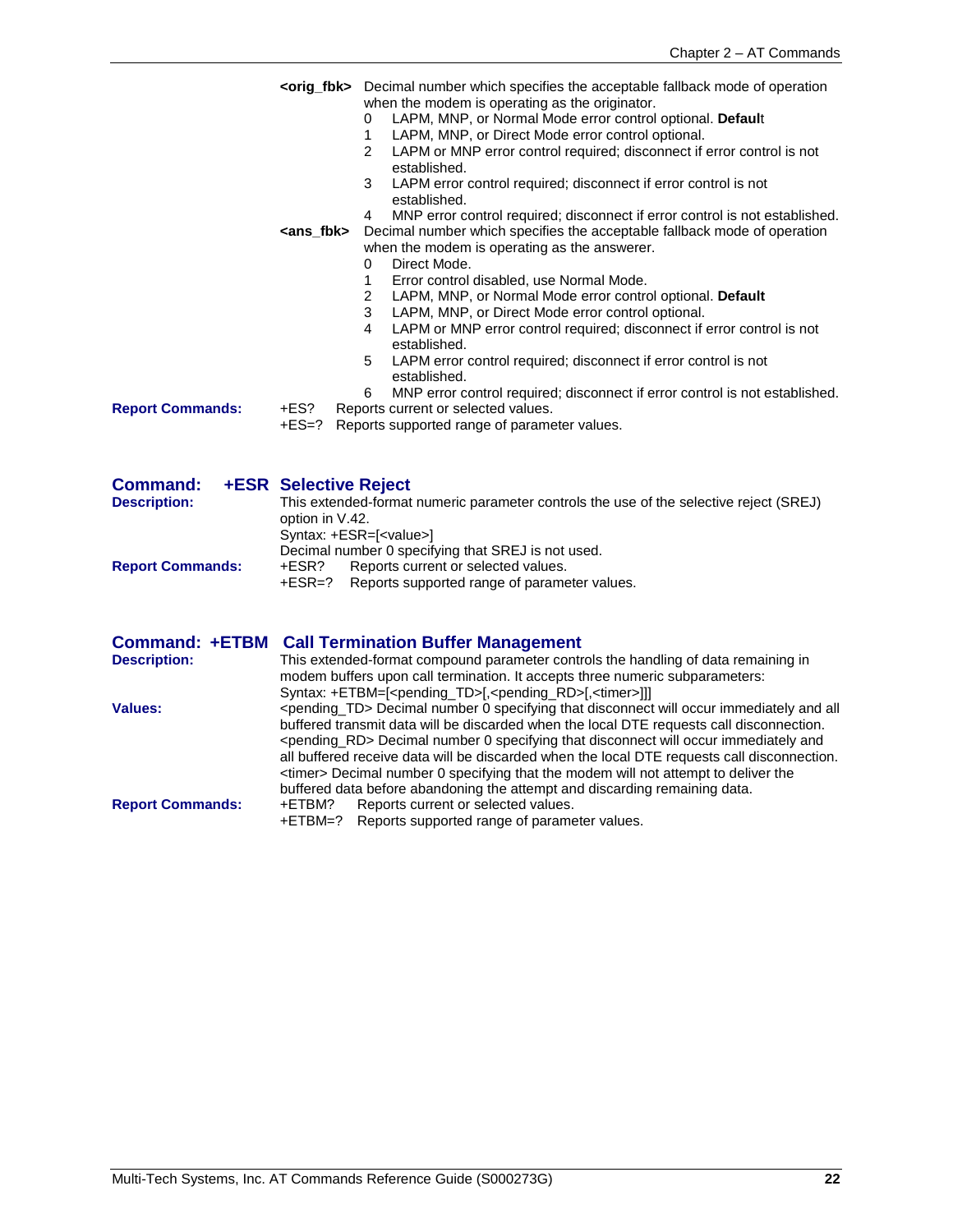**<orig_fbk>** Decimal number which specifies the acceptable fallback mode of operation when the modem is operating as the originator.

- 0 LAPM, MNP, or Normal Mode error control optional. **Default**
- 1 LAPM, MNP, or Direct Mode error control optional.
- 2 LAPM or MNP error control required; disconnect if error control is not established.
- 3 LAPM error control required; disconnect if error control is not established.
- 4 MNP error control required; disconnect if error control is not established.

**<ans_fbk>** Decimal number which specifies the acceptable fallback mode of operation when the modem is operating as the answerer.

- 0 Direct Mode.
- 1 Error control disabled, use Normal Mode.
- 2 LAPM, MNP, or Normal Mode error control optional. **Default**
- 3 LAPM, MNP, or Direct Mode error control optional.
- 4 LAPM or MNP error control required; disconnect if error control is not established.
- 5 LAPM error control required; disconnect if error control is not established.
- 6 MNP error control required; disconnect if error control is not established.

**Report Commands:**
+ES? Reports current or selected values.
+ES=? Reports supported range of parameter values.

## Command: +ESR Selective Reject

**Description:** This extended-format numeric parameter controls the use of the selective reject (SREJ) option in V.42.

Syntax: +ESR=[<value>]

Decimal number 0 specifying that SREJ is not used.

**Report Commands:**
+ESR? Reports current or selected values.
+ESR=? Reports supported range of parameter values.

## Command: +ETBM Call Termination Buffer Management

**Description:** This extended-format compound parameter controls the handling of data remaining in modem buffers upon call termination. It accepts three numeric subparameters:

Syntax: +ETBM=[<pending_TD>[,<pending_RD>[,<timer>]]]

**Values:**
<pending_TD> Decimal number 0 specifying that disconnect will occur immediately and all buffered transmit data will be discarded when the local DTE requests call disconnection.
<pending_RD> Decimal number 0 specifying that disconnect will occur immediately and all buffered receive data will be discarded when the local DTE requests call disconnection.
<timer> Decimal number 0 specifying that the modem will not attempt to deliver the buffered data before abandoning the attempt and discarding remaining data.

**Report Commands:**
+ETBM? Reports current or selected values.
+ETBM=? Reports supported range of parameter values.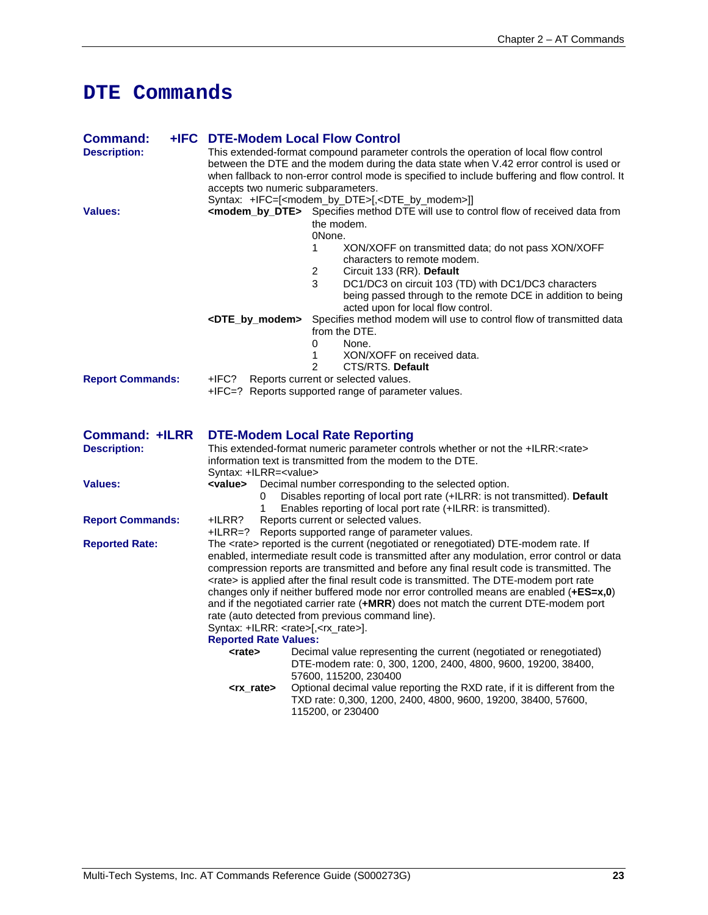# DTE Commands

## Command: +IFC DTE-Modem Local Flow Control

**Description:** This extended-format compound parameter controls the operation of local flow control between the DTE and the modem during the data state when V.42 error control is used or when fallback to non-error control mode is specified to include buffering and flow control. It accepts two numeric subparameters.

Syntax: +IFC=[<modem_by_DTE>[,<DTE_by_modem>]]

**Values:**

**<modem_by_DTE>** Specifies method DTE will use to control flow of received data from the modem.

- 0None.
- 1 XON/XOFF on transmitted data; do not pass XON/XOFF characters to remote modem.
- 2 Circuit 133 (RR). **Default**
- 3 DC1/DC3 on circuit 103 (TD) with DC1/DC3 characters being passed through to the remote DCE in addition to being acted upon for local flow control.

**<DTE_by_modem>** Specifies method modem will use to control flow of transmitted data from the DTE.

- 0 None.
- 1 XON/XOFF on received data.
- 2 CTS/RTS. **Default**

**Report Commands:**

+IFC? Reports current or selected values.
+IFC=? Reports supported range of parameter values.

## Command: +ILRR DTE-Modem Local Rate Reporting

**Description:** This extended-format numeric parameter controls whether or not the +ILRR:<rate> information text is transmitted from the modem to the DTE.

Syntax: +ILRR=<value>

**Values:**

**<value>** Decimal number corresponding to the selected option.

- 0 Disables reporting of local port rate (+ILRR: is not transmitted). **Default**
- 1 Enables reporting of local port rate (+ILRR: is transmitted).

**Report Commands:**

+ILRR? Reports current or selected values.
+ILRR=? Reports supported range of parameter values.

**Reported Rate:** The <rate> reported is the current (negotiated or renegotiated) DTE-modem rate. If enabled, intermediate result code is transmitted after any modulation, error control or data compression reports are transmitted and before any final result code is transmitted. The <rate> is applied after the final result code is transmitted. The DTE-modem port rate changes only if neither buffered mode nor error controlled means are enabled (**+ES=x,0**) and if the negotiated carrier rate (**+MRR**) does not match the current DTE-modem port rate (auto detected from previous command line).

Syntax: +ILRR: <rate>[,<rx_rate>].

**Reported Rate Values:**

**<rate>** Decimal value representing the current (negotiated or renegotiated) DTE-modem rate: 0, 300, 1200, 2400, 4800, 9600, 19200, 38400, 57600, 115200, 230400

**<rx_rate>** Optional decimal value reporting the RXD rate, if it is different from the TXD rate: 0,300, 1200, 2400, 4800, 9600, 19200, 38400, 57600, 115200, or 230400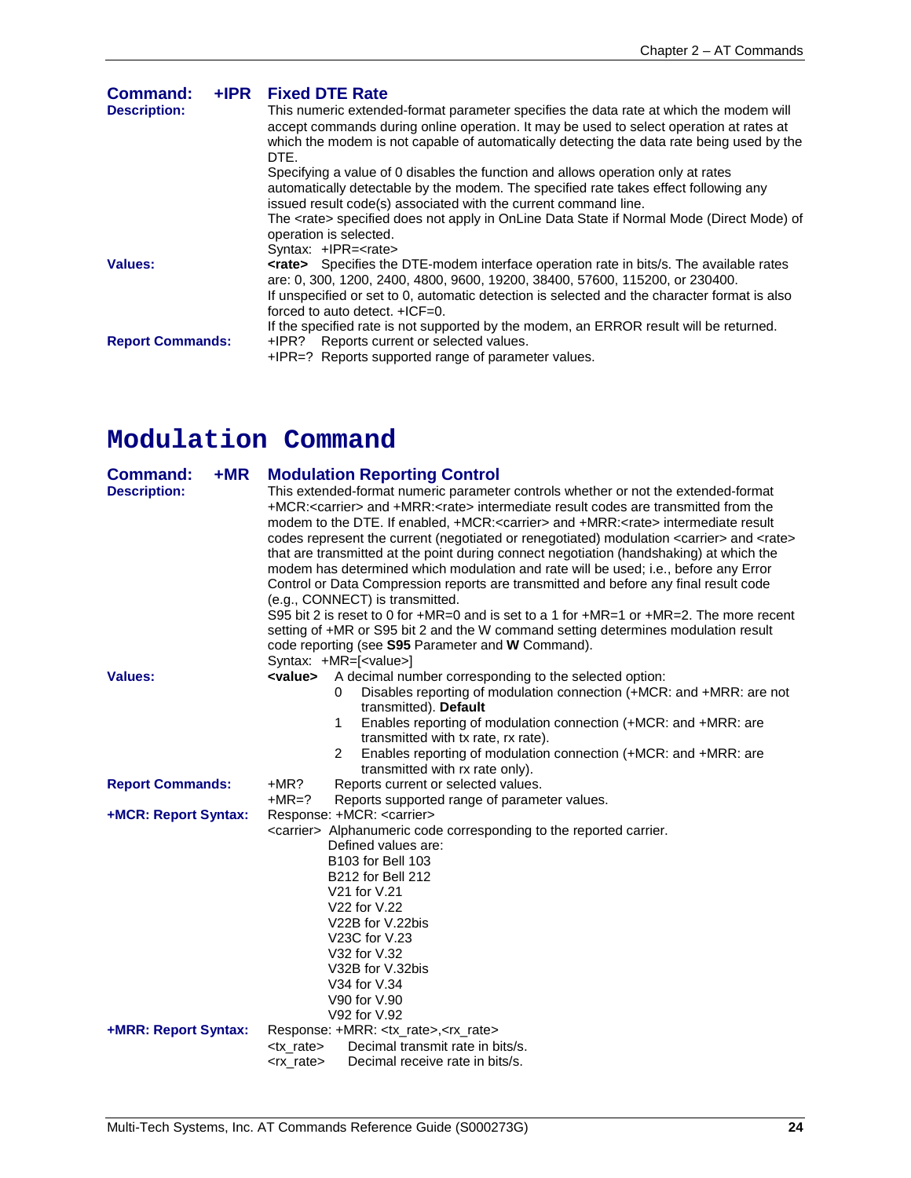### Command: +IPR Fixed DTE Rate

**Description:** This numeric extended-format parameter specifies the data rate at which the modem will accept commands during online operation. It may be used to select operation at rates at which the modem is not capable of automatically detecting the data rate being used by the DTE.

Specifying a value of 0 disables the function and allows operation only at rates automatically detectable by the modem. The specified rate takes effect following any issued result code(s) associated with the current command line.

The <rate> specified does not apply in OnLine Data State if Normal Mode (Direct Mode) of operation is selected.

Syntax: +IPR=<rate>

**Values:** **<rate>** Specifies the DTE-modem interface operation rate in bits/s. The available rates are: 0, 300, 1200, 2400, 4800, 9600, 19200, 38400, 57600, 115200, or 230400.

If unspecified or set to 0, automatic detection is selected and the character format is also forced to auto detect. +ICF=0.

If the specified rate is not supported by the modem, an ERROR result will be returned.

**Report Commands:**
- +IPR? Reports current or selected values.
- +IPR=? Reports supported range of parameter values.

# Modulation Command

### Command: +MR Modulation Reporting Control

**Description:** This extended-format numeric parameter controls whether or not the extended-format +MCR:<carrier> and +MRR:<rate> intermediate result codes are transmitted from the modem to the DTE. If enabled, +MCR:<carrier> and +MRR:<rate> intermediate result codes represent the current (negotiated or renegotiated) modulation <carrier> and <rate> that are transmitted at the point during connect negotiation (handshaking) at which the modem has determined which modulation and rate will be used; i.e., before any Error Control or Data Compression reports are transmitted and before any final result code (e.g., CONNECT) is transmitted.

S95 bit 2 is reset to 0 for +MR=0 and is set to a 1 for +MR=1 or +MR=2. The more recent setting of +MR or S95 bit 2 and the W command setting determines modulation result code reporting (see **S95** Parameter and **W** Command).

Syntax: +MR=[<value>]

**Values:** **<value>** A decimal number corresponding to the selected option:
- 0 Disables reporting of modulation connection (+MCR: and +MRR: are not transmitted). **Default**
- 1 Enables reporting of modulation connection (+MCR: and +MRR: are transmitted with tx rate, rx rate).
- 2 Enables reporting of modulation connection (+MCR: and +MRR: are transmitted with rx rate only).

**Report Commands:**
- +MR? Reports current or selected values.
- +MR=? Reports supported range of parameter values.

**+MCR: Report Syntax:** Response: +MCR: <carrier>

<carrier> Alphanumeric code corresponding to the reported carrier.
Defined values are:
- B103 for Bell 103
- B212 for Bell 212
- V21 for V.21
- V22 for V.22
- V22B for V.22bis
- V23C for V.23
- V32 for V.32
- V32B for V.32bis
- V34 for V.34
- V90 for V.90
- V92 for V.92

**+MRR: Report Syntax:** Response: +MRR: <tx_rate>,<rx_rate>
- <tx_rate> Decimal transmit rate in bits/s.
- <rx_rate> Decimal receive rate in bits/s.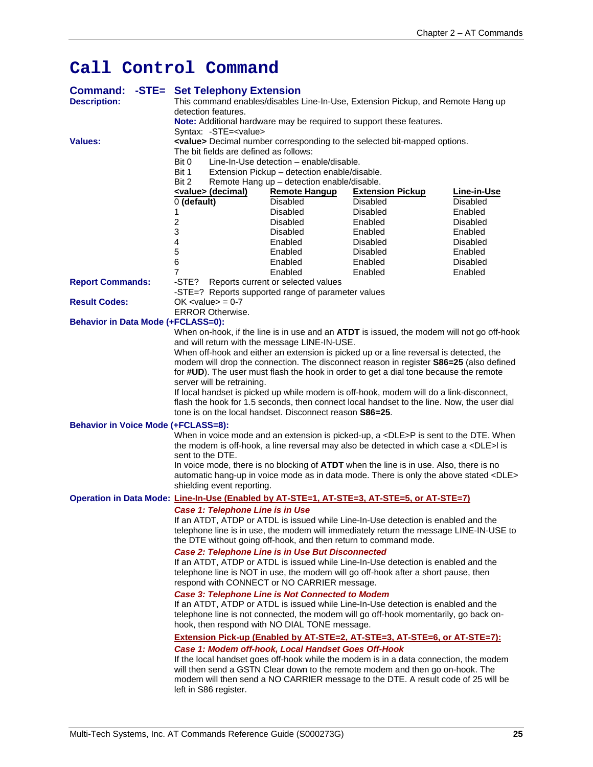# Call Control Command

## Command: -STE= Set Telephony Extension

**Description:** This command enables/disables Line-In-Use, Extension Pickup, and Remote Hang up detection features.

**Note:** Additional hardware may be required to support these features.

Syntax: -STE=<value>

**Values:** **<value>** Decimal number corresponding to the selected bit-mapped options.

The bit fields are defined as follows:

Bit 0 Line-In-Use detection – enable/disable.
Bit 1 Extension Pickup – detection enable/disable.
Bit 2 Remote Hang up – detection enable/disable.

| <value> (decimal) | Remote Hangup | Extension Pickup | Line-in-Use |
|---|---|---|---|
| 0 **(default)** | Disabled | Disabled | Disabled |
| 1 | Disabled | Disabled | Enabled |
| 2 | Disabled | Enabled | Disabled |
| 3 | Disabled | Enabled | Enabled |
| 4 | Enabled | Disabled | Disabled |
| 5 | Enabled | Disabled | Enabled |
| 6 | Enabled | Enabled | Disabled |
| 7 | Enabled | Enabled | Enabled |

**Report Commands:**
-STE? Reports current or selected values
-STE=? Reports supported range of parameter values

**Result Codes:**
OK <value> = 0-7
ERROR Otherwise.

**Behavior in Data Mode (+FCLASS=0):**

When on-hook, if the line is in use and an **ATDT** is issued, the modem will not go off-hook and will return with the message LINE-IN-USE.

When off-hook and either an extension is picked up or a line reversal is detected, the modem will drop the connection. The disconnect reason in register **S86=25** (also defined for **#UD**). The user must flash the hook in order to get a dial tone because the remote server will be retraining.

If local handset is picked up while modem is off-hook, modem will do a link-disconnect, flash the hook for 1.5 seconds, then connect local handset to the line. Now, the user dial tone is on the local handset. Disconnect reason **S86=25**.

**Behavior in Voice Mode (+FCLASS=8):**

When in voice mode and an extension is picked-up, a <DLE>P is sent to the DTE. When the modem is off-hook, a line reversal may also be detected in which case a <DLE>l is sent to the DTE.

In voice mode, there is no blocking of **ATDT** when the line is in use. Also, there is no automatic hang-up in voice mode as in data mode. There is only the above stated <DLE> shielding event reporting.

**Operation in Data Mode:** **Line-In-Use (Enabled by AT-STE=1, AT-STE=3, AT-STE=5, or AT-STE=7)**

***Case 1: Telephone Line is in Use***

If an ATDT, ATDP or ATDL is issued while Line-In-Use detection is enabled and the telephone line is in use, the modem will immediately return the message LINE-IN-USE to the DTE without going off-hook, and then return to command mode.

***Case 2: Telephone Line is in Use But Disconnected***

If an ATDT, ATDP or ATDL is issued while Line-In-Use detection is enabled and the telephone line is NOT in use, the modem will go off-hook after a short pause, then respond with CONNECT or NO CARRIER message.

***Case 3: Telephone Line is Not Connected to Modem***

If an ATDT, ATDP or ATDL is issued while Line-In-Use detection is enabled and the telephone line is not connected, the modem will go off-hook momentarily, go back on-hook, then respond with NO DIAL TONE message.

**Extension Pick-up (Enabled by AT-STE=2, AT-STE=3, AT-STE=6, or AT-STE=7):**

***Case 1: Modem off-hook, Local Handset Goes Off-Hook***

If the local handset goes off-hook while the modem is in a data connection, the modem will then send a GSTN Clear down to the remote modem and then go on-hook. The modem will then send a NO CARRIER message to the DTE. A result code of 25 will be left in S86 register.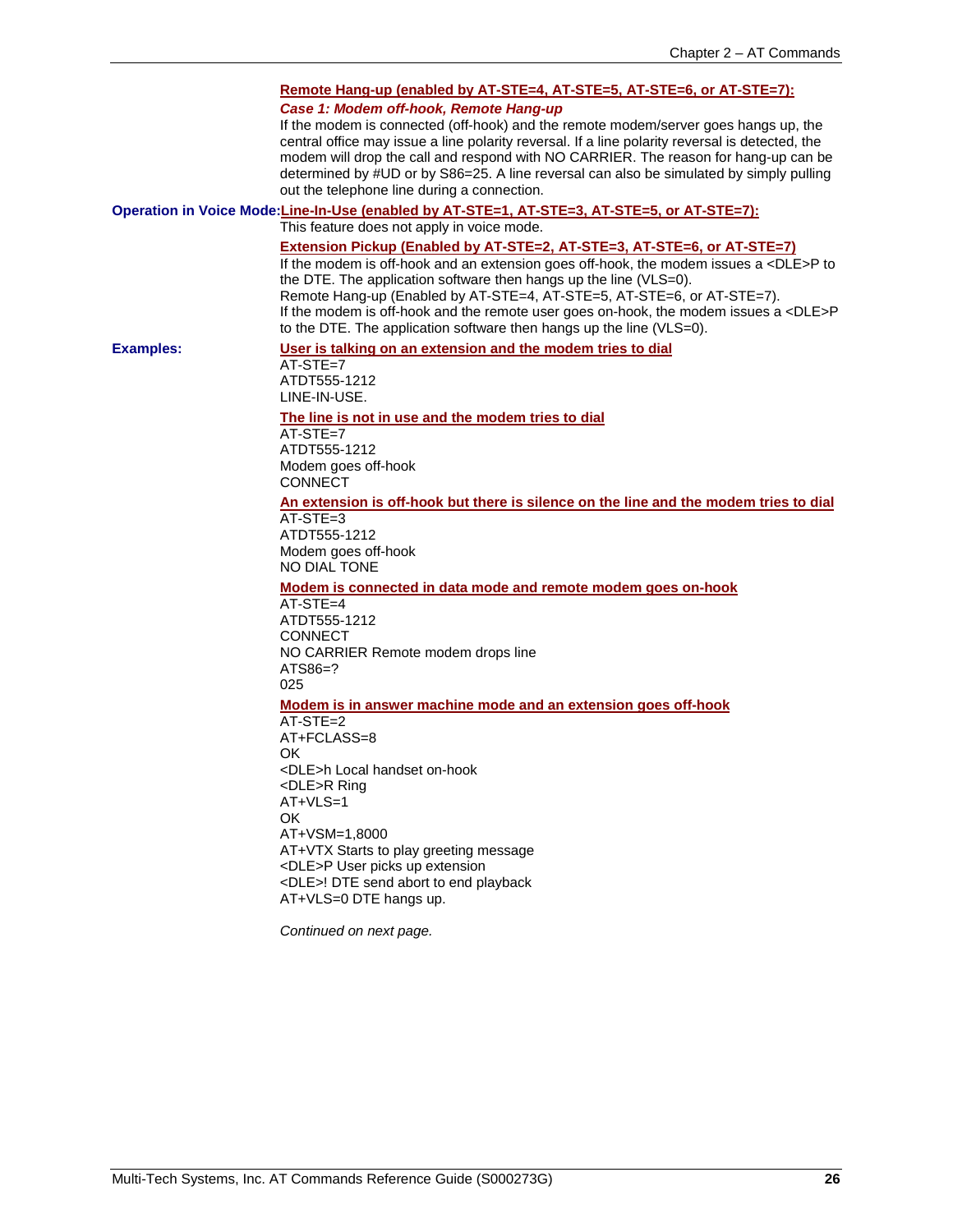**Remote Hang-up (enabled by AT-STE=4, AT-STE=5, AT-STE=6, or AT-STE=7):**

***Case 1: Modem off-hook, Remote Hang-up***

If the modem is connected (off-hook) and the remote modem/server goes hangs up, the central office may issue a line polarity reversal. If a line polarity reversal is detected, the modem will drop the call and respond with NO CARRIER. The reason for hang-up can be determined by #UD or by S86=25. A line reversal can also be simulated by simply pulling out the telephone line during a connection.

**Operation in Voice Mode:**

**Line-In-Use (enabled by AT-STE=1, AT-STE=3, AT-STE=5, or AT-STE=7):**

This feature does not apply in voice mode.

**Extension Pickup (Enabled by AT-STE=2, AT-STE=3, AT-STE=6, or AT-STE=7)**

If the modem is off-hook and an extension goes off-hook, the modem issues a <DLE>P to the DTE. The application software then hangs up the line (VLS=0).
Remote Hang-up (Enabled by AT-STE=4, AT-STE=5, AT-STE=6, or AT-STE=7).
If the modem is off-hook and the remote user goes on-hook, the modem issues a <DLE>P to the DTE. The application software then hangs up the line (VLS=0).

**Examples:**

**User is talking on an extension and the modem tries to dial**

AT-STE=7
ATDT555-1212
LINE-IN-USE.

**The line is not in use and the modem tries to dial**

AT-STE=7
ATDT555-1212
Modem goes off-hook
CONNECT

**An extension is off-hook but there is silence on the line and the modem tries to dial**

AT-STE=3
ATDT555-1212
Modem goes off-hook
NO DIAL TONE

**Modem is connected in data mode and remote modem goes on-hook**

AT-STE=4
ATDT555-1212
CONNECT
NO CARRIER Remote modem drops line
ATS86=?
025

**Modem is in answer machine mode and an extension goes off-hook**

AT-STE=2
AT+FCLASS=8
OK
<DLE>h Local handset on-hook
<DLE>R Ring
AT+VLS=1
OK
AT+VSM=1,8000
AT+VTX Starts to play greeting message
<DLE>P User picks up extension
<DLE>! DTE send abort to end playback
AT+VLS=0 DTE hangs up.

*Continued on next page.*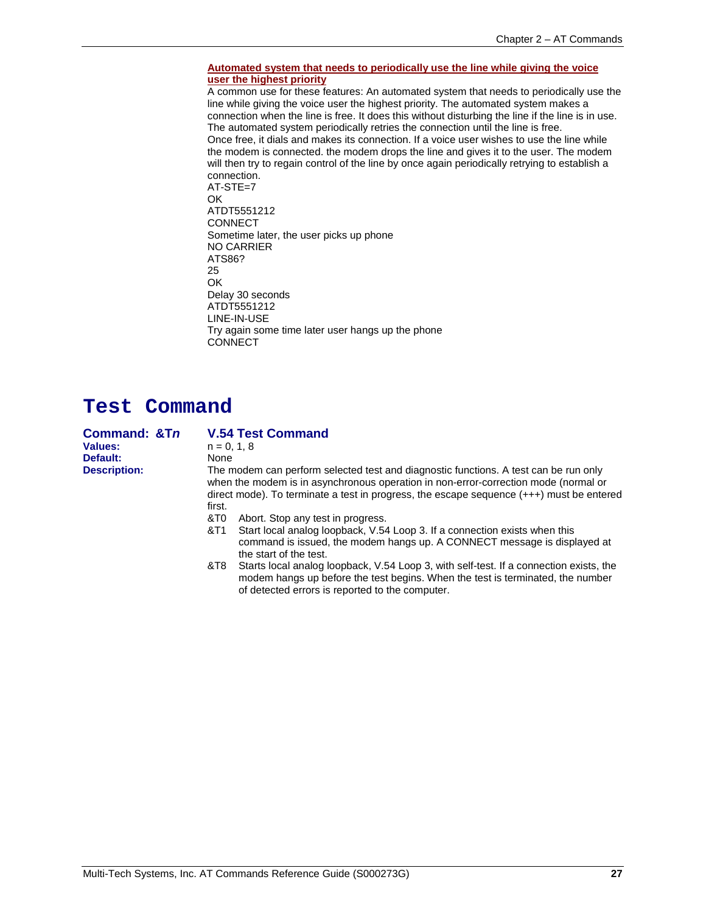**Automated system that needs to periodically use the line while giving the voice user the highest priority**

A common use for these features: An automated system that needs to periodically use the line while giving the voice user the highest priority. The automated system makes a connection when the line is free. It does this without disturbing the line if the line is in use. The automated system periodically retries the connection until the line is free.
Once free, it dials and makes its connection. If a voice user wishes to use the line while the modem is connected. the modem drops the line and gives it to the user. The modem will then try to regain control of the line by once again periodically retrying to establish a connection.

AT-STE=7
OK
ATDT5551212
CONNECT
Sometime later, the user picks up phone
NO CARRIER
ATS86?
25
OK
Delay 30 seconds
ATDT5551212
LINE-IN-USE
Try again some time later user hangs up the phone
CONNECT

# Test Command

## Command: &T*n* — V.54 Test Command

**Values:** n = 0, 1, 8

**Default:** None

**Description:** The modem can perform selected test and diagnostic functions. A test can be run only when the modem is in asynchronous operation in non-error-correction mode (normal or direct mode). To terminate a test in progress, the escape sequence (+++) must be entered first.

- &T0 Abort. Stop any test in progress.
- &T1 Start local analog loopback, V.54 Loop 3. If a connection exists when this command is issued, the modem hangs up. A CONNECT message is displayed at the start of the test.
- &T8 Starts local analog loopback, V.54 Loop 3, with self-test. If a connection exists, the modem hangs up before the test begins. When the test is terminated, the number of detected errors is reported to the computer.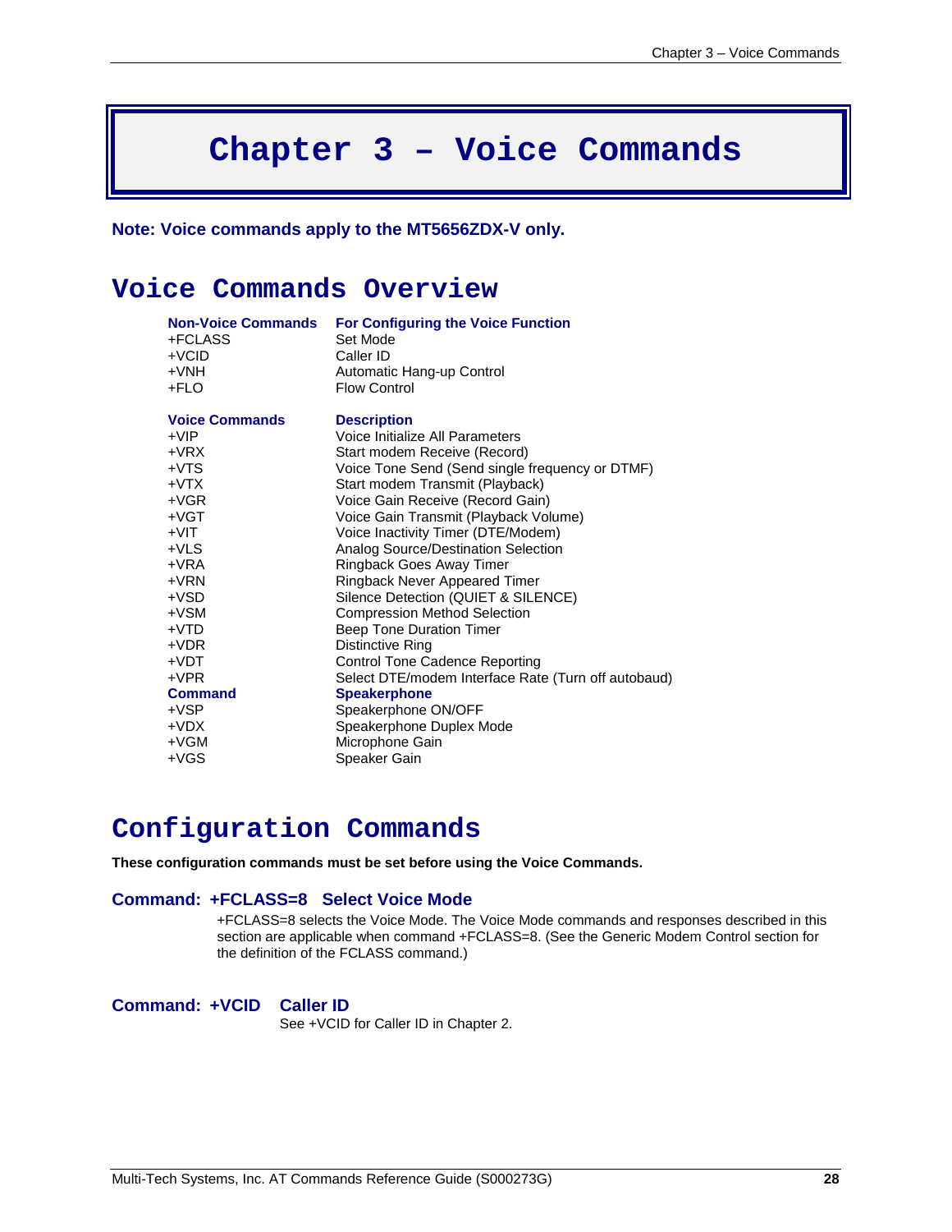# Chapter 3 – Voice Commands

**Note: Voice commands apply to the MT5656ZDX-V only.**

## Voice Commands Overview

| Non-Voice Commands | For Configuring the Voice Function |
|---|---|
| +FCLASS | Set Mode |
| +VCID | Caller ID |
| +VNH | Automatic Hang-up Control |
| +FLO | Flow Control |

| Voice Commands | Description |
|---|---|
| +VIP | Voice Initialize All Parameters |
| +VRX | Start modem Receive (Record) |
| +VTS | Voice Tone Send (Send single frequency or DTMF) |
| +VTX | Start modem Transmit (Playback) |
| +VGR | Voice Gain Receive (Record Gain) |
| +VGT | Voice Gain Transmit (Playback Volume) |
| +VIT | Voice Inactivity Timer (DTE/Modem) |
| +VLS | Analog Source/Destination Selection |
| +VRA | Ringback Goes Away Timer |
| +VRN | Ringback Never Appeared Timer |
| +VSD | Silence Detection (QUIET & SILENCE) |
| +VSM | Compression Method Selection |
| +VTD | Beep Tone Duration Timer |
| +VDR | Distinctive Ring |
| +VDT | Control Tone Cadence Reporting |
| +VPR | Select DTE/modem Interface Rate (Turn off autobaud) |
| **Command** | **Speakerphone** |
| +VSP | Speakerphone ON/OFF |
| +VDX | Speakerphone Duplex Mode |
| +VGM | Microphone Gain |
| +VGS | Speaker Gain |

## Configuration Commands

**These configuration commands must be set before using the Voice Commands.**

### Command: +FCLASS=8 Select Voice Mode

+FCLASS=8 selects the Voice Mode. The Voice Mode commands and responses described in this section are applicable when command +FCLASS=8. (See the Generic Modem Control section for the definition of the FCLASS command.)

### Command: +VCID Caller ID

See +VCID for Caller ID in Chapter 2.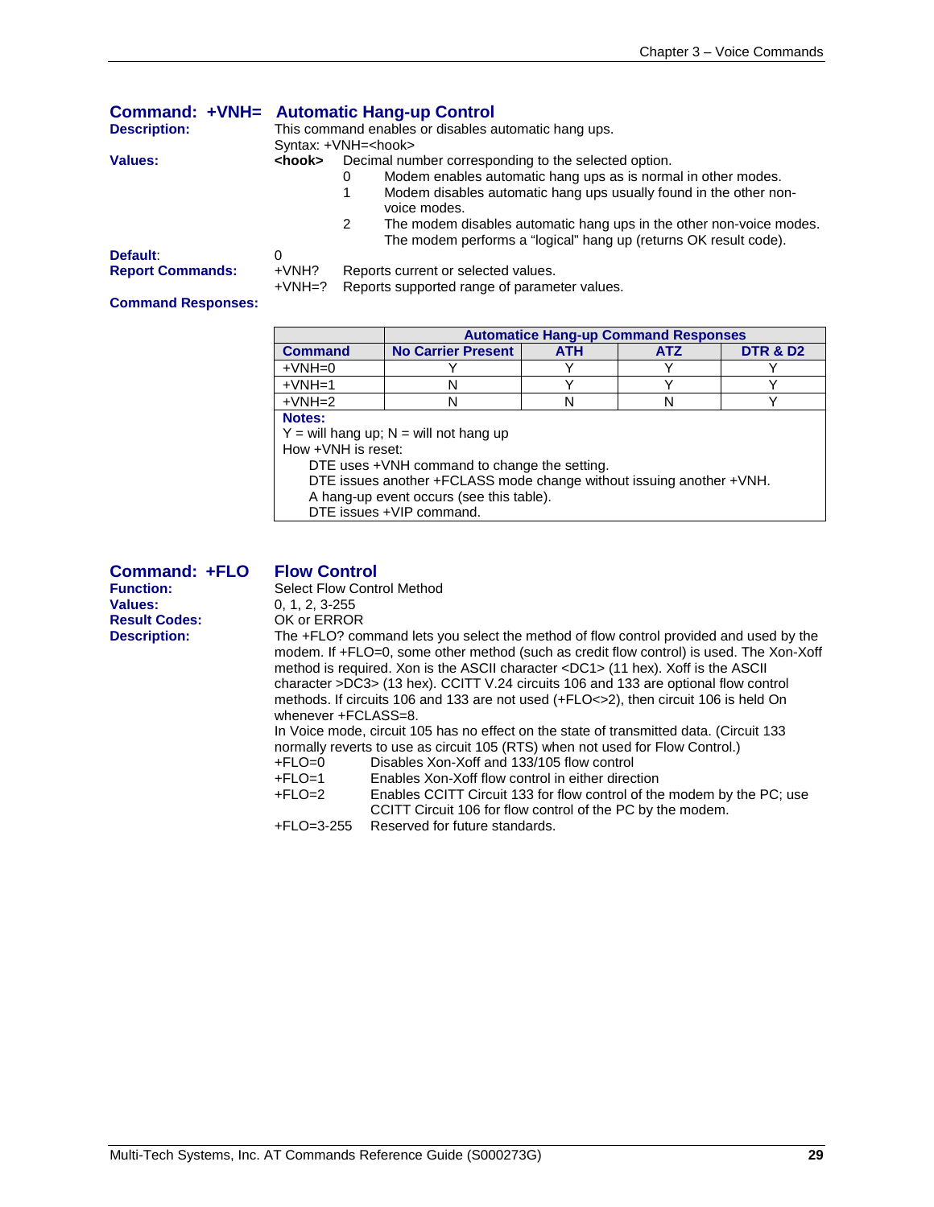## Command: +VNH= Automatic Hang-up Control

**Description:** This command enables or disables automatic hang ups.

Syntax: +VNH=<hook>

**Values:** **<hook>** Decimal number corresponding to the selected option.

- 0 Modem enables automatic hang ups as is normal in other modes.
- 1 Modem disables automatic hang ups usually found in the other non-voice modes.
- 2 The modem disables automatic hang ups in the other non-voice modes. The modem performs a "logical" hang up (returns OK result code).

**Default:** 0

**Report Commands:**

+VNH? Reports current or selected values.

+VNH=? Reports supported range of parameter values.

**Command Responses:**

| | Automatice Hang-up Command Responses | | | |
|---|---|---|---|---|
| **Command** | **No Carrier Present** | **ATH** | **ATZ** | **DTR & D2** |
| +VNH=0 | Y | Y | Y | Y |
| +VNH=1 | N | Y | Y | Y |
| +VNH=2 | N | N | N | Y |

**Notes:**

Y = will hang up; N = will not hang up

How +VNH is reset:

- DTE uses +VNH command to change the setting.
- DTE issues another +FCLASS mode change without issuing another +VNH.
- A hang-up event occurs (see this table).
- DTE issues +VIP command.

## Command: +FLO Flow Control

**Function:** Select Flow Control Method

**Values:** 0, 1, 2, 3-255

**Result Codes:** OK or ERROR

**Description:** The +FLO? command lets you select the method of flow control provided and used by the modem. If +FLO=0, some other method (such as credit flow control) is used. The Xon-Xoff method is required. Xon is the ASCII character <DC1> (11 hex). Xoff is the ASCII character >DC3> (13 hex). CCITT V.24 circuits 106 and 133 are optional flow control methods. If circuits 106 and 133 are not used (+FLO<>2), then circuit 106 is held On whenever +FCLASS=8.

In Voice mode, circuit 105 has no effect on the state of transmitted data. (Circuit 133 normally reverts to use as circuit 105 (RTS) when not used for Flow Control.)

- +FLO=0 Disables Xon-Xoff and 133/105 flow control
- +FLO=1 Enables Xon-Xoff flow control in either direction
- +FLO=2 Enables CCITT Circuit 133 for flow control of the modem by the PC; use CCITT Circuit 106 for flow control of the PC by the modem.
- +FLO=3-255 Reserved for future standards.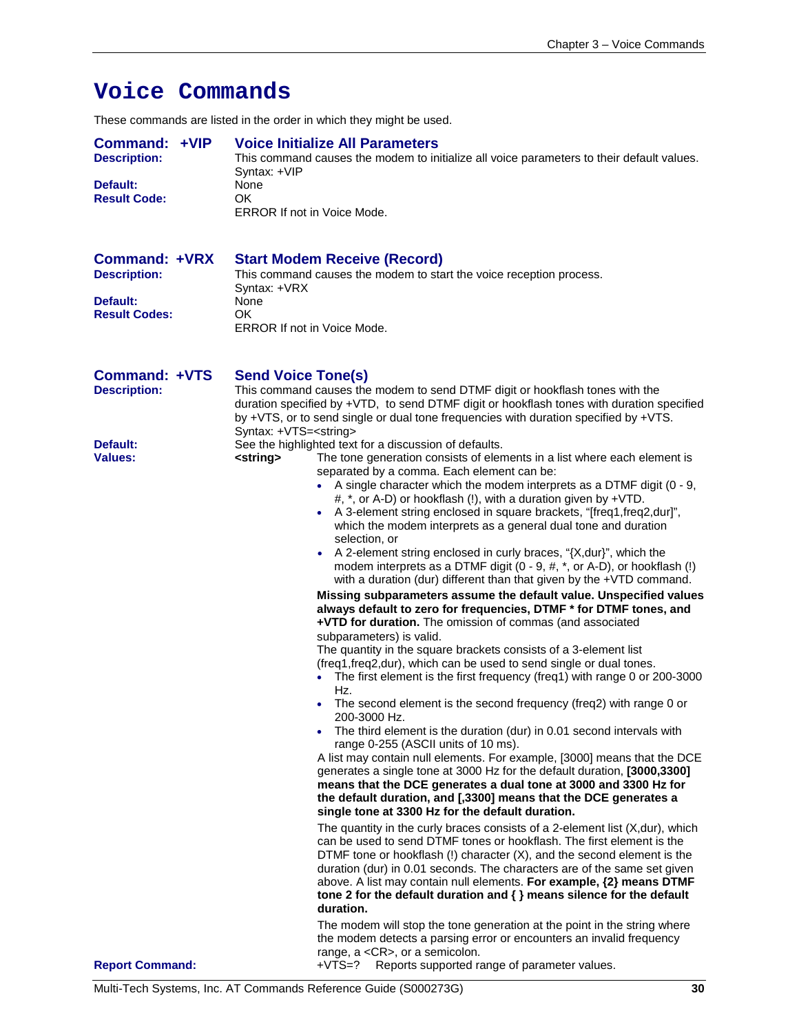# Voice Commands

These commands are listed in the order in which they might be used.

## Command: +VIP — Voice Initialize All Parameters

**Description:** This command causes the modem to initialize all voice parameters to their default values.
Syntax: +VIP

**Default:** None

**Result Code:** OK
ERROR If not in Voice Mode.

## Command: +VRX — Start Modem Receive (Record)

**Description:** This command causes the modem to start the voice reception process.
Syntax: +VRX

**Default:** None

**Result Codes:** OK
ERROR If not in Voice Mode.

## Command: +VTS — Send Voice Tone(s)

**Description:** This command causes the modem to send DTMF digit or hookflash tones with the duration specified by +VTD, to send DTMF digit or hookflash tones with duration specified by +VTS, or to send single or dual tone frequencies with duration specified by +VTS.
Syntax: +VTS=<string>

**Default:** See the highlighted text for a discussion of defaults.

**Values:**

**<string>** The tone generation consists of elements in a list where each element is separated by a comma. Each element can be:

- A single character which the modem interprets as a DTMF digit (0 - 9, #, *, or A-D) or hookflash (!), with a duration given by +VTD.
- A 3-element string enclosed in square brackets, "[freq1,freq2,dur]", which the modem interprets as a general dual tone and duration selection, or
- A 2-element string enclosed in curly braces, "{X,dur}", which the modem interprets as a DTMF digit (0 - 9, #, *, or A-D), or hookflash (!) with a duration (dur) different than that given by the +VTD command.

**Missing subparameters assume the default value. Unspecified values always default to zero for frequencies, DTMF * for DTMF tones, and +VTD for duration.** The omission of commas (and associated subparameters) is valid.

The quantity in the square brackets consists of a 3-element list (freq1,freq2,dur), which can be used to send single or dual tones.

- The first element is the first frequency (freq1) with range 0 or 200-3000 Hz.
- The second element is the second frequency (freq2) with range 0 or 200-3000 Hz.
- The third element is the duration (dur) in 0.01 second intervals with range 0-255 (ASCII units of 10 ms).

A list may contain null elements. For example, [3000] means that the DCE generates a single tone at 3000 Hz for the default duration, **[3000,3300] means that the DCE generates a dual tone at 3000 and 3300 Hz for the default duration, and [,3300] means that the DCE generates a single tone at 3300 Hz for the default duration.**

The quantity in the curly braces consists of a 2-element list (X,dur), which can be used to send DTMF tones or hookflash. The first element is the DTMF tone or hookflash (!) character (X), and the second element is the duration (dur) in 0.01 seconds. The characters are of the same set given above. A list may contain null elements. **For example, {2} means DTMF tone 2 for the default duration and { } means silence for the default duration.**

The modem will stop the tone generation at the point in the string where the modem detects a parsing error or encounters an invalid frequency range, a <CR>, or a semicolon.

**Report Command:** +VTS=? Reports supported range of parameter values.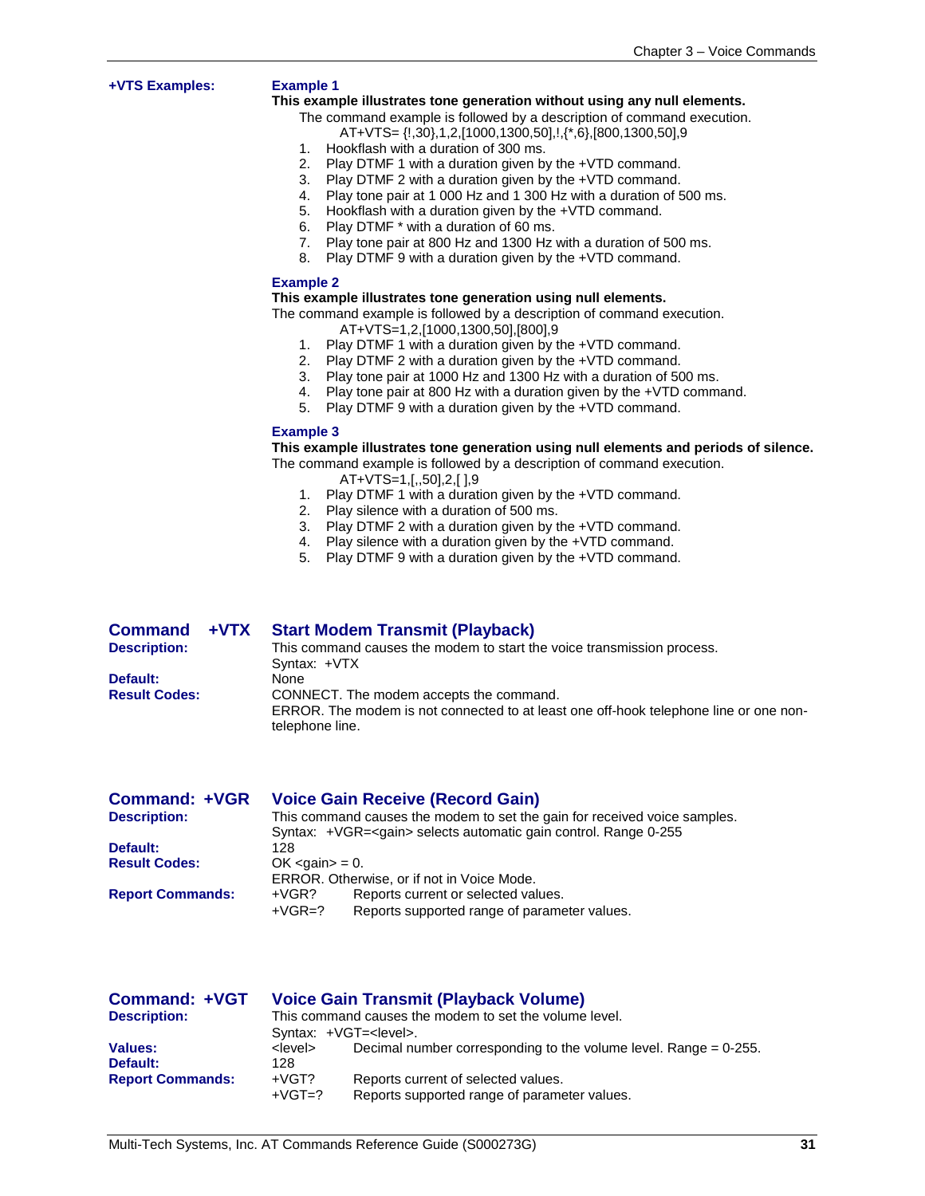**+VTS Examples:**

**Example 1**

**This example illustrates tone generation without using any null elements.**

The command example is followed by a description of command execution.

AT+VTS= {!,30},1,2,[1000,1300,50],!,{*,6},[800,1300,50],9

1. Hookflash with a duration of 300 ms.
2. Play DTMF 1 with a duration given by the +VTD command.
3. Play DTMF 2 with a duration given by the +VTD command.
4. Play tone pair at 1 000 Hz and 1 300 Hz with a duration of 500 ms.
5. Hookflash with a duration given by the +VTD command.
6. Play DTMF * with a duration of 60 ms.
7. Play tone pair at 800 Hz and 1300 Hz with a duration of 500 ms.
8. Play DTMF 9 with a duration given by the +VTD command.

**Example 2**

**This example illustrates tone generation using null elements.**

The command example is followed by a description of command execution.

AT+VTS=1,2,[1000,1300,50],[800],9

1. Play DTMF 1 with a duration given by the +VTD command.
2. Play DTMF 2 with a duration given by the +VTD command.
3. Play tone pair at 1000 Hz and 1300 Hz with a duration of 500 ms.
4. Play tone pair at 800 Hz with a duration given by the +VTD command.
5. Play DTMF 9 with a duration given by the +VTD command.

**Example 3**

**This example illustrates tone generation using null elements and periods of silence.**

The command example is followed by a description of command execution.

AT+VTS=1,[,,50],2,[ ],9

1. Play DTMF 1 with a duration given by the +VTD command.
2. Play silence with a duration of 500 ms.
3. Play DTMF 2 with a duration given by the +VTD command.
4. Play silence with a duration given by the +VTD command.
5. Play DTMF 9 with a duration given by the +VTD command.

## Command +VTX Start Modem Transmit (Playback)

**Description:** This command causes the modem to start the voice transmission process.
Syntax: +VTX

**Default:** None

**Result Codes:** CONNECT. The modem accepts the command.
ERROR. The modem is not connected to at least one off-hook telephone line or one non-telephone line.

## Command: +VGR Voice Gain Receive (Record Gain)

**Description:** This command causes the modem to set the gain for received voice samples.
Syntax: +VGR=<gain> selects automatic gain control. Range 0-255

**Default:** 128

**Result Codes:** OK <gain> = 0.
ERROR. Otherwise, or if not in Voice Mode.

**Report Commands:**

| | |
|---|---|
| +VGR? | Reports current or selected values. |
| +VGR=? | Reports supported range of parameter values. |

## Command: +VGT Voice Gain Transmit (Playback Volume)

**Description:** This command causes the modem to set the volume level.
Syntax: +VGT=<level>.

**Values:** <level> Decimal number corresponding to the volume level. Range = 0-255.

**Default:** 128

**Report Commands:**

| | |
|---|---|
| +VGT? | Reports current of selected values. |
| +VGT=? | Reports supported range of parameter values. |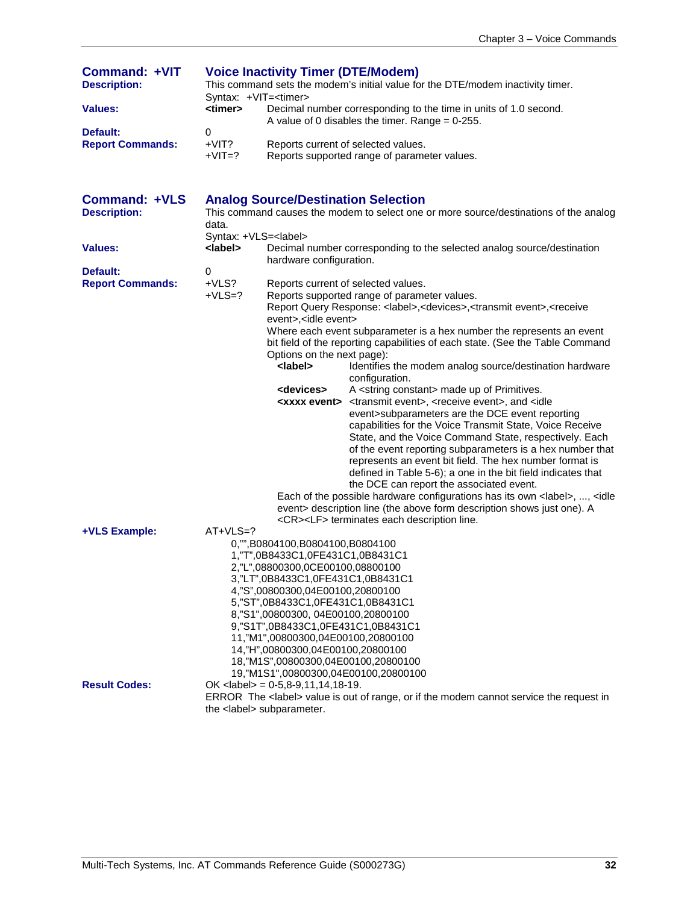## Command: +VIT — Voice Inactivity Timer (DTE/Modem)

**Description:** This command sets the modem's initial value for the DTE/modem inactivity timer.

Syntax: +VIT=<timer>

**Values:**

**<timer>** Decimal number corresponding to the time in units of 1.0 second. A value of 0 disables the timer. Range = 0-255.

**Default:** 0

**Report Commands:**

+VIT? Reports current of selected values.
+VIT=? Reports supported range of parameter values.

## Command: +VLS — Analog Source/Destination Selection

**Description:** This command causes the modem to select one or more source/destinations of the analog data.

Syntax: +VLS=<label>

**Values:**

**<label>** Decimal number corresponding to the selected analog source/destination hardware configuration.

**Default:** 0

**Report Commands:**

+VLS? Reports current of selected values.
+VLS=? Reports supported range of parameter values.

Report Query Response: <label>,<devices>,<transmit event>,<receive event>,<idle event>

Where each event subparameter is a hex number the represents an event bit field of the reporting capabilities of each state. (See the Table Command Options on the next page):

**<label>** Identifies the modem analog source/destination hardware configuration.

**<devices>** A <string constant> made up of Primitives.

**<xxxx event>** <transmit event>, <receive event>, and <idle event>subparameters are the DCE event reporting capabilities for the Voice Transmit State, Voice Receive State, and the Voice Command State, respectively. Each of the event reporting subparameters is a hex number that represents an event bit field. The hex number format is defined in Table 5-6); a one in the bit field indicates that the DCE can report the associated event.

Each of the possible hardware configurations has its own <label>, ..., <idle event> description line (the above form description shows just one). A <CR><LF> terminates each description line.

**+VLS Example:**

```
AT+VLS=?
0,"",B0804100,B0804100,B0804100
1,"T",0B8433C1,0FE431C1,0B8431C1
2,"L",08800300,0CE00100,08800100
3,"LT",0B8433C1,0FE431C1,0B8431C1
4,"S",00800300,04E00100,20800100
5,"ST",0B8433C1,0FE431C1,0B8431C1
8,"S1",00800300, 04E00100,20800100
9,"S1T",0B8433C1,0FE431C1,0B8431C1
11,"M1",00800300,04E00100,20800100
14,"H",00800300,04E00100,20800100
18,"M1S",00800300,04E00100,20800100
19,"M1S1",00800300,04E00100,20800100
```

**Result Codes:**

OK <label> = 0-5,8-9,11,14,18-19.

ERROR The <label> value is out of range, or if the modem cannot service the request in the <label> subparameter.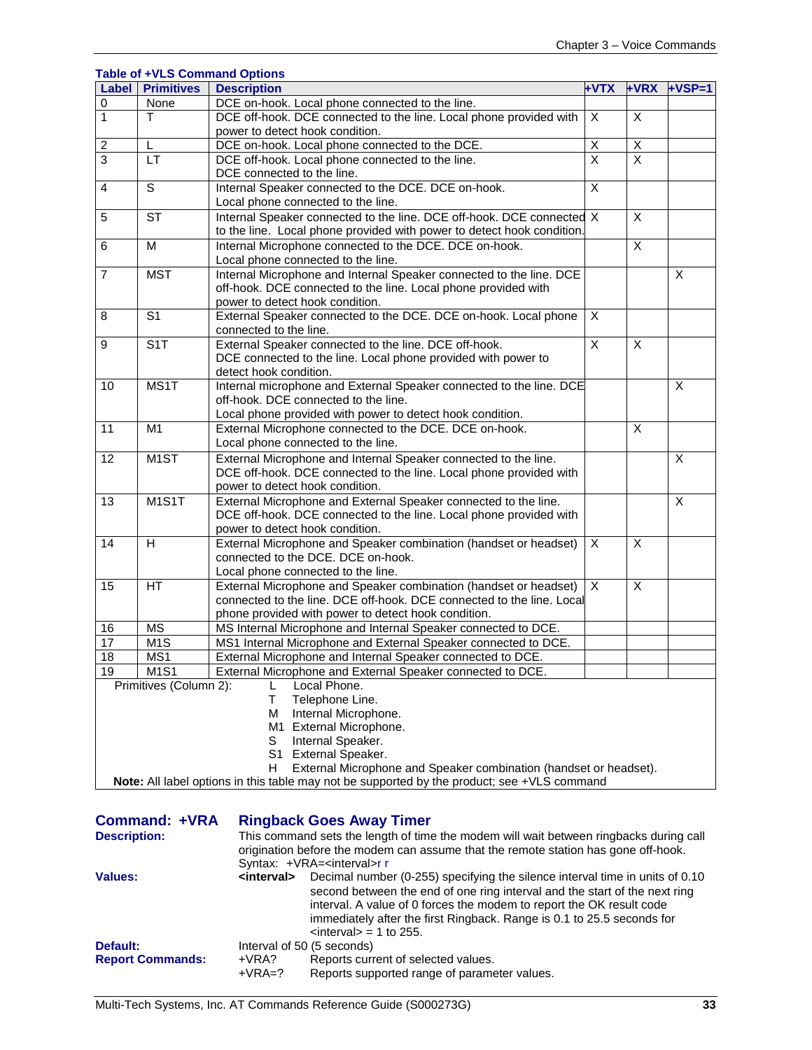**Table of +VLS Command Options**

| Label | Primitives | Description | +VTX | +VRX | +VSP=1 |
|---|---|---|---|---|---|
| 0 | None | DCE on-hook. Local phone connected to the line. | | | |
| 1 | T | DCE off-hook. DCE connected to the line. Local phone provided with power to detect hook condition. | X | X | |
| 2 | L | DCE on-hook. Local phone connected to the DCE. | X | X | |
| 3 | LT | DCE off-hook. Local phone connected to the line. DCE connected to the line. | X | X | |
| 4 | S | Internal Speaker connected to the DCE. DCE on-hook. Local phone connected to the line. | X | | |
| 5 | ST | Internal Speaker connected to the line. DCE off-hook. DCE connected to the line. Local phone provided with power to detect hook condition. | X | X | |
| 6 | M | Internal Microphone connected to the DCE. DCE on-hook. Local phone connected to the line. | | X | |
| 7 | MST | Internal Microphone and Internal Speaker connected to the line. DCE off-hook. DCE connected to the line. Local phone provided with power to detect hook condition. | | | X |
| 8 | S1 | External Speaker connected to the DCE. DCE on-hook. Local phone connected to the line. | X | | |
| 9 | S1T | External Speaker connected to the line. DCE off-hook. DCE connected to the line. Local phone provided with power to detect hook condition. | X | X | |
| 10 | MS1T | Internal microphone and External Speaker connected to the line. DCE off-hook. DCE connected to the line. Local phone provided with power to detect hook condition. | | | X |
| 11 | M1 | External Microphone connected to the DCE. DCE on-hook. Local phone connected to the line. | | X | |
| 12 | M1ST | External Microphone and Internal Speaker connected to the line. DCE off-hook. DCE connected to the line. Local phone provided with power to detect hook condition. | | | X |
| 13 | M1S1T | External Microphone and External Speaker connected to the line. DCE off-hook. DCE connected to the line. Local phone provided with power to detect hook condition. | | | X |
| 14 | H | External Microphone and Speaker combination (handset or headset) connected to the DCE. DCE on-hook. Local phone connected to the line. | X | X | |
| 15 | HT | External Microphone and Speaker combination (handset or headset) connected to the line. DCE off-hook. DCE connected to the line. Local phone provided with power to detect hook condition. | X | X | |
| 16 | MS | MS Internal Microphone and Internal Speaker connected to DCE. | | | |
| 17 | M1S | MS1 Internal Microphone and External Speaker connected to DCE. | | | |
| 18 | MS1 | External Microphone and Internal Speaker connected to DCE. | | | |
| 19 | M1S1 | External Microphone and External Speaker connected to DCE. | | | |

Primitives (Column 2):
- L Local Phone.
- T Telephone Line.
- M Internal Microphone.
- M1 External Microphone.
- S Internal Speaker.
- S1 External Speaker.
- H External Microphone and Speaker combination (handset or headset).

**Note:** All label options in this table may not be supported by the product; see +VLS command

## Command: +VRA Ringback Goes Away Timer

**Description:** This command sets the length of time the modem will wait between ringbacks during call origination before the modem can assume that the remote station has gone off-hook.
Syntax: +VRA=<interval>r r

**Values:** **<interval>** Decimal number (0-255) specifying the silence interval time in units of 0.10 second between the end of one ring interval and the start of the next ring interval. A value of 0 forces the modem to report the OK result code immediately after the first Ringback. Range is 0.1 to 25.5 seconds for <interval> = 1 to 255.

**Default:** Interval of 50 (5 seconds)

**Report Commands:**
+VRA? Reports current of selected values.
+VRA=? Reports supported range of parameter values.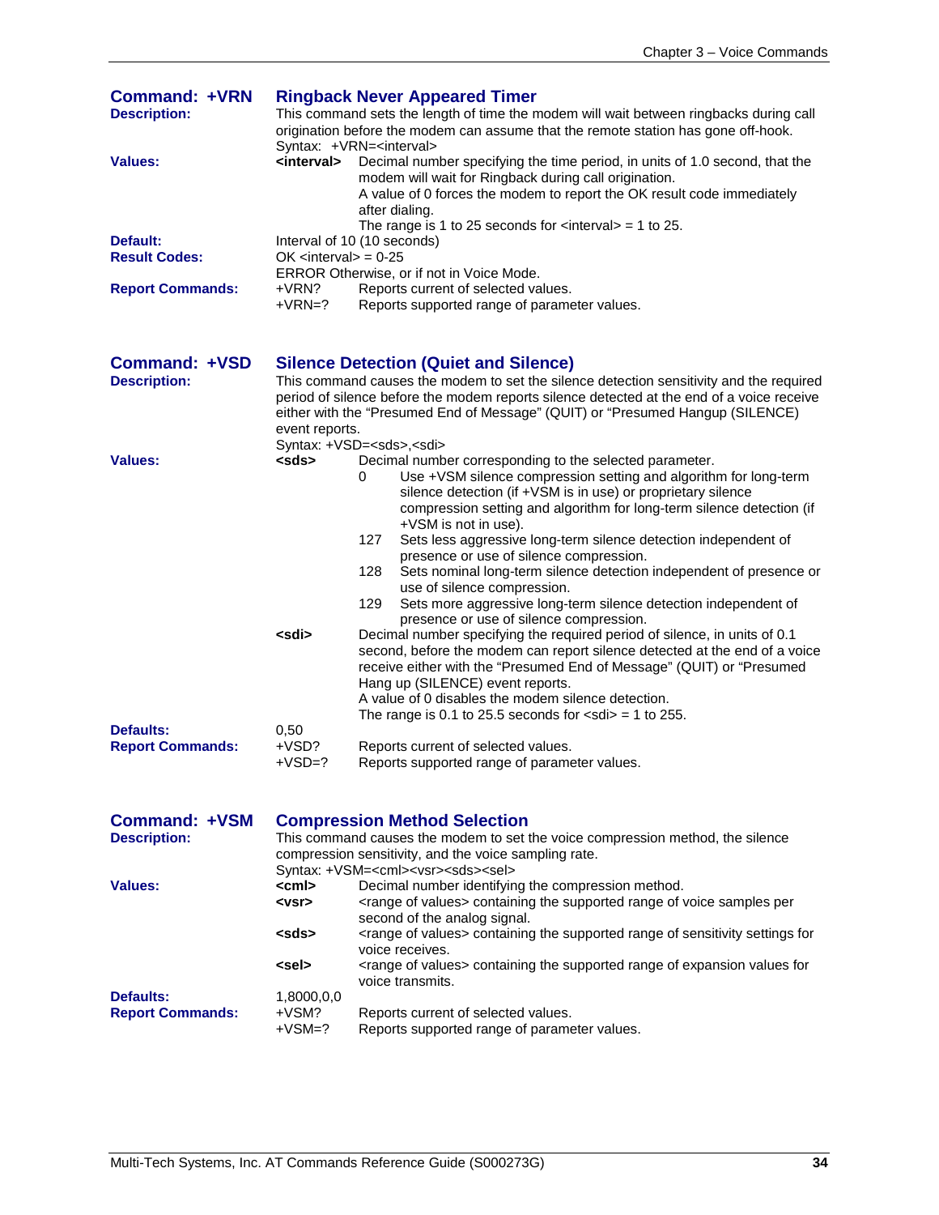## Command: +VRN Ringback Never Appeared Timer

**Description:** This command sets the length of time the modem will wait between ringbacks during call origination before the modem can assume that the remote station has gone off-hook.

Syntax: +VRN=<interval>

**Values:**

**<interval>** Decimal number specifying the time period, in units of 1.0 second, that the modem will wait for Ringback during call origination.
A value of 0 forces the modem to report the OK result code immediately after dialing.
The range is 1 to 25 seconds for <interval> = 1 to 25.

**Default:** Interval of 10 (10 seconds)

**Result Codes:** OK <interval> = 0-25
ERROR Otherwise, or if not in Voice Mode.

**Report Commands:**
+VRN? Reports current of selected values.
+VRN=? Reports supported range of parameter values.

## Command: +VSD Silence Detection (Quiet and Silence)

**Description:** This command causes the modem to set the silence detection sensitivity and the required period of silence before the modem reports silence detected at the end of a voice receive either with the "Presumed End of Message" (QUIT) or "Presumed Hangup (SILENCE) event reports.

Syntax: +VSD=<sds>,<sdi>

**Values:**

**<sds>** Decimal number corresponding to the selected parameter.

- 0 Use +VSM silence compression setting and algorithm for long-term silence detection (if +VSM is in use) or proprietary silence compression setting and algorithm for long-term silence detection (if +VSM is not in use).
- 127 Sets less aggressive long-term silence detection independent of presence or use of silence compression.
- 128 Sets nominal long-term silence detection independent of presence or use of silence compression.
- 129 Sets more aggressive long-term silence detection independent of presence or use of silence compression.

**<sdi>** Decimal number specifying the required period of silence, in units of 0.1 second, before the modem can report silence detected at the end of a voice receive either with the "Presumed End of Message" (QUIT) or "Presumed Hang up (SILENCE) event reports.
A value of 0 disables the modem silence detection.
The range is 0.1 to 25.5 seconds for <sdi> = 1 to 255.

**Defaults:** 0,50

**Report Commands:**
+VSD? Reports current of selected values.
+VSD=? Reports supported range of parameter values.

## Command: +VSM Compression Method Selection

**Description:** This command causes the modem to set the voice compression method, the silence compression sensitivity, and the voice sampling rate.

Syntax: +VSM=<cml><vsr><sds><sel>

**Values:**

**<cml>** Decimal number identifying the compression method.

**<vsr>** <range of values> containing the supported range of voice samples per second of the analog signal.

**<sds>** <range of values> containing the supported range of sensitivity settings for voice receives.

**<sel>** <range of values> containing the supported range of expansion values for voice transmits.

**Defaults:** 1,8000,0,0

**Report Commands:**
+VSM? Reports current of selected values.
+VSM=? Reports supported range of parameter values.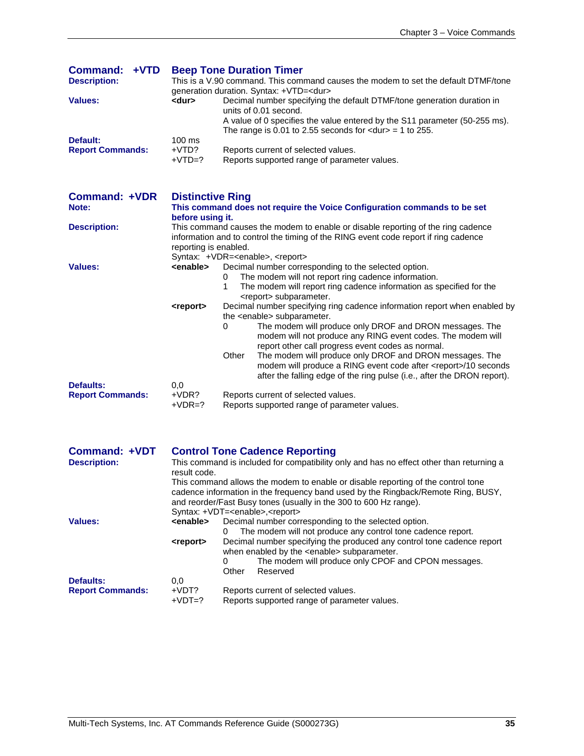## Command: +VTD Beep Tone Duration Timer

**Description:** This is a V.90 command. This command causes the modem to set the default DTMF/tone generation duration. Syntax: +VTD=<dur>

**Values:**

**<dur>** Decimal number specifying the default DTMF/tone generation duration in units of 0.01 second.
A value of 0 specifies the value entered by the S11 parameter (50-255 ms). The range is 0.01 to 2.55 seconds for <dur> = 1 to 255.

**Default:** 100 ms

**Report Commands:**

| | |
|---|---|
| +VTD? | Reports current of selected values. |
| +VTD=? | Reports supported range of parameter values. |

## Command: +VDR Distinctive Ring

**Note:** **This command does not require the Voice Configuration commands to be set before using it.**

**Description:** This command causes the modem to enable or disable reporting of the ring cadence information and to control the timing of the RING event code report if ring cadence reporting is enabled.
Syntax: +VDR=<enable>, <report>

**Values:**

**<enable>** Decimal number corresponding to the selected option.

- 0 The modem will not report ring cadence information.
- 1 The modem will report ring cadence information as specified for the <report> subparameter.

**<report>** Decimal number specifying ring cadence information report when enabled by the <enable> subparameter.

- 0 The modem will produce only DROF and DRON messages. The modem will not produce any RING event codes. The modem will report other call progress event codes as normal.
- Other The modem will produce only DROF and DRON messages. The modem will produce a RING event code after <report>/10 seconds after the falling edge of the ring pulse (i.e., after the DRON report).

**Defaults:** 0,0

**Report Commands:**

| | |
|---|---|
| +VDR? | Reports current of selected values. |
| +VDR=? | Reports supported range of parameter values. |

## Command: +VDT Control Tone Cadence Reporting

**Description:** This command is included for compatibility only and has no effect other than returning a result code.
This command allows the modem to enable or disable reporting of the control tone cadence information in the frequency band used by the Ringback/Remote Ring, BUSY, and reorder/Fast Busy tones (usually in the 300 to 600 Hz range).
Syntax: +VDT=<enable>,<report>

**Values:**

**<enable>** Decimal number corresponding to the selected option.

- 0 The modem will not produce any control tone cadence report.

**<report>** Decimal number specifying the produced any control tone cadence report when enabled by the <enable> subparameter.

- 0 The modem will produce only CPOF and CPON messages.
- Other Reserved

**Defaults:** 0,0

**Report Commands:**

| | |
|---|---|
| +VDT? | Reports current of selected values. |
| +VDT=? | Reports supported range of parameter values. |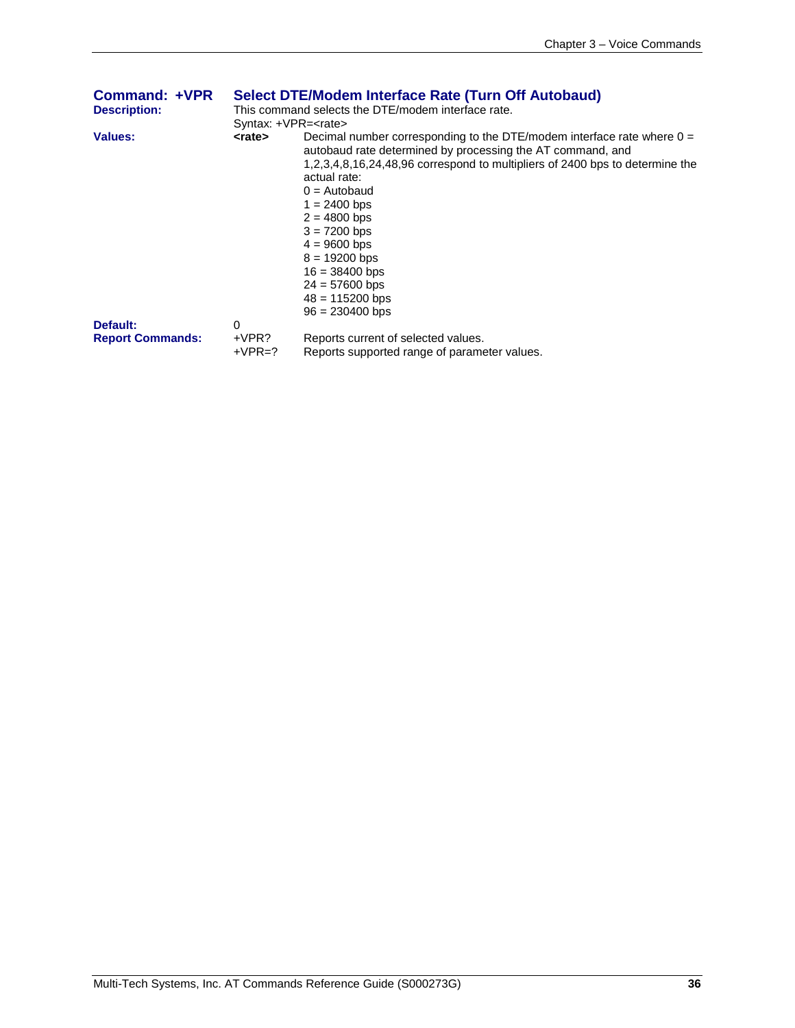## Command: +VPR — Select DTE/Modem Interface Rate (Turn Off Autobaud)

**Description:** This command selects the DTE/modem interface rate.

Syntax: +VPR=<rate>

**Values:**

**<rate>** Decimal number corresponding to the DTE/modem interface rate where 0 = autobaud rate determined by processing the AT command, and 1,2,3,4,8,16,24,48,96 correspond to multipliers of 2400 bps to determine the actual rate:

0 = Autobaud
1 = 2400 bps
2 = 4800 bps
3 = 7200 bps
4 = 9600 bps
8 = 19200 bps
16 = 38400 bps
24 = 57600 bps
48 = 115200 bps
96 = 230400 bps

**Default:** 0

**Report Commands:**

+VPR? Reports current of selected values.
+VPR=? Reports supported range of parameter values.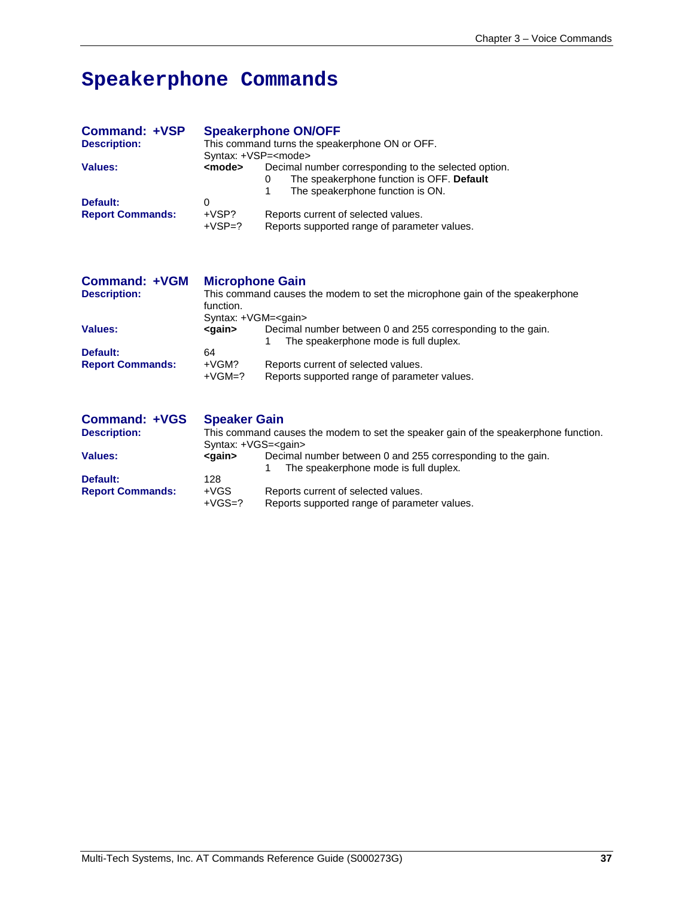# Speakerphone Commands

## Command: +VSP Speakerphone ON/OFF

**Description:** This command turns the speakerphone ON or OFF.

Syntax: +VSP=<mode>

**Values:** **<mode>** Decimal number corresponding to the selected option.

- 0 The speakerphone function is OFF. **Default**
- 1 The speakerphone function is ON.

**Default:** 0

**Report Commands:**

- +VSP? Reports current of selected values.
- +VSP=? Reports supported range of parameter values.

## Command: +VGM Microphone Gain

**Description:** This command causes the modem to set the microphone gain of the speakerphone function.

Syntax: +VGM=<gain>

**Values:** **<gain>** Decimal number between 0 and 255 corresponding to the gain.

- 1 The speakerphone mode is full duplex.

**Default:** 64

**Report Commands:**

- +VGM? Reports current of selected values.
- +VGM=? Reports supported range of parameter values.

## Command: +VGS Speaker Gain

**Description:** This command causes the modem to set the speaker gain of the speakerphone function.

Syntax: +VGS=<gain>

**Values:** **<gain>** Decimal number between 0 and 255 corresponding to the gain.

- 1 The speakerphone mode is full duplex.

**Default:** 128

**Report Commands:**

- +VGS Reports current of selected values.
- +VGS=? Reports supported range of parameter values.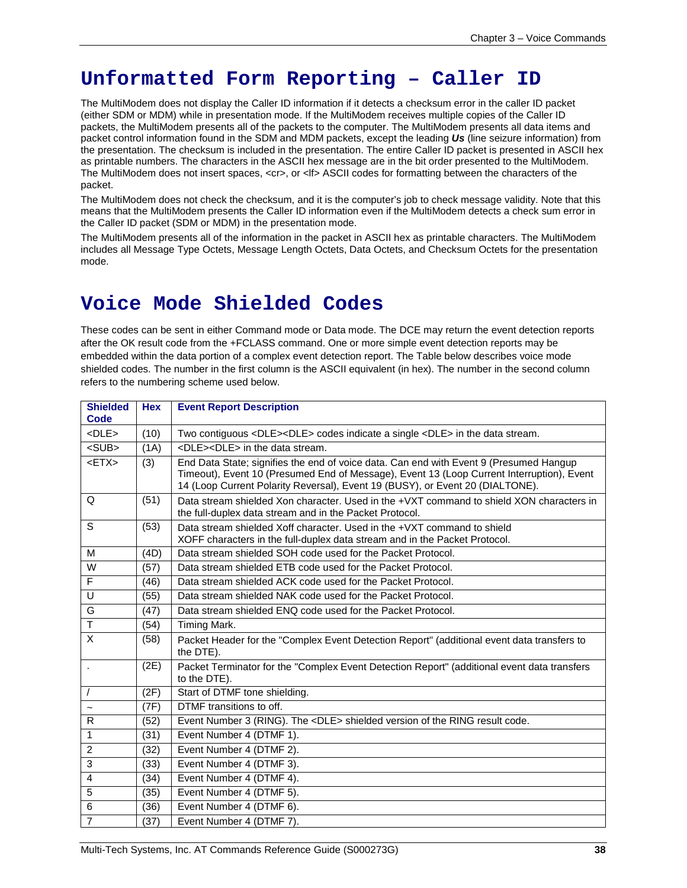# Unformatted Form Reporting – Caller ID

The MultiModem does not display the Caller ID information if it detects a checksum error in the caller ID packet (either SDM or MDM) while in presentation mode. If the MultiModem receives multiple copies of the Caller ID packets, the MultiModem presents all of the packets to the computer. The MultiModem presents all data items and packet control information found in the SDM and MDM packets, except the leading ***Us*** (line seizure information) from the presentation. The checksum is included in the presentation. The entire Caller ID packet is presented in ASCII hex as printable numbers. The characters in the ASCII hex message are in the bit order presented to the MultiModem. The MultiModem does not insert spaces, <cr>, or <lf> ASCII codes for formatting between the characters of the packet.

The MultiModem does not check the checksum, and it is the computer's job to check message validity. Note that this means that the MultiModem presents the Caller ID information even if the MultiModem detects a check sum error in the Caller ID packet (SDM or MDM) in the presentation mode.

The MultiModem presents all of the information in the packet in ASCII hex as printable characters. The MultiModem includes all Message Type Octets, Message Length Octets, Data Octets, and Checksum Octets for the presentation mode.

# Voice Mode Shielded Codes

These codes can be sent in either Command mode or Data mode. The DCE may return the event detection reports after the OK result code from the +FCLASS command. One or more simple event detection reports may be embedded within the data portion of a complex event detection report. The Table below describes voice mode shielded codes. The number in the first column is the ASCII equivalent (in hex). The number in the second column refers to the numbering scheme used below.

| Shielded Code | Hex | Event Report Description |
|---|---|---|
| <DLE> | (10) | Two contiguous <DLE><DLE> codes indicate a single <DLE> in the data stream. |
| <SUB> | (1A) | <DLE><DLE> in the data stream. |
| <ETX> | (3) | End Data State; signifies the end of voice data. Can end with Event 9 (Presumed Hangup Timeout), Event 10 (Presumed End of Message), Event 13 (Loop Current Interruption), Event 14 (Loop Current Polarity Reversal), Event 19 (BUSY), or Event 20 (DIALTONE). |
| Q | (51) | Data stream shielded Xon character. Used in the +VXT command to shield XON characters in the full-duplex data stream and in the Packet Protocol. |
| S | (53) | Data stream shielded Xoff character. Used in the +VXT command to shield XOFF characters in the full-duplex data stream and in the Packet Protocol. |
| M | (4D) | Data stream shielded SOH code used for the Packet Protocol. |
| W | (57) | Data stream shielded ETB code used for the Packet Protocol. |
| F | (46) | Data stream shielded ACK code used for the Packet Protocol. |
| U | (55) | Data stream shielded NAK code used for the Packet Protocol. |
| G | (47) | Data stream shielded ENQ code used for the Packet Protocol. |
| T | (54) | Timing Mark. |
| X | (58) | Packet Header for the "Complex Event Detection Report" (additional event data transfers to the DTE). |
| . | (2E) | Packet Terminator for the "Complex Event Detection Report" (additional event data transfers to the DTE). |
| / | (2F) | Start of DTMF tone shielding. |
| ~ | (7F) | DTMF transitions to off. |
| R | (52) | Event Number 3 (RING). The <DLE> shielded version of the RING result code. |
| 1 | (31) | Event Number 4 (DTMF 1). |
| 2 | (32) | Event Number 4 (DTMF 2). |
| 3 | (33) | Event Number 4 (DTMF 3). |
| 4 | (34) | Event Number 4 (DTMF 4). |
| 5 | (35) | Event Number 4 (DTMF 5). |
| 6 | (36) | Event Number 4 (DTMF 6). |
| 7 | (37) | Event Number 4 (DTMF 7). |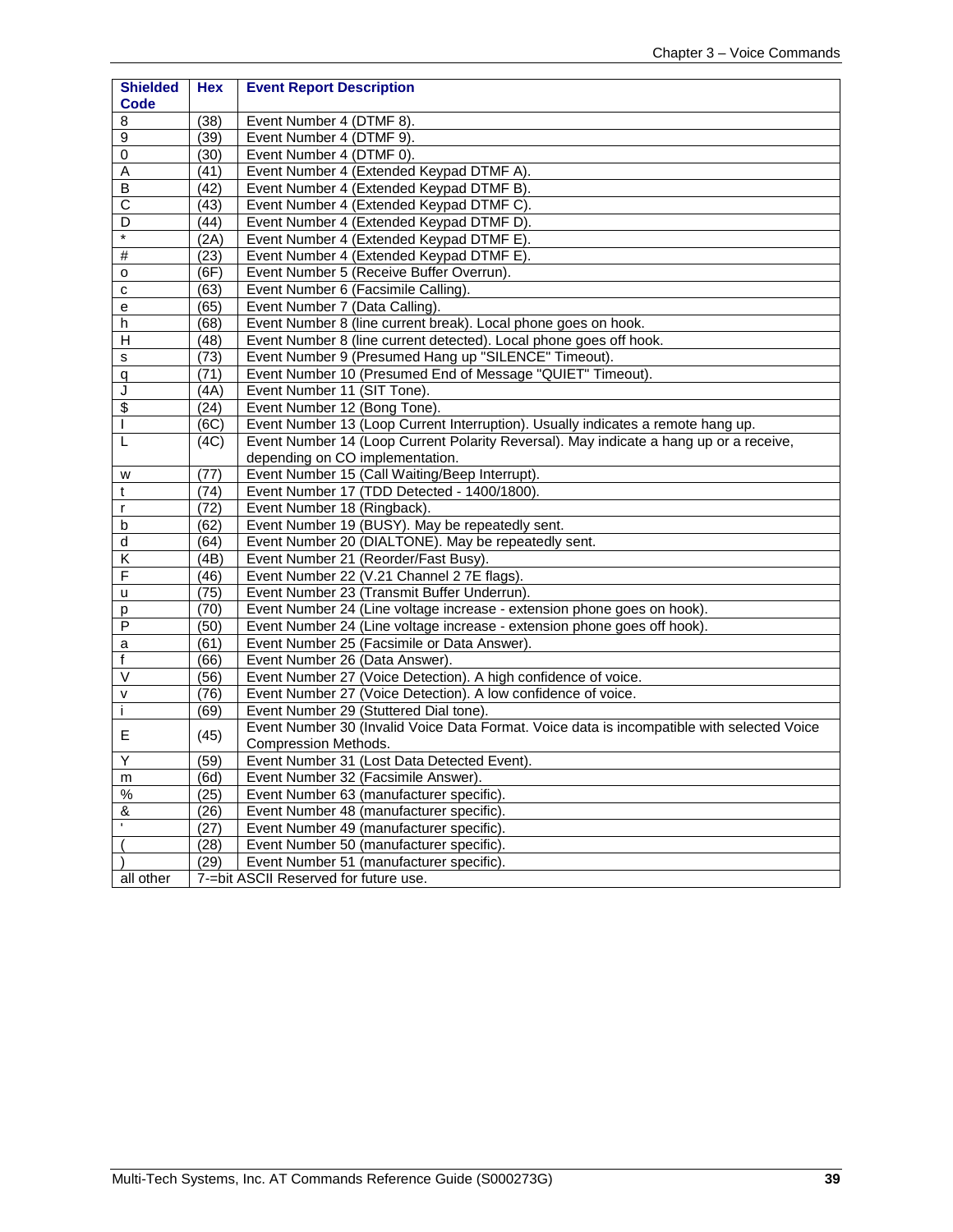| Shielded Code | Hex | Event Report Description |
|---|---|---|
| 8 | (38) | Event Number 4 (DTMF 8). |
| 9 | (39) | Event Number 4 (DTMF 9). |
| 0 | (30) | Event Number 4 (DTMF 0). |
| A | (41) | Event Number 4 (Extended Keypad DTMF A). |
| B | (42) | Event Number 4 (Extended Keypad DTMF B). |
| C | (43) | Event Number 4 (Extended Keypad DTMF C). |
| D | (44) | Event Number 4 (Extended Keypad DTMF D). |
| * | (2A) | Event Number 4 (Extended Keypad DTMF E). |
| # | (23) | Event Number 4 (Extended Keypad DTMF E). |
| o | (6F) | Event Number 5 (Receive Buffer Overrun). |
| c | (63) | Event Number 6 (Facsimile Calling). |
| e | (65) | Event Number 7 (Data Calling). |
| h | (68) | Event Number 8 (line current break). Local phone goes on hook. |
| H | (48) | Event Number 8 (line current detected). Local phone goes off hook. |
| s | (73) | Event Number 9 (Presumed Hang up "SILENCE" Timeout). |
| q | (71) | Event Number 10 (Presumed End of Message "QUIET" Timeout). |
| J | (4A) | Event Number 11 (SIT Tone). |
| $ | (24) | Event Number 12 (Bong Tone). |
| l | (6C) | Event Number 13 (Loop Current Interruption). Usually indicates a remote hang up. |
| L | (4C) | Event Number 14 (Loop Current Polarity Reversal). May indicate a hang up or a receive, depending on CO implementation. |
| w | (77) | Event Number 15 (Call Waiting/Beep Interrupt). |
| t | (74) | Event Number 17 (TDD Detected - 1400/1800). |
| r | (72) | Event Number 18 (Ringback). |
| b | (62) | Event Number 19 (BUSY). May be repeatedly sent. |
| d | (64) | Event Number 20 (DIALTONE). May be repeatedly sent. |
| K | (4B) | Event Number 21 (Reorder/Fast Busy). |
| F | (46) | Event Number 22 (V.21 Channel 2 7E flags). |
| u | (75) | Event Number 23 (Transmit Buffer Underrun). |
| p | (70) | Event Number 24 (Line voltage increase - extension phone goes on hook). |
| P | (50) | Event Number 24 (Line voltage increase - extension phone goes off hook). |
| a | (61) | Event Number 25 (Facsimile or Data Answer). |
| f | (66) | Event Number 26 (Data Answer). |
| V | (56) | Event Number 27 (Voice Detection). A high confidence of voice. |
| v | (76) | Event Number 27 (Voice Detection). A low confidence of voice. |
| i | (69) | Event Number 29 (Stuttered Dial tone). |
| E | (45) | Event Number 30 (Invalid Voice Data Format. Voice data is incompatible with selected Voice Compression Methods. |
| Y | (59) | Event Number 31 (Lost Data Detected Event). |
| m | (6d) | Event Number 32 (Facsimile Answer). |
| % | (25) | Event Number 63 (manufacturer specific). |
| & | (26) | Event Number 48 (manufacturer specific). |
| ' | (27) | Event Number 49 (manufacturer specific). |
| ( | (28) | Event Number 50 (manufacturer specific). |
| ) | (29) | Event Number 51 (manufacturer specific). |
| all other | 7-=bit ASCII Reserved for future use. | |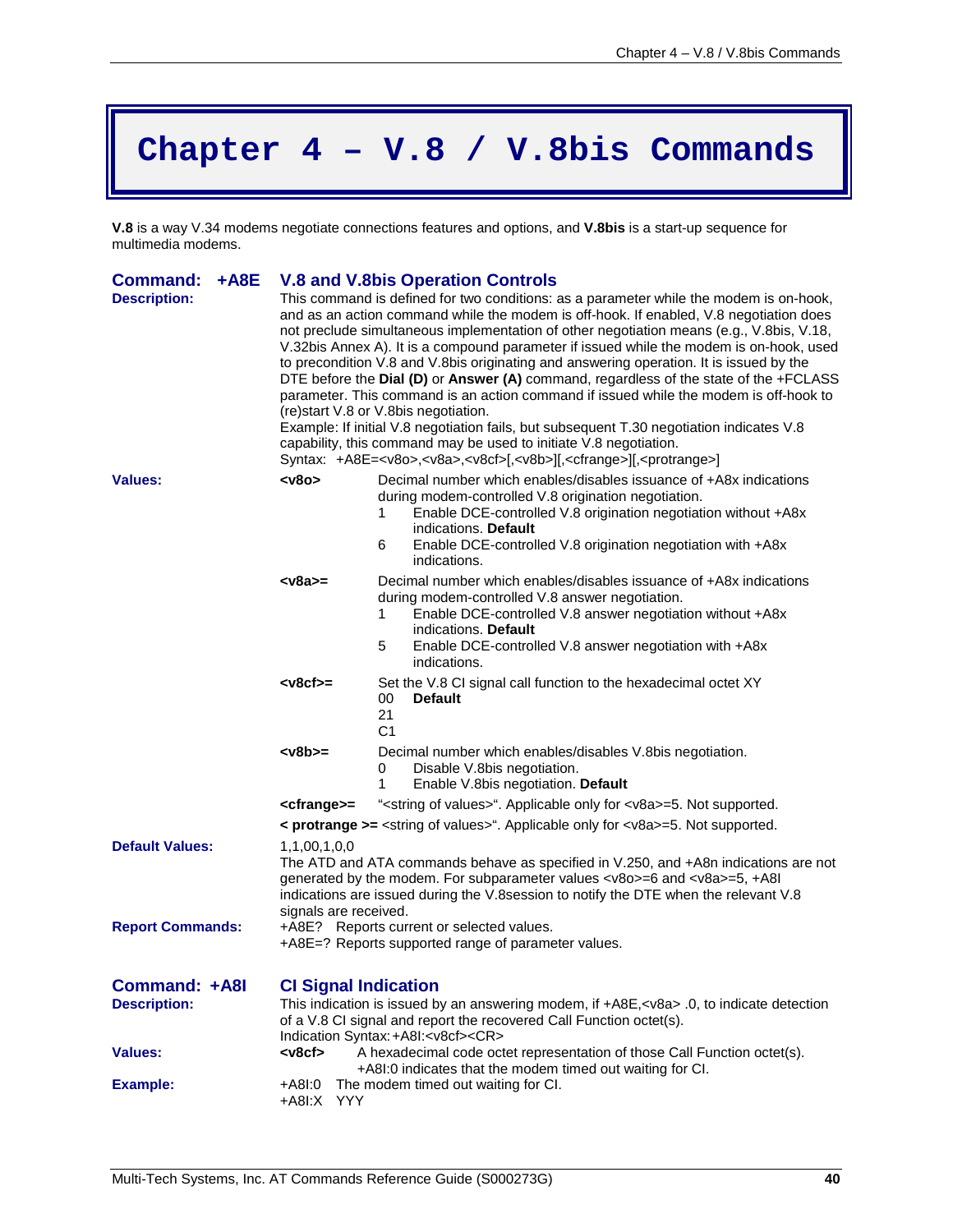# Chapter 4 – V.8 / V.8bis Commands

**V.8** is a way V.34 modems negotiate connections features and options, and **V.8bis** is a start-up sequence for multimedia modems.

## Command: +A8E V.8 and V.8bis Operation Controls

**Description:** This command is defined for two conditions: as a parameter while the modem is on-hook, and as an action command while the modem is off-hook. If enabled, V.8 negotiation does not preclude simultaneous implementation of other negotiation means (e.g., V.8bis, V.18, V.32bis Annex A). It is a compound parameter if issued while the modem is on-hook, used to precondition V.8 and V.8bis originating and answering operation. It is issued by the DTE before the **Dial (D)** or **Answer (A)** command, regardless of the state of the +FCLASS parameter. This command is an action command if issued while the modem is off-hook to (re)start V.8 or V.8bis negotiation.

Example: If initial V.8 negotiation fails, but subsequent T.30 negotiation indicates V.8 capability, this command may be used to initiate V.8 negotiation.

Syntax: +A8E=<v8o>,<v8a>,<v8cf>[,<v8b>][,<cfrange>][,<protrange>]

**Values:**

**<v8o>** Decimal number which enables/disables issuance of +A8x indications during modem-controlled V.8 origination negotiation.
- 1 Enable DCE-controlled V.8 origination negotiation without +A8x indications. **Default**
- 6 Enable DCE-controlled V.8 origination negotiation with +A8x indications.

**<v8a>=** Decimal number which enables/disables issuance of +A8x indications during modem-controlled V.8 answer negotiation.
- 1 Enable DCE-controlled V.8 answer negotiation without +A8x indications. **Default**
- 5 Enable DCE-controlled V.8 answer negotiation with +A8x indications.

**<v8cf>=** Set the V.8 CI signal call function to the hexadecimal octet XY
- 00 **Default**
- 21
- C1

**<v8b>=** Decimal number which enables/disables V.8bis negotiation.
- 0 Disable V.8bis negotiation.
- 1 Enable V.8bis negotiation. **Default**

**<cfrange>=** "<string of values>". Applicable only for <v8a>=5. Not supported.

**< protrange >=** <string of values>". Applicable only for <v8a>=5. Not supported.

**Default Values:** 1,1,00,1,0,0

The ATD and ATA commands behave as specified in V.250, and +A8n indications are not generated by the modem. For subparameter values <v8o>=6 and <v8a>=5, +A8I indications are issued during the V.8session to notify the DTE when the relevant V.8 signals are received.

**Report Commands:**
+A8E? Reports current or selected values.
+A8E=? Reports supported range of parameter values.

## Command: +A8I CI Signal Indication

**Description:** This indication is issued by an answering modem, if +A8E,<v8a> .0, to indicate detection of a V.8 CI signal and report the recovered Call Function octet(s).

Indication Syntax: +A8I:<v8cf><CR>

**Values:**

**<v8cf>** A hexadecimal code octet representation of those Call Function octet(s). +A8I:0 indicates that the modem timed out waiting for CI.

**Example:**
+A8I:0 The modem timed out waiting for CI.
+A8I:X YYY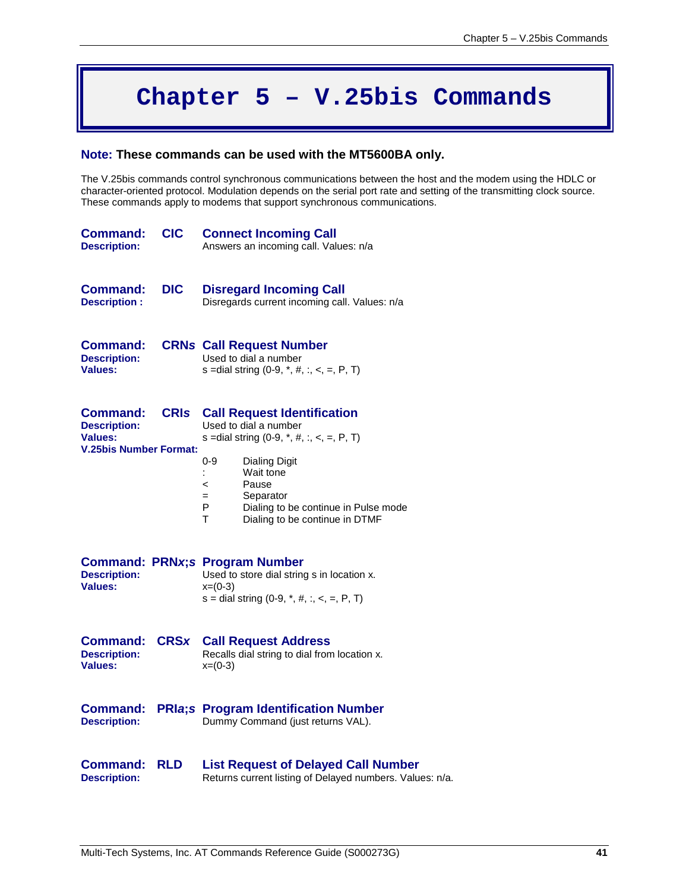# Chapter 5 – V.25bis Commands

**Note: These commands can be used with the MT5600BA only.**

The V.25bis commands control synchronous communications between the host and the modem using the HDLC or character-oriented protocol. Modulation depends on the serial port rate and setting of the transmitting clock source. These commands apply to modems that support synchronous communications.

**Command: CIC Connect Incoming Call**
**Description:** Answers an incoming call. Values: n/a

**Command: DIC Disregard Incoming Call**
**Description :** Disregards current incoming call. Values: n/a

**Command: CRN*s* Call Request Number**
**Description:** Used to dial a number
**Values:** s =dial string (0-9, *, #, :, <, =, P, T)

**Command: CRI*s* Call Request Identification**
**Description:** Used to dial a number
**Values:** s =dial string (0-9, *, #, :, <, =, P, T)
**V.25bis Number Format:**

| | |
|---|---|
| 0-9 | Dialing Digit |
| : | Wait tone |
| < | Pause |
| = | Separator |
| P | Dialing to be continue in Pulse mode |
| T | Dialing to be continue in DTMF |

**Command: PRN*x;s* Program Number**
**Description:** Used to store dial string s in location x.
**Values:** x=(0-3)
s = dial string (0-9, *, #, :, <, =, P, T)

**Command: CRS*x* Call Request Address**
**Description:** Recalls dial string to dial from location x.
**Values:** x=(0-3)

**Command: PRI*a;s* Program Identification Number**
**Description:** Dummy Command (just returns VAL).

**Command: RLD List Request of Delayed Call Number**
**Description:** Returns current listing of Delayed numbers. Values: n/a.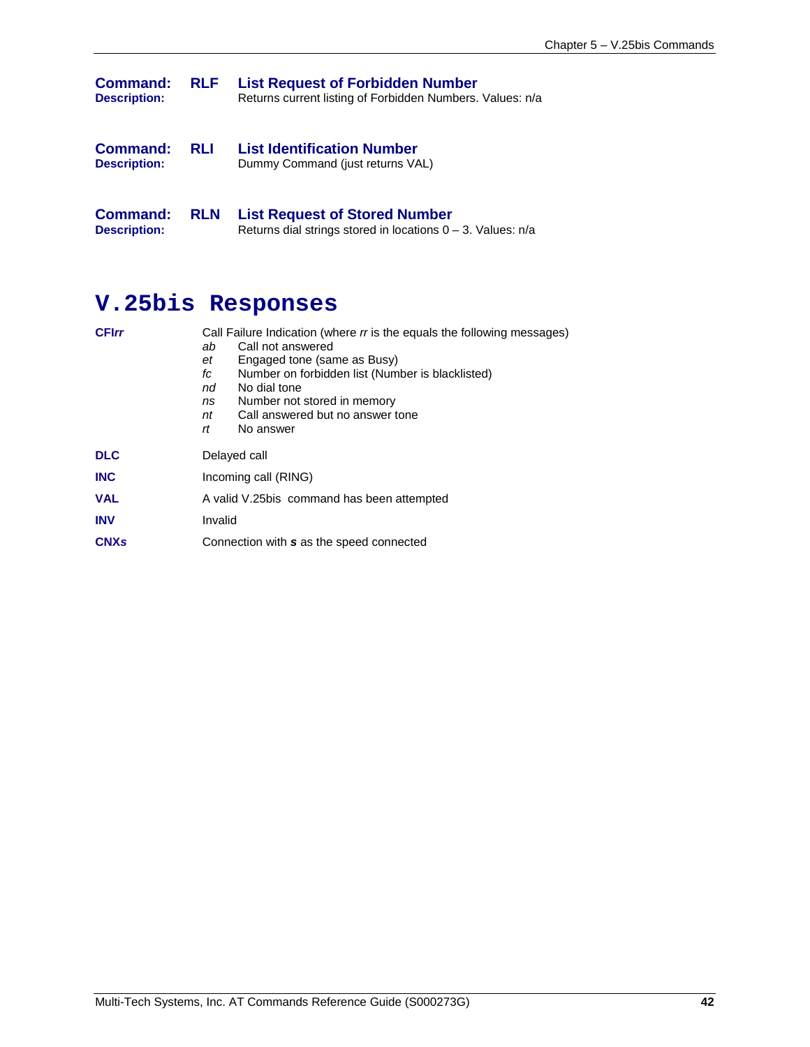**Command:** **RLF** **List Request of Forbidden Number**
**Description:** Returns current listing of Forbidden Numbers. Values: n/a

**Command:** **RLI** **List Identification Number**
**Description:** Dummy Command (just returns VAL)

**Command:** **RLN** **List Request of Stored Number**
**Description:** Returns dial strings stored in locations 0 – 3. Values: n/a

# V.25bis Responses

**CFI*rr*** Call Failure Indication (where *rr* is the equals the following messages)

- *ab* Call not answered
- *et* Engaged tone (same as Busy)
- *fc* Number on forbidden list (Number is blacklisted)
- *nd* No dial tone
- *ns* Number not stored in memory
- *nt* Call answered but no answer tone
- *rt* No answer

**DLC** Delayed call

**INC** Incoming call (RING)

**VAL** A valid V.25bis command has been attempted

**INV** Invalid

**CNX*s*** Connection with ***s*** as the speed connected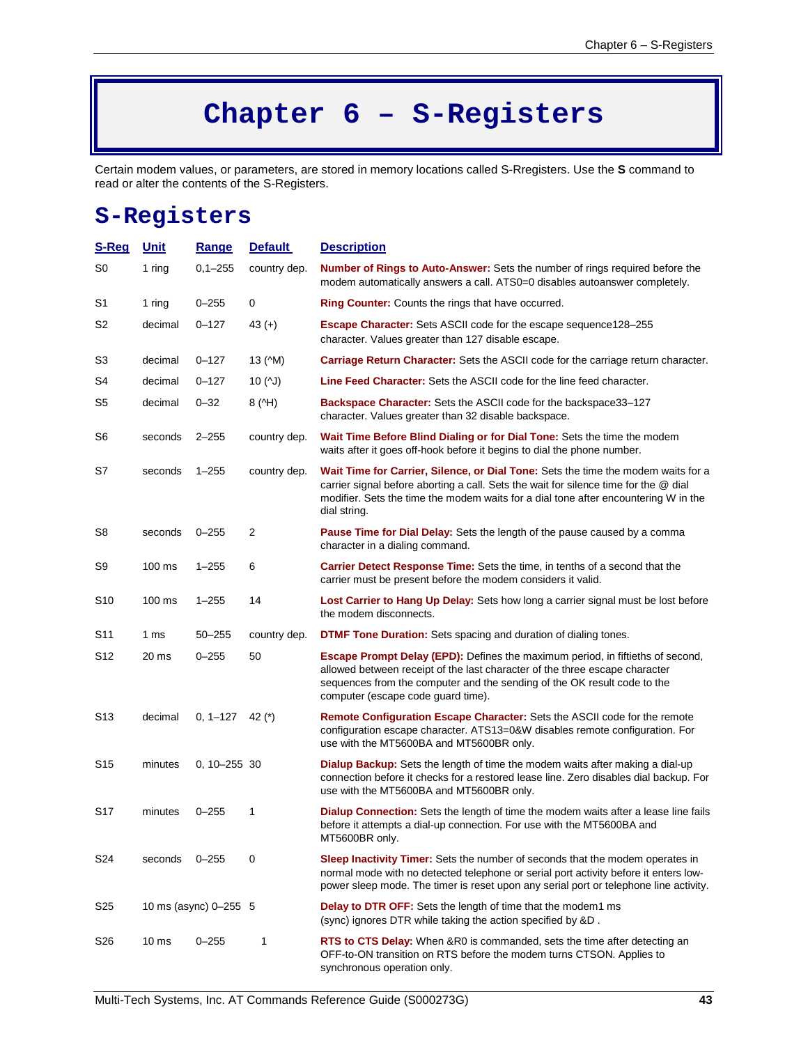# Chapter 6 – S-Registers

Certain modem values, or parameters, are stored in memory locations called S-Rregisters. Use the **S** command to read or alter the contents of the S-Registers.

## S-Registers

| S-Reg | Unit | Range | Default | Description |
|---|---|---|---|---|
| S0 | 1 ring | 0,1–255 | country dep. | **Number of Rings to Auto-Answer:** Sets the number of rings required before the modem automatically answers a call. ATS0=0 disables autoanswer completely. |
| S1 | 1 ring | 0–255 | 0 | **Ring Counter:** Counts the rings that have occurred. |
| S2 | decimal | 0–127 | 43 (+) | **Escape Character:** Sets ASCII code for the escape sequence128–255 character. Values greater than 127 disable escape. |
| S3 | decimal | 0–127 | 13 (^M) | **Carriage Return Character:** Sets the ASCII code for the carriage return character. |
| S4 | decimal | 0–127 | 10 (^J) | **Line Feed Character:** Sets the ASCII code for the line feed character. |
| S5 | decimal | 0–32 | 8 (^H) | **Backspace Character:** Sets the ASCII code for the backspace33–127 character. Values greater than 32 disable backspace. |
| S6 | seconds | 2–255 | country dep. | **Wait Time Before Blind Dialing or for Dial Tone:** Sets the time the modem waits after it goes off-hook before it begins to dial the phone number. |
| S7 | seconds | 1–255 | country dep. | **Wait Time for Carrier, Silence, or Dial Tone:** Sets the time the modem waits for a carrier signal before aborting a call. Sets the wait for silence time for the @ dial modifier. Sets the time the modem waits for a dial tone after encountering W in the dial string. |
| S8 | seconds | 0–255 | 2 | **Pause Time for Dial Delay:** Sets the length of the pause caused by a comma character in a dialing command. |
| S9 | 100 ms | 1–255 | 6 | **Carrier Detect Response Time:** Sets the time, in tenths of a second that the carrier must be present before the modem considers it valid. |
| S10 | 100 ms | 1–255 | 14 | **Lost Carrier to Hang Up Delay:** Sets how long a carrier signal must be lost before the modem disconnects. |
| S11 | 1 ms | 50–255 | country dep. | **DTMF Tone Duration:** Sets spacing and duration of dialing tones. |
| S12 | 20 ms | 0–255 | 50 | **Escape Prompt Delay (EPD):** Defines the maximum period, in fiftieths of second, allowed between receipt of the last character of the three escape character sequences from the computer and the sending of the OK result code to the computer (escape code guard time). |
| S13 | decimal | 0, 1–127 | 42 (*) | **Remote Configuration Escape Character:** Sets the ASCII code for the remote configuration escape character. ATS13=0&W disables remote configuration. For use with the MT5600BA and MT5600BR only. |
| S15 | minutes | 0, 10–255 | 30 | **Dialup Backup:** Sets the length of time the modem waits after making a dial-up connection before it checks for a restored lease line. Zero disables dial backup. For use with the MT5600BA and MT5600BR only. |
| S17 | minutes | 0–255 | 1 | **Dialup Connection:** Sets the length of time the modem waits after a lease line fails before it attempts a dial-up connection. For use with the MT5600BA and MT5600BR only. |
| S24 | seconds | 0–255 | 0 | **Sleep Inactivity Timer:** Sets the number of seconds that the modem operates in normal mode with no detected telephone or serial port activity before it enters low-power sleep mode. The timer is reset upon any serial port or telephone line activity. |
| S25 | 10 ms (async) | 0–255 | 5 | **Delay to DTR OFF:** Sets the length of time that the modem1 ms (sync) ignores DTR while taking the action specified by &D . |
| S26 | 10 ms | 0–255 | 1 | **RTS to CTS Delay:** When &R0 is commanded, sets the time after detecting an OFF-to-ON transition on RTS before the modem turns CTSON. Applies to synchronous operation only. |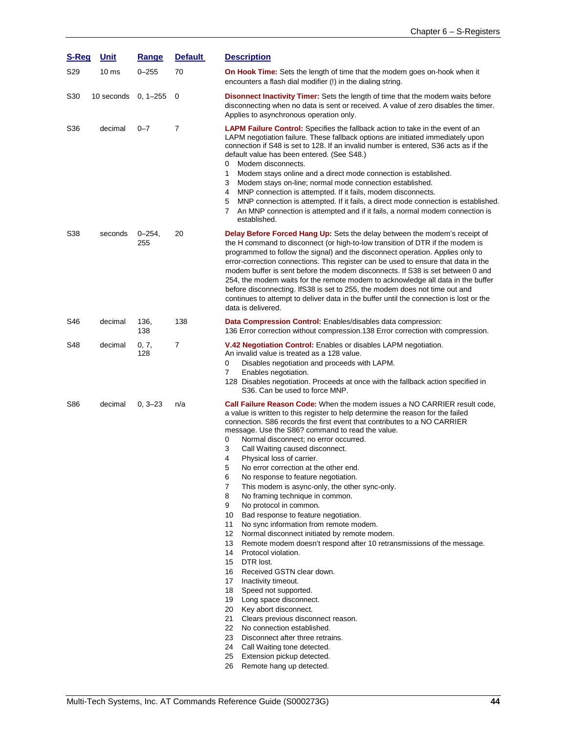| S-Reg | Unit | Range | Default | Description |
|---|---|---|---|---|
| S29 | 10 ms | 0–255 | 70 | **On Hook Time:** Sets the length of time that the modem goes on-hook when it encounters a flash dial modifier (!) in the dialing string. |
| S30 | 10 seconds | 0, 1–255 | 0 | **Disconnect Inactivity Timer:** Sets the length of time that the modem waits before disconnecting when no data is sent or received. A value of zero disables the timer. Applies to asynchronous operation only. |
| S36 | decimal | 0–7 | 7 | **LAPM Failure Control:** Specifies the fallback action to take in the event of an LAPM negotiation failure. These fallback options are initiated immediately upon connection if S48 is set to 128. If an invalid number is entered, S36 acts as if the default value has been entered. (See S48.)<br>0 Modem disconnects.<br>1 Modem stays online and a direct mode connection is established.<br>3 Modem stays on-line; normal mode connection established.<br>4 MNP connection is attempted. If it fails, modem disconnects.<br>5 MNP connection is attempted. If it fails, a direct mode connection is established.<br>7 An MNP connection is attempted and if it fails, a normal modem connection is established. |
| S38 | seconds | 0–254, 255 | 20 | **Delay Before Forced Hang Up:** Sets the delay between the modem's receipt of the H command to disconnect (or high-to-low transition of DTR if the modem is programmed to follow the signal) and the disconnect operation. Applies only to error-correction connections. This register can be used to ensure that data in the modem buffer is sent before the modem disconnects. If S38 is set between 0 and 254, the modem waits for the remote modem to acknowledge all data in the buffer before disconnecting. IfS38 is set to 255, the modem does not time out and continues to attempt to deliver data in the buffer until the connection is lost or the data is delivered. |
| S46 | decimal | 136, 138 | 138 | **Data Compression Control:** Enables/disables data compression:<br>136 Error correction without compression.138 Error correction with compression. |
| S48 | decimal | 0, 7, 128 | 7 | **V.42 Negotiation Control:** Enables or disables LAPM negotiation.<br>An invalid value is treated as a 128 value.<br>0 Disables negotiation and proceeds with LAPM.<br>7 Enables negotiation.<br>128 Disables negotiation. Proceeds at once with the fallback action specified in S36. Can be used to force MNP. |
| S86 | decimal | 0, 3–23 | n/a | **Call Failure Reason Code:** When the modem issues a NO CARRIER result code, a value is written to this register to help determine the reason for the failed connection. S86 records the first event that contributes to a NO CARRIER message. Use the S86? command to read the value.<br>0 Normal disconnect; no error occurred.<br>3 Call Waiting caused disconnect.<br>4 Physical loss of carrier.<br>5 No error correction at the other end.<br>6 No response to feature negotiation.<br>7 This modem is async-only, the other sync-only.<br>8 No framing technique in common.<br>9 No protocol in common.<br>10 Bad response to feature negotiation.<br>11 No sync information from remote modem.<br>12 Normal disconnect initiated by remote modem.<br>13 Remote modem doesn't respond after 10 retransmissions of the message.<br>14 Protocol violation.<br>15 DTR lost.<br>16 Received GSTN clear down.<br>17 Inactivity timeout.<br>18 Speed not supported.<br>19 Long space disconnect.<br>20 Key abort disconnect.<br>21 Clears previous disconnect reason.<br>22 No connection established.<br>23 Disconnect after three retrains.<br>24 Call Waiting tone detected.<br>25 Extension pickup detected.<br>26 Remote hang up detected. |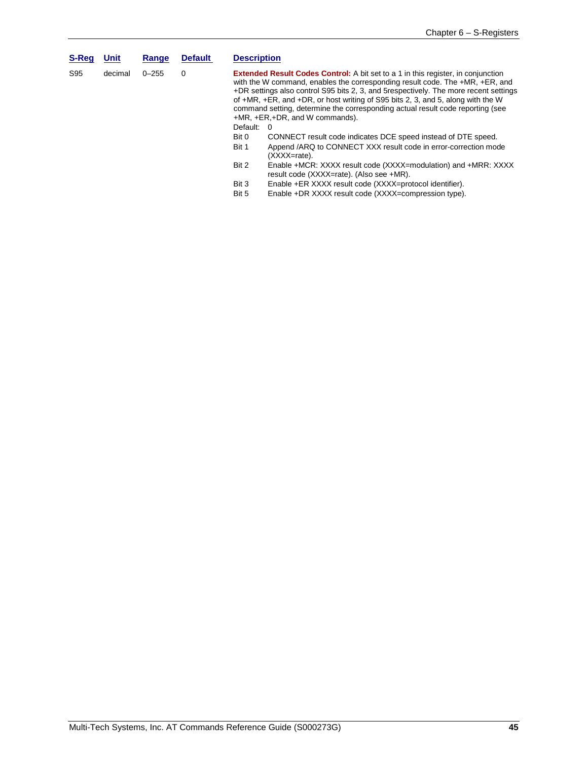| S-Reg | Unit | Range | Default | Description |
| --- | --- | --- | --- | --- |
| S95 | decimal | 0–255 | 0 | **Extended Result Codes Control:** A bit set to a 1 in this register, in conjunction with the W command, enables the corresponding result code. The +MR, +ER, and +DR settings also control S95 bits 2, 3, and 5respectively. The more recent settings of +MR, +ER, and +DR, or host writing of S95 bits 2, 3, and 5, along with the W command setting, determine the corresponding actual result code reporting (see +MR, +ER,+DR, and W commands).<br>Default: 0<br>Bit 0 CONNECT result code indicates DCE speed instead of DTE speed.<br>Bit 1 Append /ARQ to CONNECT XXX result code in error-correction mode (XXXX=rate).<br>Bit 2 Enable +MCR: XXXX result code (XXXX=modulation) and +MRR: XXXX result code (XXXX=rate). (Also see +MR).<br>Bit 3 Enable +ER XXXX result code (XXXX=protocol identifier).<br>Bit 5 Enable +DR XXXX result code (XXXX=compression type). |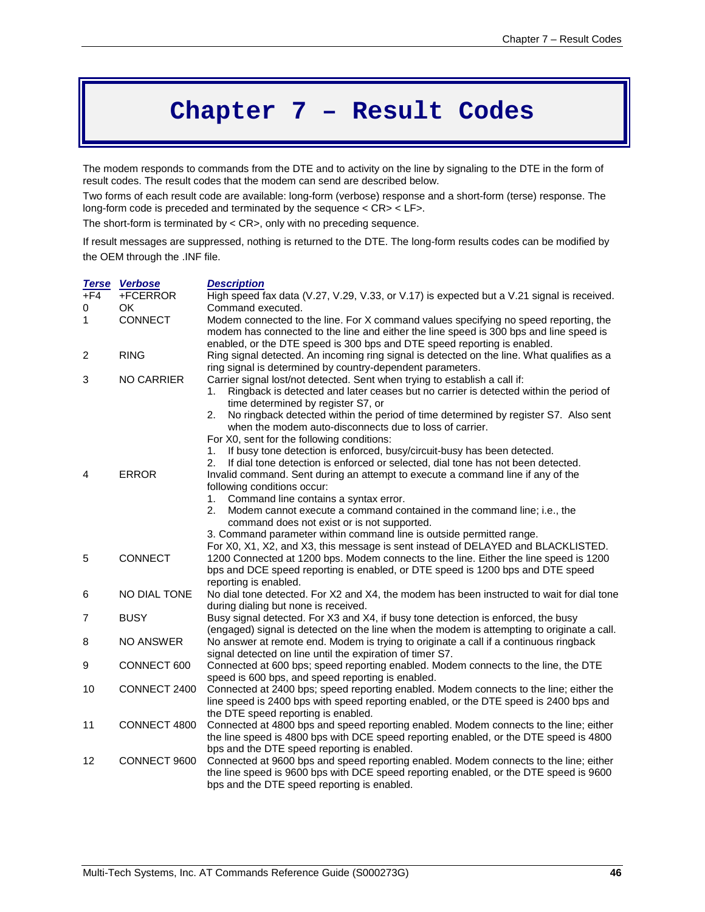# Chapter 7 – Result Codes

The modem responds to commands from the DTE and to activity on the line by signaling to the DTE in the form of result codes. The result codes that the modem can send are described below.

Two forms of each result code are available: long-form (verbose) response and a short-form (terse) response. The long-form code is preceded and terminated by the sequence < CR> < LF>.

The short-form is terminated by < CR>, only with no preceding sequence.

If result messages are suppressed, nothing is returned to the DTE. The long-form results codes can be modified by the OEM through the .INF file.

| Terse | Verbose | Description |
|---|---|---|
| +F4 | +FCERROR | High speed fax data (V.27, V.29, V.33, or V.17) is expected but a V.21 signal is received. |
| 0 | OK | Command executed. |
| 1 | CONNECT | Modem connected to the line. For X command values specifying no speed reporting, the modem has connected to the line and either the line speed is 300 bps and line speed is enabled, or the DTE speed is 300 bps and DTE speed reporting is enabled. |
| 2 | RING | Ring signal detected. An incoming ring signal is detected on the line. What qualifies as a ring signal is determined by country-dependent parameters. |
| 3 | NO CARRIER | Carrier signal lost/not detected. Sent when trying to establish a call if:<br>1. Ringback is detected and later ceases but no carrier is detected within the period of time determined by register S7, or<br>2. No ringback detected within the period of time determined by register S7. Also sent when the modem auto-disconnects due to loss of carrier.<br>For X0, sent for the following conditions:<br>1. If busy tone detection is enforced, busy/circuit-busy has been detected.<br>2. If dial tone detection is enforced or selected, dial tone has not been detected. |
| 4 | ERROR | Invalid command. Sent during an attempt to execute a command line if any of the following conditions occur:<br>1. Command line contains a syntax error.<br>2. Modem cannot execute a command contained in the command line; i.e., the command does not exist or is not supported.<br>3. Command parameter within command line is outside permitted range.<br>For X0, X1, X2, and X3, this message is sent instead of DELAYED and BLACKLISTED. |
| 5 | CONNECT | 1200 Connected at 1200 bps. Modem connects to the line. Either the line speed is 1200 bps and DCE speed reporting is enabled, or DTE speed is 1200 bps and DTE speed reporting is enabled. |
| 6 | NO DIAL TONE | No dial tone detected. For X2 and X4, the modem has been instructed to wait for dial tone during dialing but none is received. |
| 7 | BUSY | Busy signal detected. For X3 and X4, if busy tone detection is enforced, the busy (engaged) signal is detected on the line when the modem is attempting to originate a call. |
| 8 | NO ANSWER | No answer at remote end. Modem is trying to originate a call if a continuous ringback signal detected on line until the expiration of timer S7. |
| 9 | CONNECT 600 | Connected at 600 bps; speed reporting enabled. Modem connects to the line, the DTE speed is 600 bps, and speed reporting is enabled. |
| 10 | CONNECT 2400 | Connected at 2400 bps; speed reporting enabled. Modem connects to the line; either the line speed is 2400 bps with speed reporting enabled, or the DTE speed is 2400 bps and the DTE speed reporting is enabled. |
| 11 | CONNECT 4800 | Connected at 4800 bps and speed reporting enabled. Modem connects to the line; either the line speed is 4800 bps with DCE speed reporting enabled, or the DTE speed is 4800 bps and the DTE speed reporting is enabled. |
| 12 | CONNECT 9600 | Connected at 9600 bps and speed reporting enabled. Modem connects to the line; either the line speed is 9600 bps with DCE speed reporting enabled, or the DTE speed is 9600 bps and the DTE speed reporting is enabled. |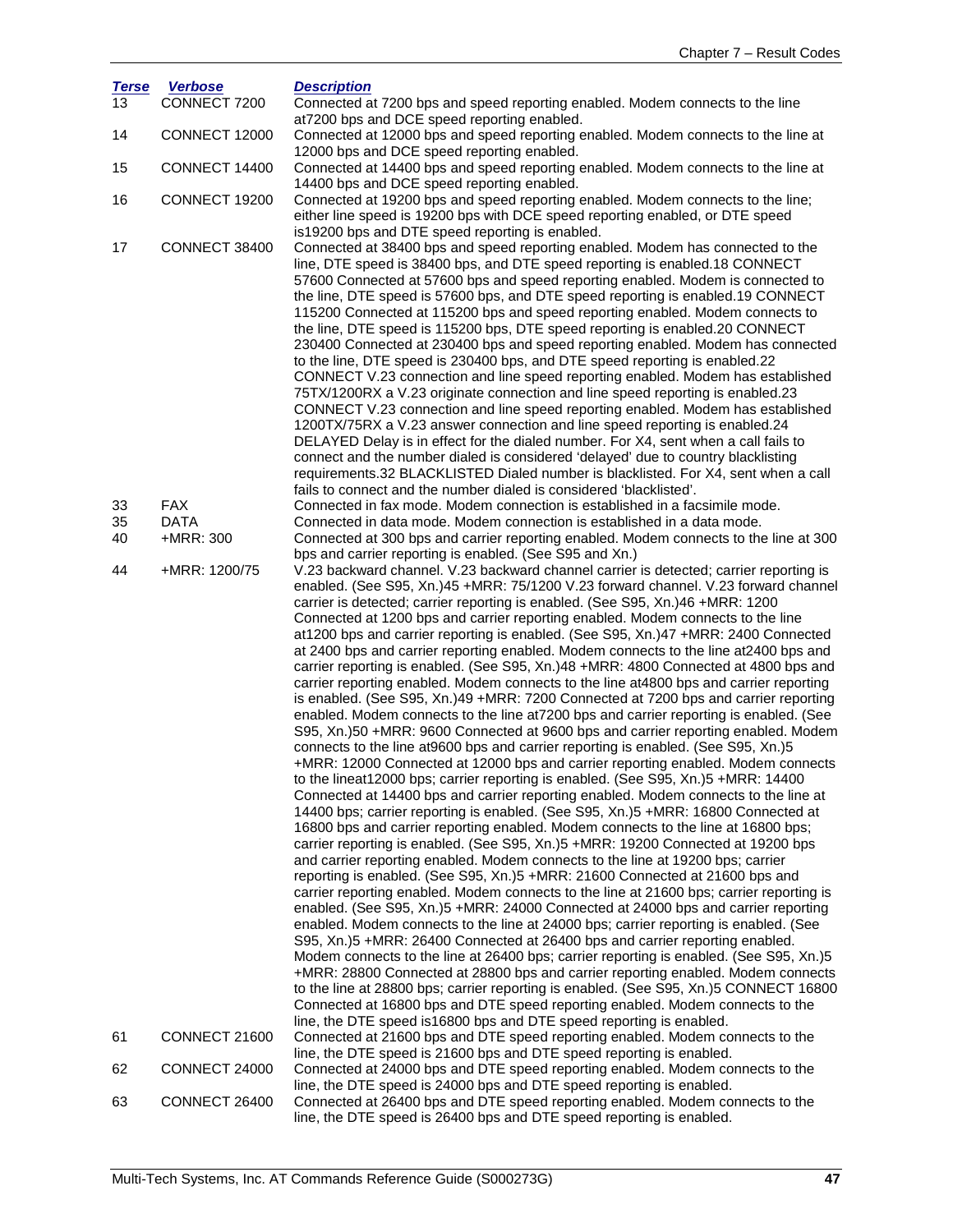| Terse | Verbose | Description |
|---|---|---|
| 13 | CONNECT 7200 | Connected at 7200 bps and speed reporting enabled. Modem connects to the line at7200 bps and DCE speed reporting enabled. |
| 14 | CONNECT 12000 | Connected at 12000 bps and speed reporting enabled. Modem connects to the line at 12000 bps and DCE speed reporting enabled. |
| 15 | CONNECT 14400 | Connected at 14400 bps and speed reporting enabled. Modem connects to the line at 14400 bps and DCE speed reporting enabled. |
| 16 | CONNECT 19200 | Connected at 19200 bps and speed reporting enabled. Modem connects to the line; either line speed is 19200 bps with DCE speed reporting enabled, or DTE speed is19200 bps and DTE speed reporting is enabled. |
| 17 | CONNECT 38400 | Connected at 38400 bps and speed reporting enabled. Modem has connected to the line, DTE speed is 38400 bps, and DTE speed reporting is enabled.18 CONNECT 57600 Connected at 57600 bps and speed reporting enabled. Modem is connected to the line, DTE speed is 57600 bps, and DTE speed reporting is enabled.19 CONNECT 115200 Connected at 115200 bps and speed reporting enabled. Modem connects to the line, DTE speed is 115200 bps, DTE speed reporting is enabled.20 CONNECT 230400 Connected at 230400 bps and speed reporting enabled. Modem has connected to the line, DTE speed is 230400 bps, and DTE speed reporting is enabled.22 CONNECT V.23 connection and line speed reporting enabled. Modem has established 75TX/1200RX a V.23 originate connection and line speed reporting is enabled.23 CONNECT V.23 connection and line speed reporting enabled. Modem has established 1200TX/75RX a V.23 answer connection and line speed reporting is enabled.24 DELAYED Delay is in effect for the dialed number. For X4, sent when a call fails to connect and the number dialed is considered 'delayed' due to country blacklisting requirements.32 BLACKLISTED Dialed number is blacklisted. For X4, sent when a call fails to connect and the number dialed is considered 'blacklisted'. |
| 33 | FAX | Connected in fax mode. Modem connection is established in a facsimile mode. |
| 35 | DATA | Connected in data mode. Modem connection is established in a data mode. |
| 40 | +MRR: 300 | Connected at 300 bps and carrier reporting is enabled. Modem connects to the line at 300 bps and carrier reporting is enabled. (See S95 and Xn.) |
| 44 | +MRR: 1200/75 | V.23 backward channel. V.23 backward channel carrier is detected; carrier reporting is enabled. (See S95, Xn.)45 +MRR: 75/1200 V.23 forward channel. V.23 forward channel carrier is detected; carrier reporting is enabled. (See S95, Xn.)46 +MRR: 1200 Connected at 1200 bps and carrier reporting enabled. Modem connects to the line at1200 bps and carrier reporting is enabled. (See S95, Xn.)47 +MRR: 2400 Connected at 2400 bps and carrier reporting enabled. Modem connects to the line at2400 bps and carrier reporting is enabled. (See S95, Xn.)48 +MRR: 4800 Connected at 4800 bps and carrier reporting enabled. Modem connects to the line at4800 bps and carrier reporting is enabled. (See S95, Xn.)49 +MRR: 7200 Connected at 7200 bps and carrier reporting enabled. Modem connects to the line at7200 bps and carrier reporting is enabled. (See S95, Xn.)50 +MRR: 9600 Connected at 9600 bps and carrier reporting enabled. Modem connects to the line at9600 bps and carrier reporting is enabled. (See S95, Xn.)5 +MRR: 12000 Connected at 12000 bps and carrier reporting enabled. Modem connects to the lineat12000 bps; carrier reporting is enabled. (See S95, Xn.)5 +MRR: 14400 Connected at 14400 bps and carrier reporting enabled. Modem connects to the line at 14400 bps; carrier reporting is enabled. (See S95, Xn.)5 +MRR: 16800 Connected at 16800 bps and carrier reporting enabled. Modem connects to the line at 16800 bps; carrier reporting is enabled. (See S95, Xn.)5 +MRR: 19200 Connected at 19200 bps and carrier reporting enabled. Modem connects to the line at 19200 bps; carrier reporting is enabled. (See S95, Xn.)5 +MRR: 21600 Connected at 21600 bps and carrier reporting enabled. Modem connects to the line at 21600 bps; carrier reporting is enabled. (See S95, Xn.)5 +MRR: 24000 Connected at 24000 bps and carrier reporting enabled. Modem connects to the line at 24000 bps; carrier reporting is enabled. (See S95, Xn.)5 +MRR: 26400 Connected at 26400 bps and carrier reporting enabled. Modem connects to the line at 26400 bps; carrier reporting is enabled. (See S95, Xn.)5 +MRR: 28800 Connected at 28800 bps and carrier reporting enabled. Modem connects to the line at 28800 bps; carrier reporting is enabled. (See S95, Xn.)5 CONNECT 16800 Connected at 16800 bps and DTE speed reporting enabled. Modem connects to the line, the DTE speed is16800 bps and DTE speed reporting is enabled. |
| 61 | CONNECT 21600 | Connected at 21600 bps and DTE speed reporting enabled. Modem connects to the line, the DTE speed is 21600 bps and DTE speed reporting is enabled. |
| 62 | CONNECT 24000 | Connected at 24000 bps and DTE speed reporting enabled. Modem connects to the line, the DTE speed is 24000 bps and DTE speed reporting is enabled. |
| 63 | CONNECT 26400 | Connected at 26400 bps and DTE speed reporting enabled. Modem connects to the line, the DTE speed is 26400 bps and DTE speed reporting is enabled. |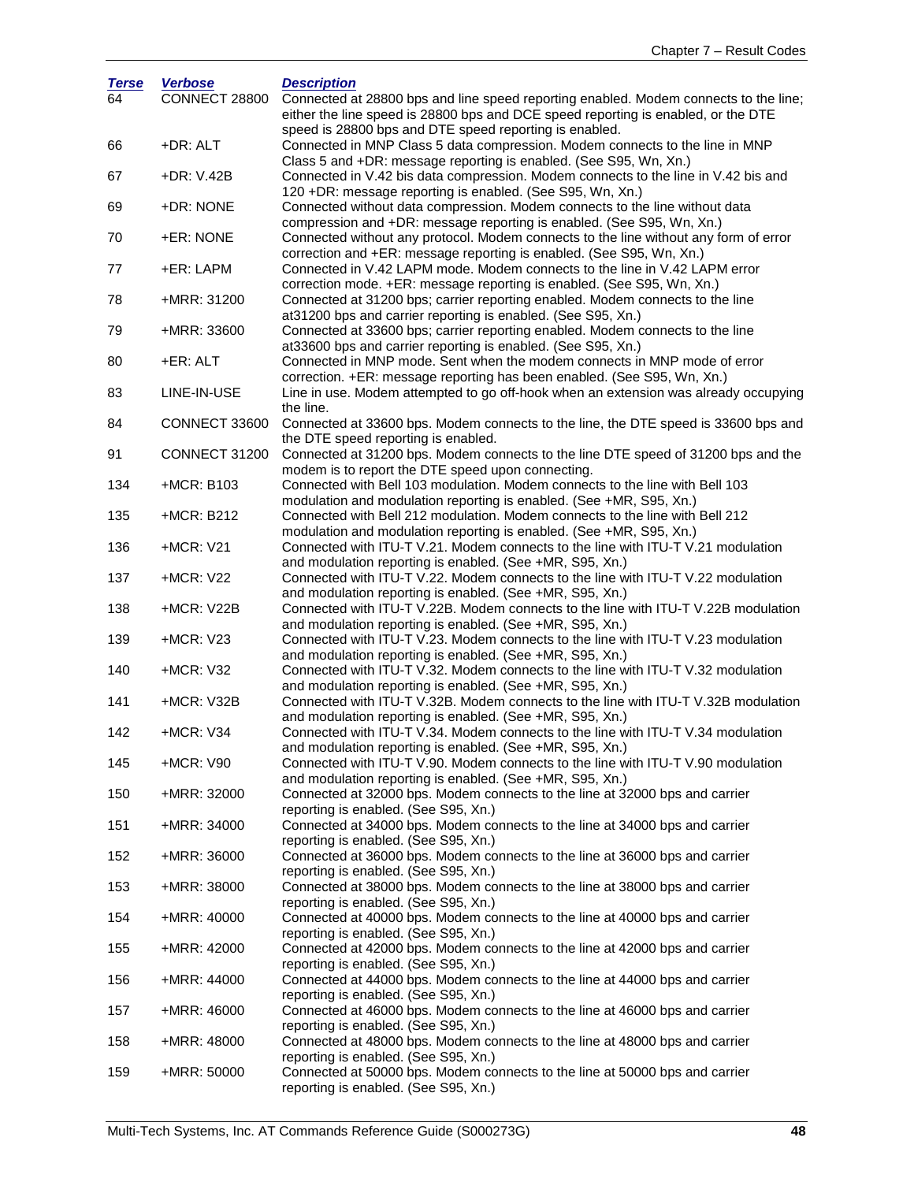| Terse | Verbose | Description |
|---|---|---|
| 64 | CONNECT 28800 | Connected at 28800 bps and line speed reporting enabled. Modem connects to the line; either the line speed is 28800 bps and DCE speed reporting is enabled, or the DTE speed is 28800 bps and DTE speed reporting is enabled. |
| 66 | +DR: ALT | Connected in MNP Class 5 data compression. Modem connects to the line in MNP Class 5 and +DR: message reporting is enabled. (See S95, Wn, Xn.) |
| 67 | +DR: V.42B | Connected in V.42 bis data compression. Modem connects to the line in V.42 bis and 120 +DR: message reporting is enabled. (See S95, Wn, Xn.) |
| 69 | +DR: NONE | Connected without data compression. Modem connects to the line without data compression and +DR: message reporting is enabled. (See S95, Wn, Xn.) |
| 70 | +ER: NONE | Connected without any protocol. Modem connects to the line without any form of error correction and +ER: message reporting is enabled. (See S95, Wn, Xn.) |
| 77 | +ER: LAPM | Connected in V.42 LAPM mode. Modem connects to the line in V.42 LAPM error correction mode. +ER: message reporting is enabled. (See S95, Wn, Xn.) |
| 78 | +MRR: 31200 | Connected at 31200 bps; carrier reporting enabled. Modem connects to the line at31200 bps and carrier reporting is enabled. (See S95, Xn.) |
| 79 | +MRR: 33600 | Connected at 33600 bps; carrier reporting enabled. Modem connects to the line at33600 bps and carrier reporting is enabled. (See S95, Xn.) |
| 80 | +ER: ALT | Connected in MNP mode. Sent when the modem connects in MNP mode of error correction. +ER: message reporting has been enabled. (See S95, Wn, Xn.) |
| 83 | LINE-IN-USE | Line in use. Modem attempted to go off-hook when an extension was already occupying the line. |
| 84 | CONNECT 33600 | Connected at 33600 bps. Modem connects to the line, the DTE speed is 33600 bps and the DTE speed reporting is enabled. |
| 91 | CONNECT 31200 | Connected at 31200 bps. Modem connects to the line DTE speed of 31200 bps and the modem is to report the DTE speed upon connecting. |
| 134 | +MCR: B103 | Connected with Bell 103 modulation. Modem connects to the line with Bell 103 modulation and modulation reporting is enabled. (See +MR, S95, Xn.) |
| 135 | +MCR: B212 | Connected with Bell 212 modulation. Modem connects to the line with Bell 212 modulation and modulation reporting is enabled. (See +MR, S95, Xn.) |
| 136 | +MCR: V21 | Connected with ITU-T V.21. Modem connects to the line with ITU-T V.21 modulation and modulation reporting is enabled. (See +MR, S95, Xn.) |
| 137 | +MCR: V22 | Connected with ITU-T V.22. Modem connects to the line with ITU-T V.22 modulation and modulation reporting is enabled. (See +MR, S95, Xn.) |
| 138 | +MCR: V22B | Connected with ITU-T V.22B. Modem connects to the line with ITU-T V.22B modulation and modulation reporting is enabled. (See +MR, S95, Xn.) |
| 139 | +MCR: V23 | Connected with ITU-T V.23. Modem connects to the line with ITU-T V.23 modulation and modulation reporting is enabled. (See +MR, S95, Xn.) |
| 140 | +MCR: V32 | Connected with ITU-T V.32. Modem connects to the line with ITU-T V.32 modulation and modulation reporting is enabled. (See +MR, S95, Xn.) |
| 141 | +MCR: V32B | Connected with ITU-T V.32B. Modem connects to the line with ITU-T V.32B modulation and modulation reporting is enabled. (See +MR, S95, Xn.) |
| 142 | +MCR: V34 | Connected with ITU-T V.34. Modem connects to the line with ITU-T V.34 modulation and modulation reporting is enabled. (See +MR, S95, Xn.) |
| 145 | +MCR: V90 | Connected with ITU-T V.90. Modem connects to the line with ITU-T V.90 modulation and modulation reporting is enabled. (See +MR, S95, Xn.) |
| 150 | +MRR: 32000 | Connected at 32000 bps. Modem connects to the line at 32000 bps and carrier reporting is enabled. (See S95, Xn.) |
| 151 | +MRR: 34000 | Connected at 34000 bps. Modem connects to the line at 34000 bps and carrier reporting is enabled. (See S95, Xn.) |
| 152 | +MRR: 36000 | Connected at 36000 bps. Modem connects to the line at 36000 bps and carrier reporting is enabled. (See S95, Xn.) |
| 153 | +MRR: 38000 | Connected at 38000 bps. Modem connects to the line at 38000 bps and carrier reporting is enabled. (See S95, Xn.) |
| 154 | +MRR: 40000 | Connected at 40000 bps. Modem connects to the line at 40000 bps and carrier reporting is enabled. (See S95, Xn.) |
| 155 | +MRR: 42000 | Connected at 42000 bps. Modem connects to the line at 42000 bps and carrier reporting is enabled. (See S95, Xn.) |
| 156 | +MRR: 44000 | Connected at 44000 bps. Modem connects to the line at 44000 bps and carrier reporting is enabled. (See S95, Xn.) |
| 157 | +MRR: 46000 | Connected at 46000 bps. Modem connects to the line at 46000 bps and carrier reporting is enabled. (See S95, Xn.) |
| 158 | +MRR: 48000 | Connected at 48000 bps. Modem connects to the line at 48000 bps and carrier reporting is enabled. (See S95, Xn.) |
| 159 | +MRR: 50000 | Connected at 50000 bps. Modem connects to the line at 50000 bps and carrier reporting is enabled. (See S95, Xn.) |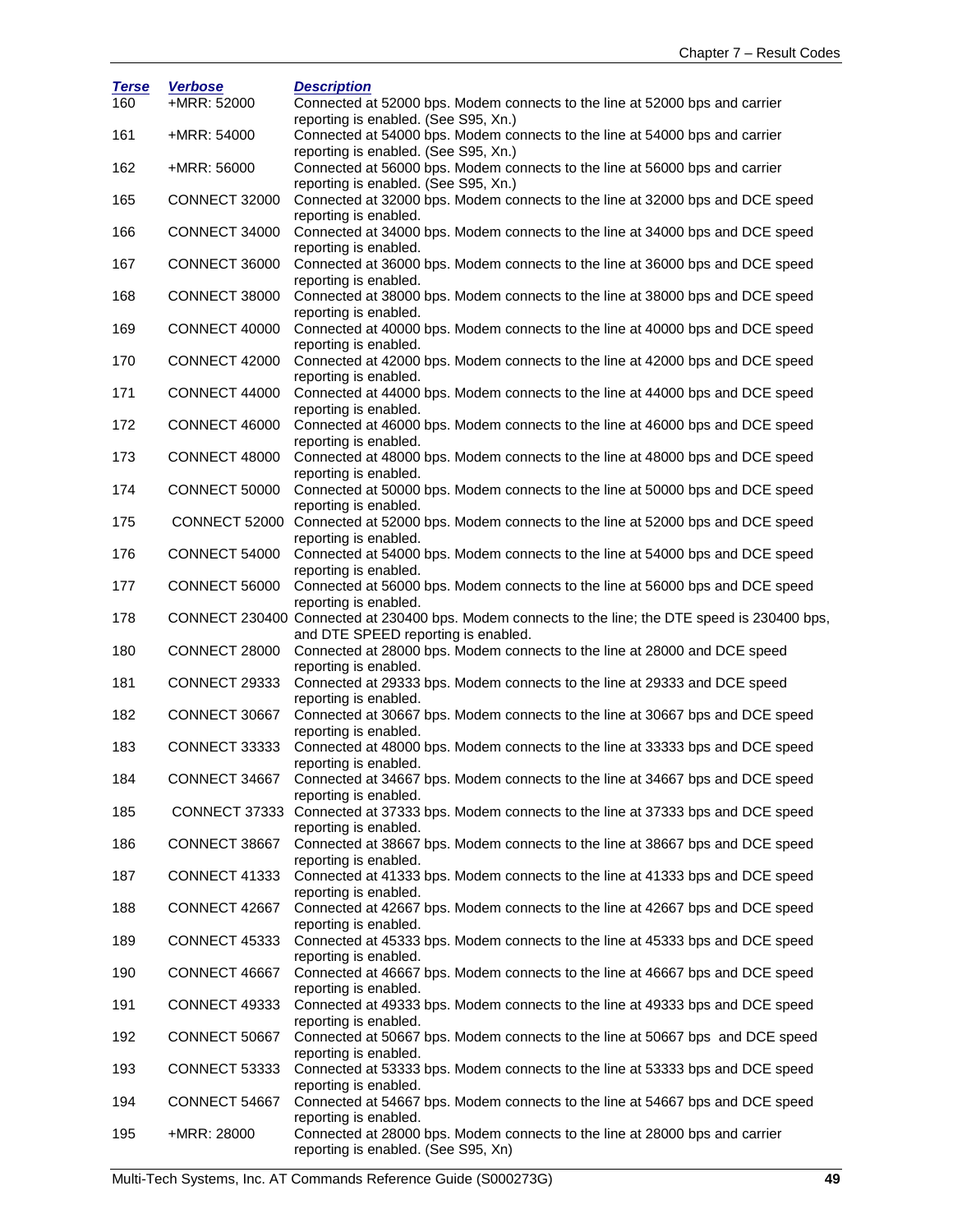| Terse | Verbose | Description |
|---|---|---|
| 160 | +MRR: 52000 | Connected at 52000 bps. Modem connects to the line at 52000 bps and carrier reporting is enabled. (See S95, Xn.) |
| 161 | +MRR: 54000 | Connected at 54000 bps. Modem connects to the line at 54000 bps and carrier reporting is enabled. (See S95, Xn.) |
| 162 | +MRR: 56000 | Connected at 56000 bps. Modem connects to the line at 56000 bps and carrier reporting is enabled. (See S95, Xn.) |
| 165 | CONNECT 32000 | Connected at 32000 bps. Modem connects to the line at 32000 bps and DCE speed reporting is enabled. |
| 166 | CONNECT 34000 | Connected at 34000 bps. Modem connects to the line at 34000 bps and DCE speed reporting is enabled. |
| 167 | CONNECT 36000 | Connected at 36000 bps. Modem connects to the line at 36000 bps and DCE speed reporting is enabled. |
| 168 | CONNECT 38000 | Connected at 38000 bps. Modem connects to the line at 38000 bps and DCE speed reporting is enabled. |
| 169 | CONNECT 40000 | Connected at 40000 bps. Modem connects to the line at 40000 bps and DCE speed reporting is enabled. |
| 170 | CONNECT 42000 | Connected at 42000 bps. Modem connects to the line at 42000 bps and DCE speed reporting is enabled. |
| 171 | CONNECT 44000 | Connected at 44000 bps. Modem connects to the line at 44000 bps and DCE speed reporting is enabled. |
| 172 | CONNECT 46000 | Connected at 46000 bps. Modem connects to the line at 46000 bps and DCE speed reporting is enabled. |
| 173 | CONNECT 48000 | Connected at 48000 bps. Modem connects to the line at 48000 bps and DCE speed reporting is enabled. |
| 174 | CONNECT 50000 | Connected at 50000 bps. Modem connects to the line at 50000 bps and DCE speed reporting is enabled. |
| 175 | CONNECT 52000 | Connected at 52000 bps. Modem connects to the line at 52000 bps and DCE speed reporting is enabled. |
| 176 | CONNECT 54000 | Connected at 54000 bps. Modem connects to the line at 54000 bps and DCE speed reporting is enabled. |
| 177 | CONNECT 56000 | Connected at 56000 bps. Modem connects to the line at 56000 bps and DCE speed reporting is enabled. |
| 178 | CONNECT 230400 | Connected at 230400 bps. Modem connects to the line; the DTE speed is 230400 bps, and DTE SPEED reporting is enabled. |
| 180 | CONNECT 28000 | Connected at 28000 bps. Modem connects to the line at 28000 and DCE speed reporting is enabled. |
| 181 | CONNECT 29333 | Connected at 29333 bps. Modem connects to the line at 29333 and DCE speed reporting is enabled. |
| 182 | CONNECT 30667 | Connected at 30667 bps. Modem connects to the line at 30667 bps and DCE speed reporting is enabled. |
| 183 | CONNECT 33333 | Connected at 48000 bps. Modem connects to the line at 33333 bps and DCE speed reporting is enabled. |
| 184 | CONNECT 34667 | Connected at 34667 bps. Modem connects to the line at 34667 bps and DCE speed reporting is enabled. |
| 185 | CONNECT 37333 | Connected at 37333 bps. Modem connects to the line at 37333 bps and DCE speed reporting is enabled. |
| 186 | CONNECT 38667 | Connected at 38667 bps. Modem connects to the line at 38667 bps and DCE speed reporting is enabled. |
| 187 | CONNECT 41333 | Connected at 41333 bps. Modem connects to the line at 41333 bps and DCE speed reporting is enabled. |
| 188 | CONNECT 42667 | Connected at 42667 bps. Modem connects to the line at 42667 bps and DCE speed reporting is enabled. |
| 189 | CONNECT 45333 | Connected at 45333 bps. Modem connects to the line at 45333 bps and DCE speed reporting is enabled. |
| 190 | CONNECT 46667 | Connected at 46667 bps. Modem connects to the line at 46667 bps and DCE speed reporting is enabled. |
| 191 | CONNECT 49333 | Connected at 49333 bps. Modem connects to the line at 49333 bps and DCE speed reporting is enabled. |
| 192 | CONNECT 50667 | Connected at 50667 bps. Modem connects to the line at 50667 bps and DCE speed reporting is enabled. |
| 193 | CONNECT 53333 | Connected at 53333 bps. Modem connects to the line at 53333 bps and DCE speed reporting is enabled. |
| 194 | CONNECT 54667 | Connected at 54667 bps. Modem connects to the line at 54667 bps and DCE speed reporting is enabled. |
| 195 | +MRR: 28000 | Connected at 28000 bps. Modem connects to the line at 28000 bps and carrier reporting is enabled. (See S95, Xn) |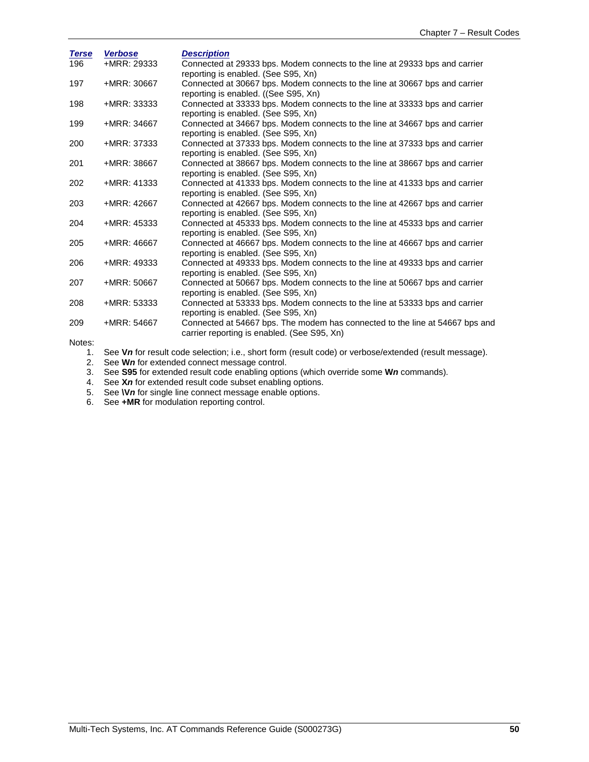| Terse | Verbose | Description |
| --- | --- | --- |
| 196 | +MRR: 29333 | Connected at 29333 bps. Modem connects to the line at 29333 bps and carrier reporting is enabled. (See S95, Xn) |
| 197 | +MRR: 30667 | Connected at 30667 bps. Modem connects to the line at 30667 bps and carrier reporting is enabled. ((See S95, Xn) |
| 198 | +MRR: 33333 | Connected at 33333 bps. Modem connects to the line at 33333 bps and carrier reporting is enabled. (See S95, Xn) |
| 199 | +MRR: 34667 | Connected at 34667 bps. Modem connects to the line at 34667 bps and carrier reporting is enabled. (See S95, Xn) |
| 200 | +MRR: 37333 | Connected at 37333 bps. Modem connects to the line at 37333 bps and carrier reporting is enabled. (See S95, Xn) |
| 201 | +MRR: 38667 | Connected at 38667 bps. Modem connects to the line at 38667 bps and carrier reporting is enabled. (See S95, Xn) |
| 202 | +MRR: 41333 | Connected at 41333 bps. Modem connects to the line at 41333 bps and carrier reporting is enabled. (See S95, Xn) |
| 203 | +MRR: 42667 | Connected at 42667 bps. Modem connects to the line at 42667 bps and carrier reporting is enabled. (See S95, Xn) |
| 204 | +MRR: 45333 | Connected at 45333 bps. Modem connects to the line at 45333 bps and carrier reporting is enabled. (See S95, Xn) |
| 205 | +MRR: 46667 | Connected at 46667 bps. Modem connects to the line at 46667 bps and carrier reporting is enabled. (See S95, Xn) |
| 206 | +MRR: 49333 | Connected at 49333 bps. Modem connects to the line at 49333 bps and carrier reporting is enabled. (See S95, Xn) |
| 207 | +MRR: 50667 | Connected at 50667 bps. Modem connects to the line at 50667 bps and carrier reporting is enabled. (See S95, Xn) |
| 208 | +MRR: 53333 | Connected at 53333 bps. Modem connects to the line at 53333 bps and carrier reporting is enabled. (See S95, Xn) |
| 209 | +MRR: 54667 | Connected at 54667 bps. The modem has connected to the line at 54667 bps and carrier reporting is enabled. (See S95, Xn) |

Notes:

1. See **V*n*** for result code selection; i.e., short form (result code) or verbose/extended (result message).
2. See **W*n*** for extended connect message control.
3. See **S95** for extended result code enabling options (which override some **W*n*** commands).
4. See **X*n*** for extended result code subset enabling options.
5. See **\V*n*** for single line connect message enable options.
6. See **+MR** for modulation reporting control.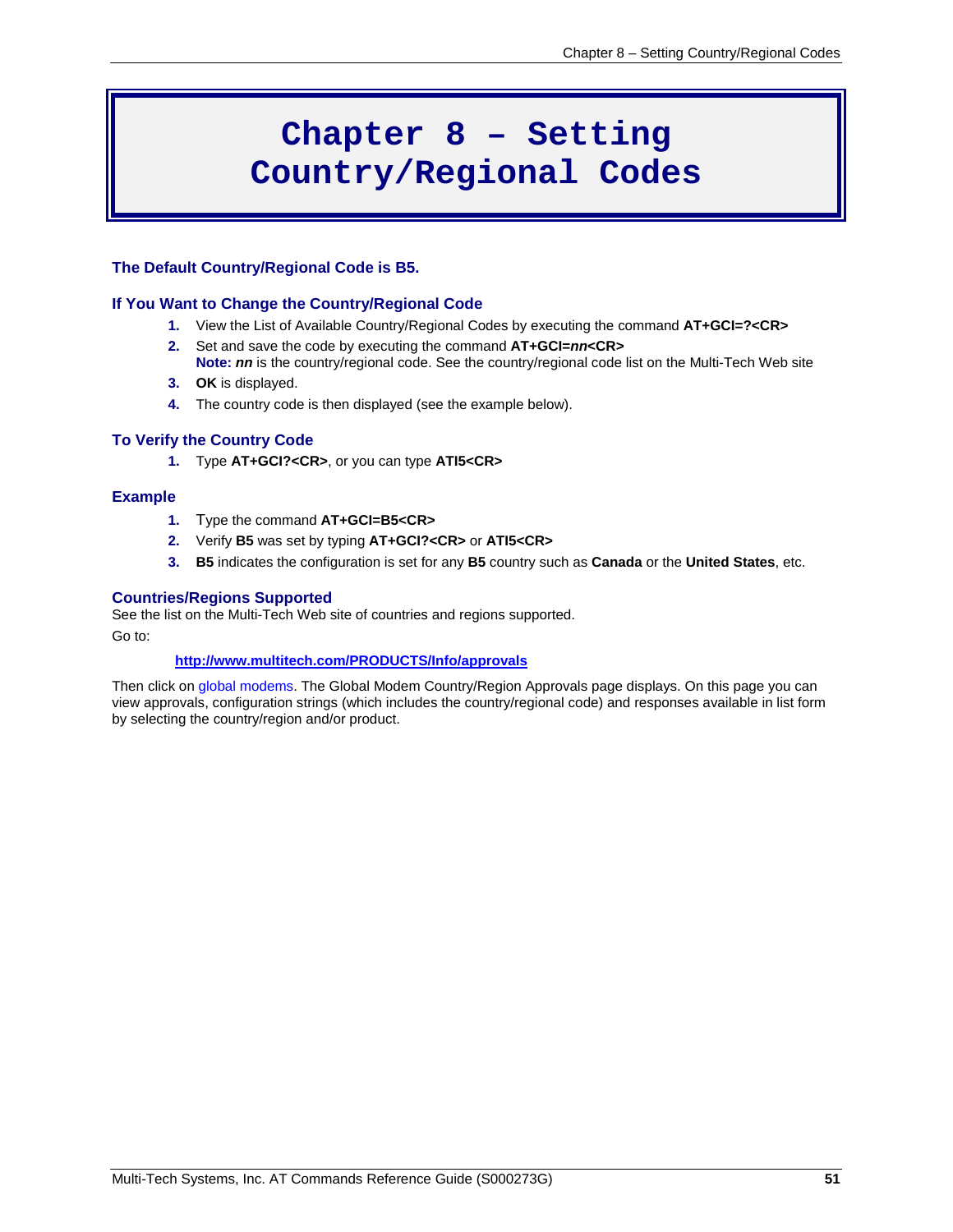# Chapter 8 – Setting Country/Regional Codes

### The Default Country/Regional Code is B5.

### If You Want to Change the Country/Regional Code

1. View the List of Available Country/Regional Codes by executing the command **AT+GCI=?<CR>**
2. Set and save the code by executing the command **AT+GCI=*nn*<CR>**
   **Note:** ***nn*** is the country/regional code. See the country/regional code list on the Multi-Tech Web site
3. **OK** is displayed.
4. The country code is then displayed (see the example below).

### To Verify the Country Code

1. Type **AT+GCI?<CR>**, or you can type **ATI5<CR>**

### Example

1. Type the command **AT+GCI=B5<CR>**
2. Verify **B5** was set by typing **AT+GCI?<CR>** or **ATI5<CR>**
3. **B5** indicates the configuration is set for any **B5** country such as **Canada** or the **United States**, etc.

### Countries/Regions Supported

See the list on the Multi-Tech Web site of countries and regions supported.

Go to:

**http://www.multitech.com/PRODUCTS/Info/approvals**

Then click on global modems. The Global Modem Country/Region Approvals page displays. On this page you can view approvals, configuration strings (which includes the country/regional code) and responses available in list form by selecting the country/region and/or product.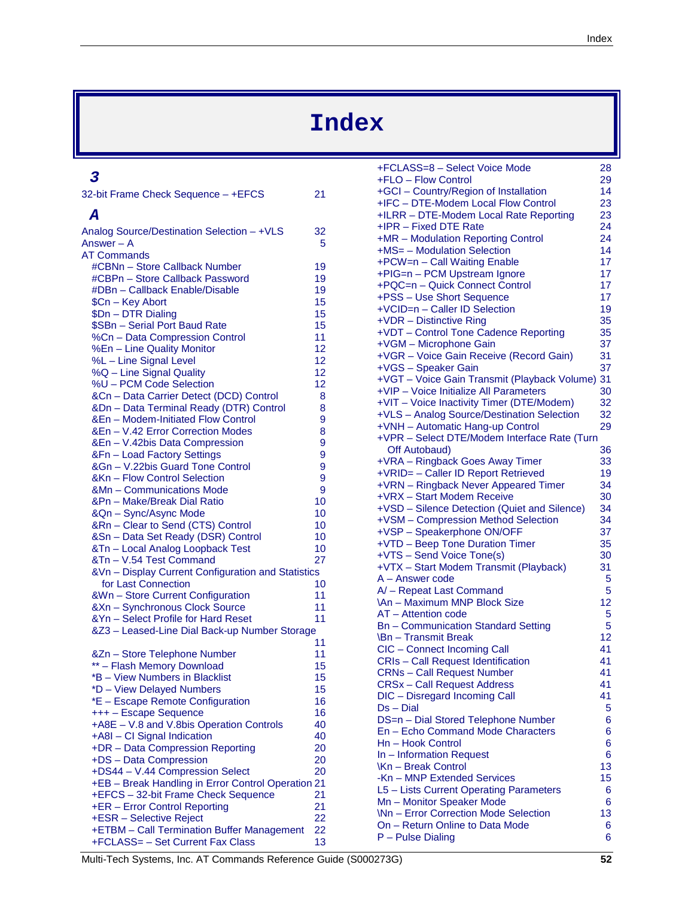# Index

### *3*

32-bit Frame Check Sequence – +EFCS 21

### *A*

Analog Source/Destination Selection – +VLS 32
Answer – A 5
AT Commands
- #CBNn – Store Callback Number 19
- #CBPn – Store Callback Password 19
- #DBn – Callback Enable/Disable 19
- $Cn – Key Abort 15
- $Dn – DTR Dialing 15
- $SBn – Serial Port Baud Rate 15
- %Cn – Data Compression Control 11
- %En – Line Quality Monitor 12
- %L – Line Signal Level 12
- %Q – Line Signal Quality 12
- %U – PCM Code Selection 12
- &Cn – Data Carrier Detect (DCD) Control 8
- &Dn – Data Terminal Ready (DTR) Control 8
- &En – Modem-Initiated Flow Control 9
- &En – V.42 Error Correction Modes 8
- &En – V.42bis Data Compression 9
- &Fn – Load Factory Settings 9
- &Gn – V.22bis Guard Tone Control 9
- &Kn – Flow Control Selection 9
- &Mn – Communications Mode 9
- &Pn – Make/Break Dial Ratio 10
- &Qn – Sync/Async Mode 10
- &Rn – Clear to Send (CTS) Control 10
- &Sn – Data Set Ready (DSR) Control 10
- &Tn – Local Analog Loopback Test 10
- &Tn – V.54 Test Command 27
- &Vn – Display Current Configuration and Statistics for Last Connection 10
- &Wn – Store Current Configuration 11
- &Xn – Synchronous Clock Source 11
- &Yn – Select Profile for Hard Reset 11
- &Z3 – Leased-Line Dial Back-up Number Storage 11
- &Zn – Store Telephone Number 11
- ** – Flash Memory Download 15
- *B – View Numbers in Blacklist 15
- *D – View Delayed Numbers 15
- *E – Escape Remote Configuration 16
- +++ – Escape Sequence 16
- +A8E – V.8 and V.8bis Operation Controls 40
- +A8I – CI Signal Indication 40
- +DR – Data Compression Reporting 20
- +DS – Data Compression 20
- +DS44 – V.44 Compression Select 20
- +EB – Break Handling in Error Control Operation 21
- +EFCS – 32-bit Frame Check Sequence 21
- +ER – Error Control Reporting 21
- +ESR – Selective Reject 22
- +ETBM – Call Termination Buffer Management 22
- +FCLASS= – Set Current Fax Class 13
- +FCLASS=8 – Select Voice Mode 28
- +FLO – Flow Control 29
- +GCI – Country/Region of Installation 14
- +IFC – DTE-Modem Local Flow Control 23
- +ILRR – DTE-Modem Local Rate Reporting 23
- +IPR – Fixed DTE Rate 24
- +MR – Modulation Reporting Control 24
- +MS= – Modulation Selection 14
- +PCW=n – Call Waiting Enable 17
- +PIG=n – PCM Upstream Ignore 17
- +PQC=n – Quick Connect Control 17
- +PSS – Use Short Sequence 17
- +VCID=n – Caller ID Selection 19
- +VDR – Distinctive Ring 35
- +VDT – Control Tone Cadence Reporting 35
- +VGM – Microphone Gain 37
- +VGR – Voice Gain Receive (Record Gain) 31
- +VGS – Speaker Gain 37
- +VGT – Voice Gain Transmit (Playback Volume) 31
- +VIP – Voice Initialize All Parameters 30
- +VIT – Voice Inactivity Timer (DTE/Modem) 32
- +VLS – Analog Source/Destination Selection 32
- +VNH – Automatic Hang-up Control 29
- +VPR – Select DTE/Modem Interface Rate (Turn Off Autobaud) 36
- +VRA – Ringback Goes Away Timer 33
- +VRID= – Caller ID Report Retrieved 19
- +VRN – Ringback Never Appeared Timer 34
- +VRX – Start Modem Receive 30
- +VSD – Silence Detection (Quiet and Silence) 34
- +VSM – Compression Method Selection 34
- +VSP – Speakerphone ON/OFF 37
- +VTD – Beep Tone Duration Timer 35
- +VTS – Send Voice Tone(s) 30
- +VTX – Start Modem Transmit (Playback) 31
- A – Answer code 5
- A/ – Repeat Last Command 5
- \An – Maximum MNP Block Size 12
- AT – Attention code 5
- Bn – Communication Standard Setting 5
- \Bn – Transmit Break 12
- CIC – Connect Incoming Call 41
- CRIs – Call Request Identification 41
- CRNs – Call Request Number 41
- CRSx – Call Request Address 41
- DIC – Disregard Incoming Call 41
- Ds – Dial 5
- DS=n – Dial Stored Telephone Number 6
- En – Echo Command Mode Characters 6
- Hn – Hook Control 6
- In – Information Request 6
- \Kn – Break Control 13
- -Kn – MNP Extended Services 15
- L5 – Lists Current Operating Parameters 6
- Mn – Monitor Speaker Mode 6
- \Nn – Error Correction Mode Selection 13
- On – Return Online to Data Mode 6
- P – Pulse Dialing 6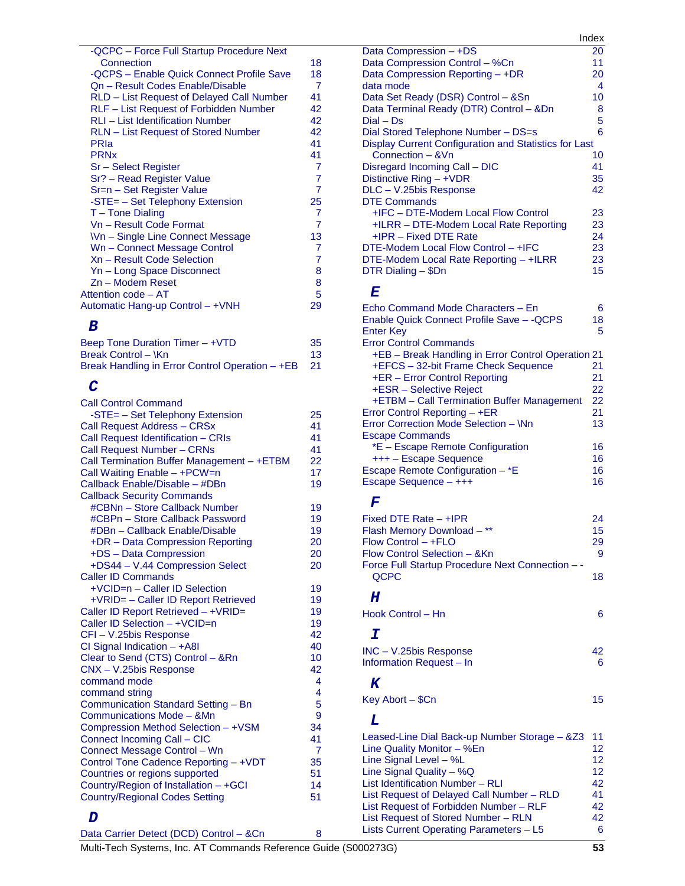-QCPC – Force Full Startup Procedure Next Connection 18
-QCPS – Enable Quick Connect Profile Save 18
Qn – Result Codes Enable/Disable 7
RLD – List Request of Delayed Call Number 41
RLF – List Request of Forbidden Number 42
RLI – List Identification Number 42
RLN – List Request of Stored Number 42
PRIa 41
PRNx 41
Sr – Select Register 7
Sr? – Read Register Value 7
Sr=n – Set Register Value 7
-STE= – Set Telephony Extension 25
T – Tone Dialing 7
Vn – Result Code Format 7
\Vn – Single Line Connect Message 13
Wn – Connect Message Control 7
Xn – Result Code Selection 7
Yn – Long Space Disconnect 8
Zn – Modem Reset 8

Attention code – AT 5
Automatic Hang-up Control – +VNH 29

## B

Beep Tone Duration Timer – +VTD 35
Break Control – \Kn 13
Break Handling in Error Control Operation – +EB 21

## C

Call Control Command
  -STE= – Set Telephony Extension 25
Call Request Address – CRSx 41
Call Request Identification – CRIs 41
Call Request Number – CRNs 41
Call Termination Buffer Management – +ETBM 22
Call Waiting Enable – +PCW=n 17
Callback Enable/Disable – #DBn 19
Callback Security Commands
  #CBNn – Store Callback Number 19
  #CBPn – Store Callback Password 19
  #DBn – Callback Enable/Disable 19
  +DR – Data Compression Reporting 20
  +DS – Data Compression 20
  +DS44 – V.44 Compression Select 20
Caller ID Commands
  +VCID=n – Caller ID Selection 19
  +VRID= – Caller ID Report Retrieved 19
Caller ID Report Retrieved – +VRID= 19
Caller ID Selection – +VCID=n 19
CFI – V.25bis Response 42
CI Signal Indication – +A8I 40
Clear to Send (CTS) Control – &Rn 10
CNX – V.25bis Response 42
command mode 4
command string 4
Communication Standard Setting – Bn 5
Communications Mode – &Mn 9
Compression Method Selection – +VSM 34
Connect Incoming Call – CIC 41
Connect Message Control – Wn 7
Control Tone Cadence Reporting – +VDT 35
Countries or regions supported 51
Country/Region of Installation – +GCI 14
Country/Regional Codes Setting 51

## D

Data Carrier Detect (DCD) Control – &Cn 8
Data Compression – +DS 20
Data Compression Control – %Cn 11
Data Compression Reporting – +DR 20
data mode 4
Data Set Ready (DSR) Control – &Sn 10
Data Terminal Ready (DTR) Control – &Dn 8
Dial – Ds 5
Dial Stored Telephone Number – DS=s 6
Display Current Configuration and Statistics for Last Connection – &Vn 10
Disregard Incoming Call – DIC 41
Distinctive Ring – +VDR 35
DLC – V.25bis Response 42
DTE Commands
  +IFC – DTE-Modem Local Flow Control 23
  +ILRR – DTE-Modem Local Rate Reporting 23
  +IPR – Fixed DTE Rate 24
DTE-Modem Local Flow Control – +IFC 23
DTE-Modem Local Rate Reporting – +ILRR 23
DTR Dialing – $Dn 15

## E

Echo Command Mode Characters – En 6
Enable Quick Connect Profile Save – -QCPS 18
Enter Key 5
Error Control Commands
  +EB – Break Handling in Error Control Operation 21
  +EFCS – 32-bit Frame Check Sequence 21
  +ER – Error Control Reporting 21
  +ESR – Selective Reject 22
  +ETBM – Call Termination Buffer Management 22
Error Control Reporting – +ER 21
Error Correction Mode Selection – \Nn 13
Escape Commands
  *E – Escape Remote Configuration 16
  +++ – Escape Sequence 16
Escape Remote Configuration – *E 16
Escape Sequence – +++ 16

## F

Fixed DTE Rate – +IPR 24
Flash Memory Download – ** 15
Flow Control – +FLO 29
Flow Control Selection – &Kn 9
Force Full Startup Procedure Next Connection – -QCPC 18

## H

Hook Control – Hn 6

## I

INC – V.25bis Response 42
Information Request – In 6

## K

Key Abort – $Cn 15

## L

Leased-Line Dial Back-up Number Storage – &Z3 11
Line Quality Monitor – %En 12
Line Signal Level – %L 12
Line Signal Quality – %Q 12
List Identification Number – RLI 42
List Request of Delayed Call Number – RLD 41
List Request of Forbidden Number – RLF 42
List Request of Stored Number – RLN 42
Lists Current Operating Parameters – L5 6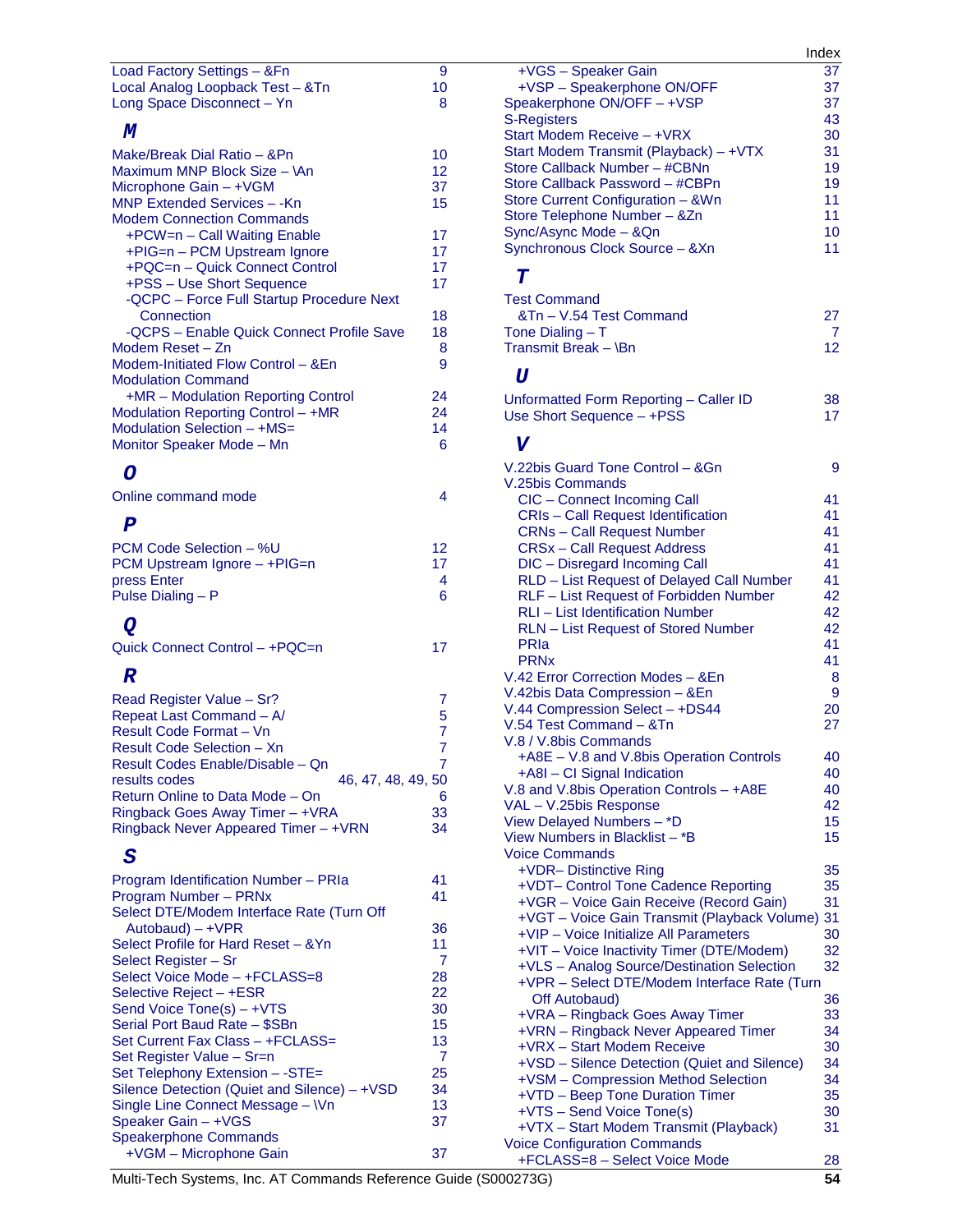Load Factory Settings – &Fn 9
Local Analog Loopback Test – &Tn 10
Long Space Disconnect – Yn 8

## M

Make/Break Dial Ratio – &Pn 10
Maximum MNP Block Size – \An 12
Microphone Gain – +VGM 37
MNP Extended Services – -Kn 15
Modem Connection Commands
- +PCW=n – Call Waiting Enable 17
- +PIG=n – PCM Upstream Ignore 17
- +PQC=n – Quick Connect Control 17
- +PSS – Use Short Sequence 17
- -QCPC – Force Full Startup Procedure Next Connection 18
- -QCPS – Enable Quick Connect Profile Save 18

Modem Reset – Zn 8
Modem-Initiated Flow Control – &En 9
Modulation Command
- +MR – Modulation Reporting Control 24

Modulation Reporting Control – +MR 24
Modulation Selection – +MS= 14
Monitor Speaker Mode – Mn 6

## O

Online command mode 4

## P

PCM Code Selection – %U 12
PCM Upstream Ignore – +PIG=n 17
press Enter 4
Pulse Dialing – P 6

## Q

Quick Connect Control – +PQC=n 17

## R

Read Register Value – Sr? 7
Repeat Last Command – A/ 5
Result Code Format – Vn 7
Result Code Selection – Xn 7
Result Codes Enable/Disable – Qn 7
results codes 46, 47, 48, 49, 50
Return Online to Data Mode – On 6
Ringback Goes Away Timer – +VRA 33
Ringback Never Appeared Timer – +VRN 34

## S

Program Identification Number – PRIa 41
Program Number – PRNx 41
Select DTE/Modem Interface Rate (Turn Off Autobaud) – +VPR 36
Select Profile for Hard Reset – &Yn 11
Select Register – Sr 7
Select Voice Mode – +FCLASS=8 28
Selective Reject – +ESR 22
Send Voice Tone(s) – +VTS 30
Serial Port Baud Rate – $SBn 15
Set Current Fax Class – +FCLASS= 13
Set Register Value – Sr=n 7
Set Telephony Extension – -STE= 25
Silence Detection (Quiet and Silence) – +VSD 34
Single Line Connect Message – \Vn 13
Speaker Gain – +VGS 37
Speakerphone Commands
- +VGM – Microphone Gain 37
- +VGS – Speaker Gain 37
- +VSP – Speakerphone ON/OFF 37

Speakerphone ON/OFF – +VSP 37
S-Registers 43
Start Modem Receive – +VRX 30
Start Modem Transmit (Playback) – +VTX 31
Store Callback Number – #CBNn 19
Store Callback Password – #CBPn 19
Store Current Configuration – &Wn 11
Store Telephone Number – &Zn 11
Sync/Async Mode – &Qn 10
Synchronous Clock Source – &Xn 11

## T

Test Command
- &Tn – V.54 Test Command 27

Tone Dialing – T 7
Transmit Break – \Bn 12

## U

Unformatted Form Reporting – Caller ID 38
Use Short Sequence – +PSS 17

## V

V.22bis Guard Tone Control – &Gn 9
V.25bis Commands
- CIC – Connect Incoming Call 41
- CRIs – Call Request Identification 41
- CRNs – Call Request Number 41
- CRSx – Call Request Address 41
- DIC – Disregard Incoming Call 41
- RLD – List Request of Delayed Call Number 41
- RLF – List Request of Forbidden Number 42
- RLI – List Identification Number 42
- RLN – List Request of Stored Number 42
- PRIa 41
- PRNx 41

V.42 Error Correction Modes – &En 8
V.42bis Data Compression – &En 9
V.44 Compression Select – +DS44 20
V.54 Test Command – &Tn 27
V.8 / V.8bis Commands
- +A8E – V.8 and V.8bis Operation Controls 40
- +A8I – CI Signal Indication 40

V.8 and V.8bis Operation Controls – +A8E 40
VAL – V.25bis Response 42
View Delayed Numbers – *D 15
View Numbers in Blacklist – *B 15
Voice Commands
- +VDR– Distinctive Ring 35
- +VDT– Control Tone Cadence Reporting 35
- +VGR – Voice Gain Receive (Record Gain) 31
- +VGT – Voice Gain Transmit (Playback Volume) 31
- +VIP – Voice Initialize All Parameters 30
- +VIT – Voice Inactivity Timer (DTE/Modem) 32
- +VLS – Analog Source/Destination Selection 32
- +VPR – Select DTE/Modem Interface Rate (Turn Off Autobaud) 36
- +VRA – Ringback Goes Away Timer 33
- +VRN – Ringback Never Appeared Timer 34
- +VRX – Start Modem Receive 30
- +VSD – Silence Detection (Quiet and Silence) 34
- +VSM – Compression Method Selection 34
- +VTD – Beep Tone Duration Timer 35
- +VTS – Send Voice Tone(s) 30
- +VTX – Start Modem Transmit (Playback) 31

Voice Configuration Commands
- +FCLASS=8 – Select Voice Mode 28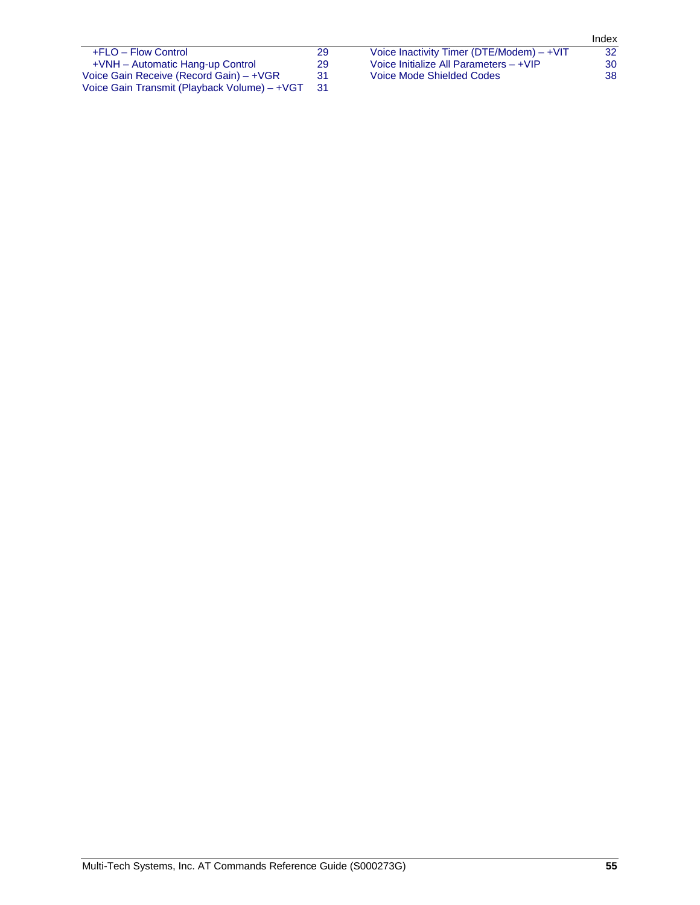+FLO – Flow Control 29
+VNH – Automatic Hang-up Control 29
Voice Gain Receive (Record Gain) – +VGR 31
Voice Gain Transmit (Playback Volume) – +VGT 31
Voice Inactivity Timer (DTE/Modem) – +VIT 32
Voice Initialize All Parameters – +VIP 30
Voice Mode Shielded Codes 38